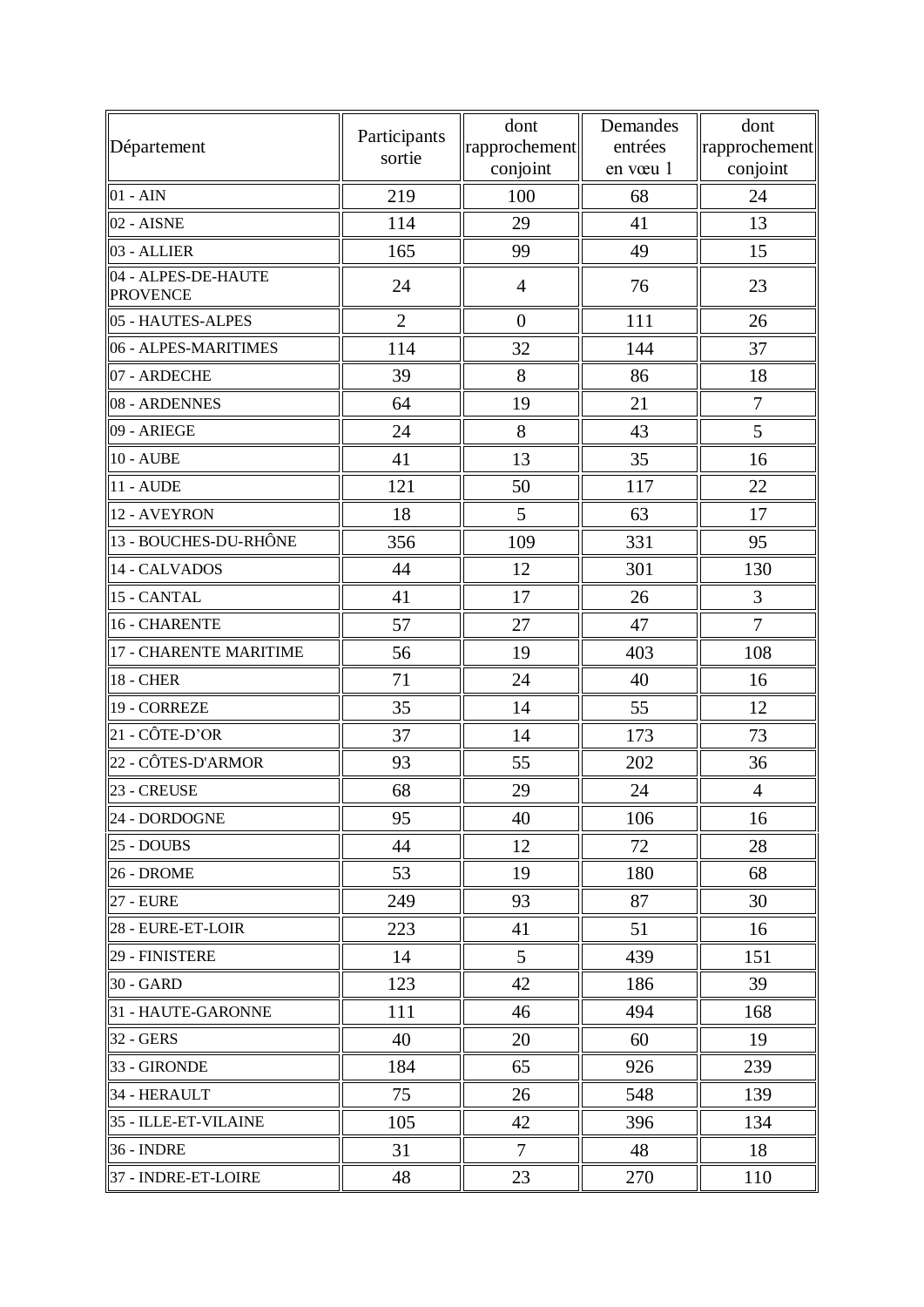| Département | Participants sortie | dont rapprochement conjoint | Demandes entrées en vœu 1 | dont rapprochement conjoint |
|---|---|---|---|---|
| 01 - AIN | 219 | 100 | 68 | 24 |
| 02 - AISNE | 114 | 29 | 41 | 13 |
| 03 - ALLIER | 165 | 99 | 49 | 15 |
| 04 - ALPES-DE-HAUTE PROVENCE | 24 | 4 | 76 | 23 |
| 05 - HAUTES-ALPES | 2 | 0 | 111 | 26 |
| 06 - ALPES-MARITIMES | 114 | 32 | 144 | 37 |
| 07 - ARDECHE | 39 | 8 | 86 | 18 |
| 08 - ARDENNES | 64 | 19 | 21 | 7 |
| 09 - ARIEGE | 24 | 8 | 43 | 5 |
| 10 - AUBE | 41 | 13 | 35 | 16 |
| 11 - AUDE | 121 | 50 | 117 | 22 |
| 12 - AVEYRON | 18 | 5 | 63 | 17 |
| 13 - BOUCHES-DU-RHÔNE | 356 | 109 | 331 | 95 |
| 14 - CALVADOS | 44 | 12 | 301 | 130 |
| 15 - CANTAL | 41 | 17 | 26 | 3 |
| 16 - CHARENTE | 57 | 27 | 47 | 7 |
| 17 - CHARENTE MARITIME | 56 | 19 | 403 | 108 |
| 18 - CHER | 71 | 24 | 40 | 16 |
| 19 - CORREZE | 35 | 14 | 55 | 12 |
| 21 - CÔTE-D'OR | 37 | 14 | 173 | 73 |
| 22 - CÔTES-D'ARMOR | 93 | 55 | 202 | 36 |
| 23 - CREUSE | 68 | 29 | 24 | 4 |
| 24 - DORDOGNE | 95 | 40 | 106 | 16 |
| 25 - DOUBS | 44 | 12 | 72 | 28 |
| 26 - DROME | 53 | 19 | 180 | 68 |
| 27 - EURE | 249 | 93 | 87 | 30 |
| 28 - EURE-ET-LOIR | 223 | 41 | 51 | 16 |
| 29 - FINISTERE | 14 | 5 | 439 | 151 |
| 30 - GARD | 123 | 42 | 186 | 39 |
| 31 - HAUTE-GARONNE | 111 | 46 | 494 | 168 |
| 32 - GERS | 40 | 20 | 60 | 19 |
| 33 - GIRONDE | 184 | 65 | 926 | 239 |
| 34 - HERAULT | 75 | 26 | 548 | 139 |
| 35 - ILLE-ET-VILAINE | 105 | 42 | 396 | 134 |
| 36 - INDRE | 31 | 7 | 48 | 18 |
| 37 - INDRE-ET-LOIRE | 48 | 23 | 270 | 110 |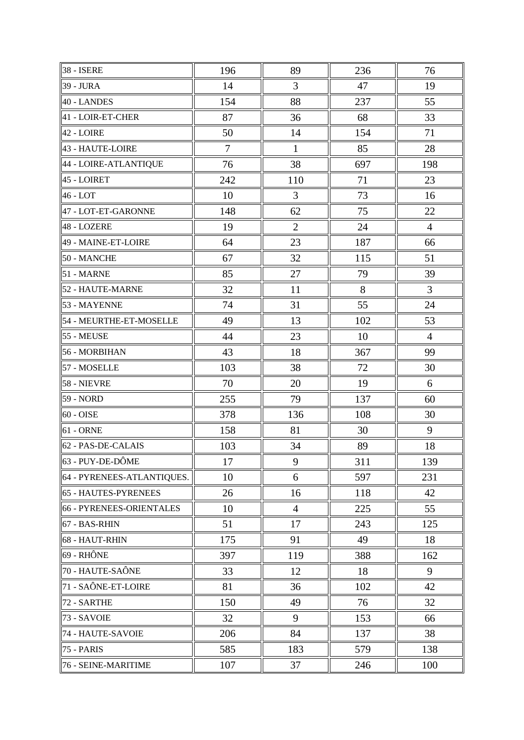| | | | | |
|---|---|---|---|---|
| 38 - ISERE | 196 | 89 | 236 | 76 |
| 39 - JURA | 14 | 3 | 47 | 19 |
| 40 - LANDES | 154 | 88 | 237 | 55 |
| 41 - LOIR-ET-CHER | 87 | 36 | 68 | 33 |
| 42 - LOIRE | 50 | 14 | 154 | 71 |
| 43 - HAUTE-LOIRE | 7 | 1 | 85 | 28 |
| 44 - LOIRE-ATLANTIQUE | 76 | 38 | 697 | 198 |
| 45 - LOIRET | 242 | 110 | 71 | 23 |
| 46 - LOT | 10 | 3 | 73 | 16 |
| 47 - LOT-ET-GARONNE | 148 | 62 | 75 | 22 |
| 48 - LOZERE | 19 | 2 | 24 | 4 |
| 49 - MAINE-ET-LOIRE | 64 | 23 | 187 | 66 |
| 50 - MANCHE | 67 | 32 | 115 | 51 |
| 51 - MARNE | 85 | 27 | 79 | 39 |
| 52 - HAUTE-MARNE | 32 | 11 | 8 | 3 |
| 53 - MAYENNE | 74 | 31 | 55 | 24 |
| 54 - MEURTHE-ET-MOSELLE | 49 | 13 | 102 | 53 |
| 55 - MEUSE | 44 | 23 | 10 | 4 |
| 56 - MORBIHAN | 43 | 18 | 367 | 99 |
| 57 - MOSELLE | 103 | 38 | 72 | 30 |
| 58 - NIEVRE | 70 | 20 | 19 | 6 |
| 59 - NORD | 255 | 79 | 137 | 60 |
| 60 - OISE | 378 | 136 | 108 | 30 |
| 61 - ORNE | 158 | 81 | 30 | 9 |
| 62 - PAS-DE-CALAIS | 103 | 34 | 89 | 18 |
| 63 - PUY-DE-DÔME | 17 | 9 | 311 | 139 |
| 64 - PYRENEES-ATLANTIQUES. | 10 | 6 | 597 | 231 |
| 65 - HAUTES-PYRENEES | 26 | 16 | 118 | 42 |
| 66 - PYRENEES-ORIENTALES | 10 | 4 | 225 | 55 |
| 67 - BAS-RHIN | 51 | 17 | 243 | 125 |
| 68 - HAUT-RHIN | 175 | 91 | 49 | 18 |
| 69 - RHÔNE | 397 | 119 | 388 | 162 |
| 70 - HAUTE-SAÔNE | 33 | 12 | 18 | 9 |
| 71 - SAÔNE-ET-LOIRE | 81 | 36 | 102 | 42 |
| 72 - SARTHE | 150 | 49 | 76 | 32 |
| 73 - SAVOIE | 32 | 9 | 153 | 66 |
| 74 - HAUTE-SAVOIE | 206 | 84 | 137 | 38 |
| 75 - PARIS | 585 | 183 | 579 | 138 |
| 76 - SEINE-MARITIME | 107 | 37 | 246 | 100 |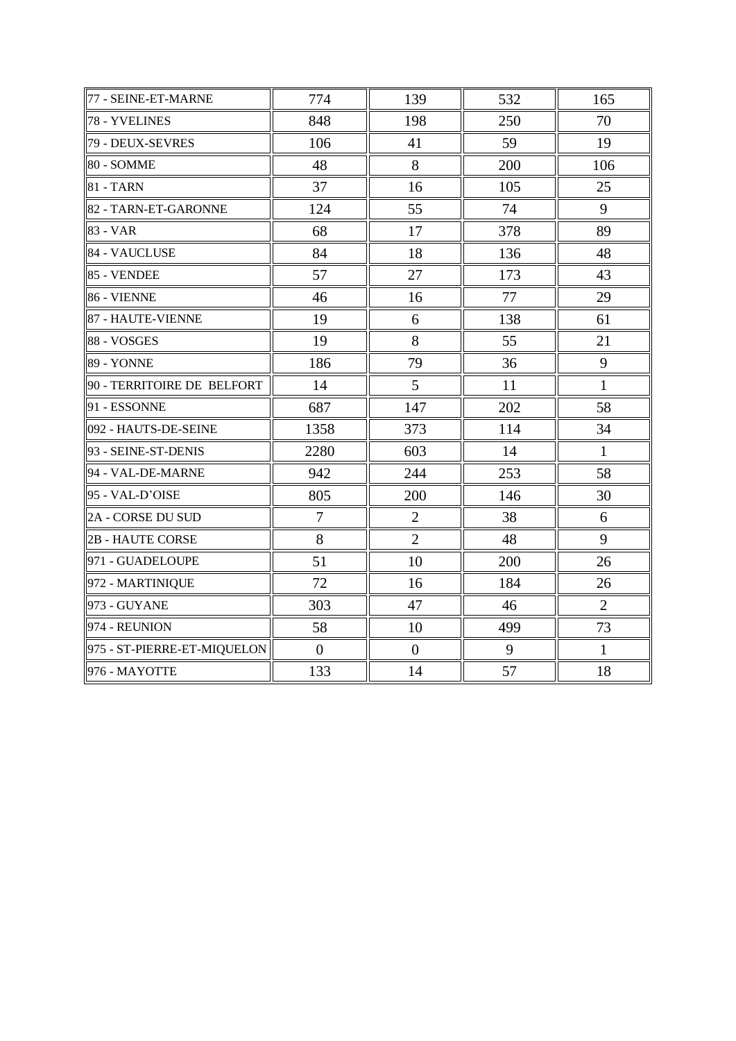| | | | | |
|---|---|---|---|---|
| 77 - SEINE-ET-MARNE | 774 | 139 | 532 | 165 |
| 78 - YVELINES | 848 | 198 | 250 | 70 |
| 79 - DEUX-SEVRES | 106 | 41 | 59 | 19 |
| 80 - SOMME | 48 | 8 | 200 | 106 |
| 81 - TARN | 37 | 16 | 105 | 25 |
| 82 - TARN-ET-GARONNE | 124 | 55 | 74 | 9 |
| 83 - VAR | 68 | 17 | 378 | 89 |
| 84 - VAUCLUSE | 84 | 18 | 136 | 48 |
| 85 - VENDEE | 57 | 27 | 173 | 43 |
| 86 - VIENNE | 46 | 16 | 77 | 29 |
| 87 - HAUTE-VIENNE | 19 | 6 | 138 | 61 |
| 88 - VOSGES | 19 | 8 | 55 | 21 |
| 89 - YONNE | 186 | 79 | 36 | 9 |
| 90 - TERRITOIRE DE BELFORT | 14 | 5 | 11 | 1 |
| 91 - ESSONNE | 687 | 147 | 202 | 58 |
| 092 - HAUTS-DE-SEINE | 1358 | 373 | 114 | 34 |
| 93 - SEINE-ST-DENIS | 2280 | 603 | 14 | 1 |
| 94 - VAL-DE-MARNE | 942 | 244 | 253 | 58 |
| 95 - VAL-D'OISE | 805 | 200 | 146 | 30 |
| 2A - CORSE DU SUD | 7 | 2 | 38 | 6 |
| 2B - HAUTE CORSE | 8 | 2 | 48 | 9 |
| 971 - GUADELOUPE | 51 | 10 | 200 | 26 |
| 972 - MARTINIQUE | 72 | 16 | 184 | 26 |
| 973 - GUYANE | 303 | 47 | 46 | 2 |
| 974 - REUNION | 58 | 10 | 499 | 73 |
| 975 - ST-PIERRE-ET-MIQUELON | 0 | 0 | 9 | 1 |
| 976 - MAYOTTE | 133 | 14 | 57 | 18 |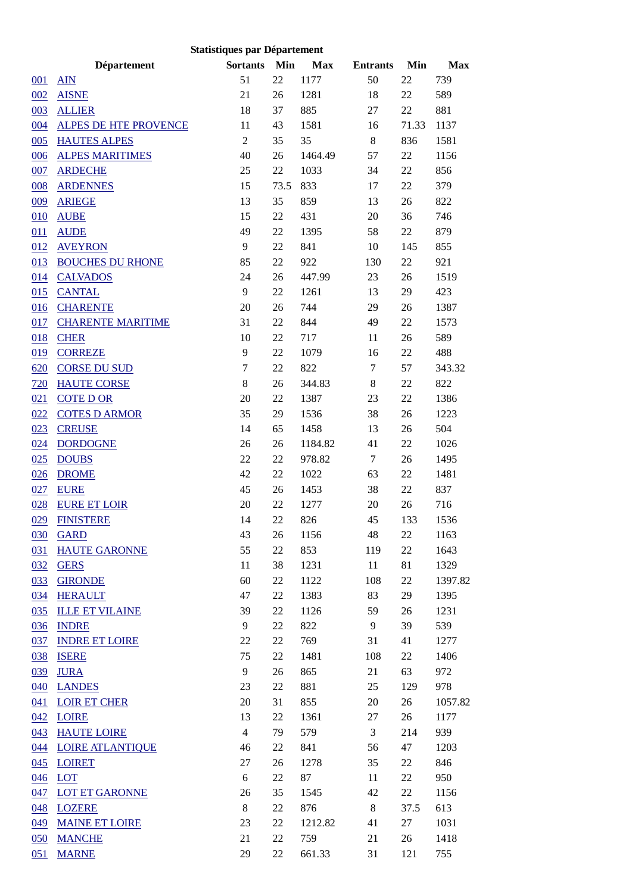**Statistiques par Département**

| | Département | Sortants | Min | Max | Entrants | Min | Max |
|---|---|---|---|---|---|---|---|
| 001 | AIN | 51 | 22 | 1177 | 50 | 22 | 739 |
| 002 | AISNE | 21 | 26 | 1281 | 18 | 22 | 589 |
| 003 | ALLIER | 18 | 37 | 885 | 27 | 22 | 881 |
| 004 | ALPES DE HTE PROVENCE | 11 | 43 | 1581 | 16 | 71.33 | 1137 |
| 005 | HAUTES ALPES | 2 | 35 | 35 | 8 | 836 | 1581 |
| 006 | ALPES MARITIMES | 40 | 26 | 1464.49 | 57 | 22 | 1156 |
| 007 | ARDECHE | 25 | 22 | 1033 | 34 | 22 | 856 |
| 008 | ARDENNES | 15 | 73.5 | 833 | 17 | 22 | 379 |
| 009 | ARIEGE | 13 | 35 | 859 | 13 | 26 | 822 |
| 010 | AUBE | 15 | 22 | 431 | 20 | 36 | 746 |
| 011 | AUDE | 49 | 22 | 1395 | 58 | 22 | 879 |
| 012 | AVEYRON | 9 | 22 | 841 | 10 | 145 | 855 |
| 013 | BOUCHES DU RHONE | 85 | 22 | 922 | 130 | 22 | 921 |
| 014 | CALVADOS | 24 | 26 | 447.99 | 23 | 26 | 1519 |
| 015 | CANTAL | 9 | 22 | 1261 | 13 | 29 | 423 |
| 016 | CHARENTE | 20 | 26 | 744 | 29 | 26 | 1387 |
| 017 | CHARENTE MARITIME | 31 | 22 | 844 | 49 | 22 | 1573 |
| 018 | CHER | 10 | 22 | 717 | 11 | 26 | 589 |
| 019 | CORREZE | 9 | 22 | 1079 | 16 | 22 | 488 |
| 620 | CORSE DU SUD | 7 | 22 | 822 | 7 | 57 | 343.32 |
| 720 | HAUTE CORSE | 8 | 26 | 344.83 | 8 | 22 | 822 |
| 021 | COTE D OR | 20 | 22 | 1387 | 23 | 22 | 1386 |
| 022 | COTES D ARMOR | 35 | 29 | 1536 | 38 | 26 | 1223 |
| 023 | CREUSE | 14 | 65 | 1458 | 13 | 26 | 504 |
| 024 | DORDOGNE | 26 | 26 | 1184.82 | 41 | 22 | 1026 |
| 025 | DOUBS | 22 | 22 | 978.82 | 7 | 26 | 1495 |
| 026 | DROME | 42 | 22 | 1022 | 63 | 22 | 1481 |
| 027 | EURE | 45 | 26 | 1453 | 38 | 22 | 837 |
| 028 | EURE ET LOIR | 20 | 22 | 1277 | 20 | 26 | 716 |
| 029 | FINISTERE | 14 | 22 | 826 | 45 | 133 | 1536 |
| 030 | GARD | 43 | 26 | 1156 | 48 | 22 | 1163 |
| 031 | HAUTE GARONNE | 55 | 22 | 853 | 119 | 22 | 1643 |
| 032 | GERS | 11 | 38 | 1231 | 11 | 81 | 1329 |
| 033 | GIRONDE | 60 | 22 | 1122 | 108 | 22 | 1397.82 |
| 034 | HERAULT | 47 | 22 | 1383 | 83 | 29 | 1395 |
| 035 | ILLE ET VILAINE | 39 | 22 | 1126 | 59 | 26 | 1231 |
| 036 | INDRE | 9 | 22 | 822 | 9 | 39 | 539 |
| 037 | INDRE ET LOIRE | 22 | 22 | 769 | 31 | 41 | 1277 |
| 038 | ISERE | 75 | 22 | 1481 | 108 | 22 | 1406 |
| 039 | JURA | 9 | 26 | 865 | 21 | 63 | 972 |
| 040 | LANDES | 23 | 22 | 881 | 25 | 129 | 978 |
| 041 | LOIR ET CHER | 20 | 31 | 855 | 20 | 26 | 1057.82 |
| 042 | LOIRE | 13 | 22 | 1361 | 27 | 26 | 1177 |
| 043 | HAUTE LOIRE | 4 | 79 | 579 | 3 | 214 | 939 |
| 044 | LOIRE ATLANTIQUE | 46 | 22 | 841 | 56 | 47 | 1203 |
| 045 | LOIRET | 27 | 26 | 1278 | 35 | 22 | 846 |
| 046 | LOT | 6 | 22 | 87 | 11 | 22 | 950 |
| 047 | LOT ET GARONNE | 26 | 35 | 1545 | 42 | 22 | 1156 |
| 048 | LOZERE | 8 | 22 | 876 | 8 | 37.5 | 613 |
| 049 | MAINE ET LOIRE | 23 | 22 | 1212.82 | 41 | 27 | 1031 |
| 050 | MANCHE | 21 | 22 | 759 | 21 | 26 | 1418 |
| 051 | MARNE | 29 | 22 | 661.33 | 31 | 121 | 755 |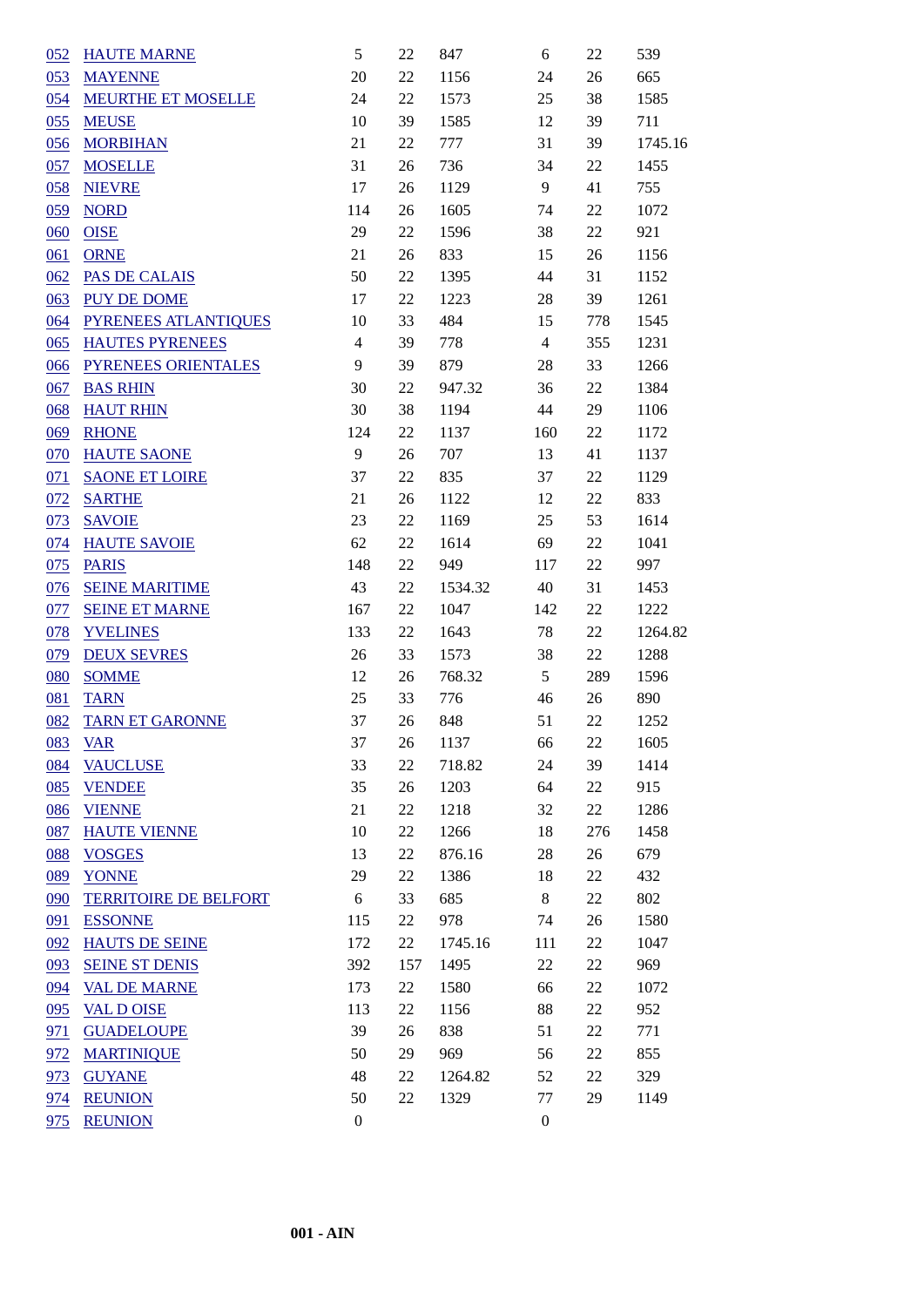| | | | | | | | |
|---|---|---|---|---|---|---|---|
| 052 | HAUTE MARNE | 5 | 22 | 847 | 6 | 22 | 539 |
| 053 | MAYENNE | 20 | 22 | 1156 | 24 | 26 | 665 |
| 054 | MEURTHE ET MOSELLE | 24 | 22 | 1573 | 25 | 38 | 1585 |
| 055 | MEUSE | 10 | 39 | 1585 | 12 | 39 | 711 |
| 056 | MORBIHAN | 21 | 22 | 777 | 31 | 39 | 1745.16 |
| 057 | MOSELLE | 31 | 26 | 736 | 34 | 22 | 1455 |
| 058 | NIEVRE | 17 | 26 | 1129 | 9 | 41 | 755 |
| 059 | NORD | 114 | 26 | 1605 | 74 | 22 | 1072 |
| 060 | OISE | 29 | 22 | 1596 | 38 | 22 | 921 |
| 061 | ORNE | 21 | 26 | 833 | 15 | 26 | 1156 |
| 062 | PAS DE CALAIS | 50 | 22 | 1395 | 44 | 31 | 1152 |
| 063 | PUY DE DOME | 17 | 22 | 1223 | 28 | 39 | 1261 |
| 064 | PYRENEES ATLANTIQUES | 10 | 33 | 484 | 15 | 778 | 1545 |
| 065 | HAUTES PYRENEES | 4 | 39 | 778 | 4 | 355 | 1231 |
| 066 | PYRENEES ORIENTALES | 9 | 39 | 879 | 28 | 33 | 1266 |
| 067 | BAS RHIN | 30 | 22 | 947.32 | 36 | 22 | 1384 |
| 068 | HAUT RHIN | 30 | 38 | 1194 | 44 | 29 | 1106 |
| 069 | RHONE | 124 | 22 | 1137 | 160 | 22 | 1172 |
| 070 | HAUTE SAONE | 9 | 26 | 707 | 13 | 41 | 1137 |
| 071 | SAONE ET LOIRE | 37 | 22 | 835 | 37 | 22 | 1129 |
| 072 | SARTHE | 21 | 26 | 1122 | 12 | 22 | 833 |
| 073 | SAVOIE | 23 | 22 | 1169 | 25 | 53 | 1614 |
| 074 | HAUTE SAVOIE | 62 | 22 | 1614 | 69 | 22 | 1041 |
| 075 | PARIS | 148 | 22 | 949 | 117 | 22 | 997 |
| 076 | SEINE MARITIME | 43 | 22 | 1534.32 | 40 | 31 | 1453 |
| 077 | SEINE ET MARNE | 167 | 22 | 1047 | 142 | 22 | 1222 |
| 078 | YVELINES | 133 | 22 | 1643 | 78 | 22 | 1264.82 |
| 079 | DEUX SEVRES | 26 | 33 | 1573 | 38 | 22 | 1288 |
| 080 | SOMME | 12 | 26 | 768.32 | 5 | 289 | 1596 |
| 081 | TARN | 25 | 33 | 776 | 46 | 26 | 890 |
| 082 | TARN ET GARONNE | 37 | 26 | 848 | 51 | 22 | 1252 |
| 083 | VAR | 37 | 26 | 1137 | 66 | 22 | 1605 |
| 084 | VAUCLUSE | 33 | 22 | 718.82 | 24 | 39 | 1414 |
| 085 | VENDEE | 35 | 26 | 1203 | 64 | 22 | 915 |
| 086 | VIENNE | 21 | 22 | 1218 | 32 | 22 | 1286 |
| 087 | HAUTE VIENNE | 10 | 22 | 1266 | 18 | 276 | 1458 |
| 088 | VOSGES | 13 | 22 | 876.16 | 28 | 26 | 679 |
| 089 | YONNE | 29 | 22 | 1386 | 18 | 22 | 432 |
| 090 | TERRITOIRE DE BELFORT | 6 | 33 | 685 | 8 | 22 | 802 |
| 091 | ESSONNE | 115 | 22 | 978 | 74 | 26 | 1580 |
| 092 | HAUTS DE SEINE | 172 | 22 | 1745.16 | 111 | 22 | 1047 |
| 093 | SEINE ST DENIS | 392 | 157 | 1495 | 22 | 22 | 969 |
| 094 | VAL DE MARNE | 173 | 22 | 1580 | 66 | 22 | 1072 |
| 095 | VAL D OISE | 113 | 22 | 1156 | 88 | 22 | 952 |
| 971 | GUADELOUPE | 39 | 26 | 838 | 51 | 22 | 771 |
| 972 | MARTINIQUE | 50 | 29 | 969 | 56 | 22 | 855 |
| 973 | GUYANE | 48 | 22 | 1264.82 | 52 | 22 | 329 |
| 974 | REUNION | 50 | 22 | 1329 | 77 | 29 | 1149 |
| 975 | REUNION | 0 | | | 0 | | |

**001 - AIN**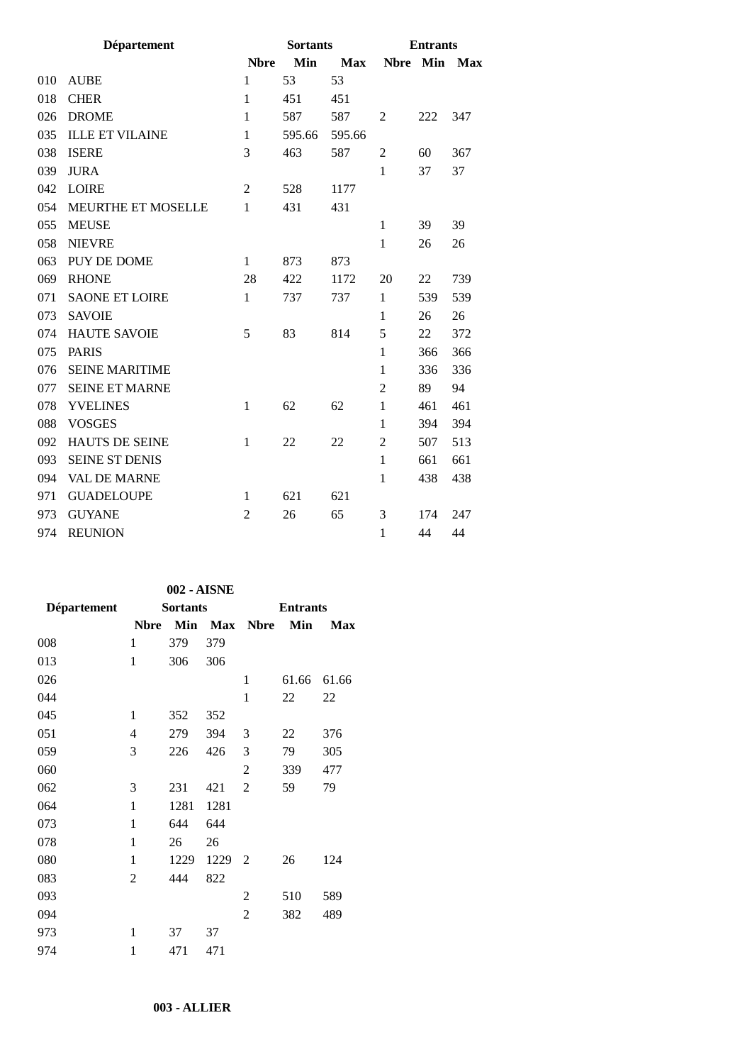| Département | | Sortants | | | Entrants | | |
|---|---|---|---|---|---|---|---|
| | | Nbre | Min | Max | Nbre | Min | Max |
| 010 | AUBE | 1 | 53 | 53 | | | |
| 018 | CHER | 1 | 451 | 451 | | | |
| 026 | DROME | 1 | 587 | 587 | 2 | 222 | 347 |
| 035 | ILLE ET VILAINE | 1 | 595.66 | 595.66 | | | |
| 038 | ISERE | 3 | 463 | 587 | 2 | 60 | 367 |
| 039 | JURA | | | | 1 | 37 | 37 |
| 042 | LOIRE | 2 | 528 | 1177 | | | |
| 054 | MEURTHE ET MOSELLE | 1 | 431 | 431 | | | |
| 055 | MEUSE | | | | 1 | 39 | 39 |
| 058 | NIEVRE | | | | 1 | 26 | 26 |
| 063 | PUY DE DOME | 1 | 873 | 873 | | | |
| 069 | RHONE | 28 | 422 | 1172 | 20 | 22 | 739 |
| 071 | SAONE ET LOIRE | 1 | 737 | 737 | 1 | 539 | 539 |
| 073 | SAVOIE | | | | 1 | 26 | 26 |
| 074 | HAUTE SAVOIE | 5 | 83 | 814 | 5 | 22 | 372 |
| 075 | PARIS | | | | 1 | 366 | 366 |
| 076 | SEINE MARITIME | | | | 1 | 336 | 336 |
| 077 | SEINE ET MARNE | | | | 2 | 89 | 94 |
| 078 | YVELINES | 1 | 62 | 62 | 1 | 461 | 461 |
| 088 | VOSGES | | | | 1 | 394 | 394 |
| 092 | HAUTS DE SEINE | 1 | 22 | 22 | 2 | 507 | 513 |
| 093 | SEINE ST DENIS | | | | 1 | 661 | 661 |
| 094 | VAL DE MARNE | | | | 1 | 438 | 438 |
| 971 | GUADELOUPE | 1 | 621 | 621 | | | |
| 973 | GUYANE | 2 | 26 | 65 | 3 | 174 | 247 |
| 974 | REUNION | | | | 1 | 44 | 44 |

**002 - AISNE**

| Département | Sortants | | | Entrants | | |
|---|---|---|---|---|---|---|
| | Nbre | Min | Max | Nbre | Min | Max |
| 008 | 1 | 379 | 379 | | | |
| 013 | 1 | 306 | 306 | | | |
| 026 | | | | 1 | 61.66 | 61.66 |
| 044 | | | | 1 | 22 | 22 |
| 045 | 1 | 352 | 352 | | | |
| 051 | 4 | 279 | 394 | 3 | 22 | 376 |
| 059 | 3 | 226 | 426 | 3 | 79 | 305 |
| 060 | | | | 2 | 339 | 477 |
| 062 | 3 | 231 | 421 | 2 | 59 | 79 |
| 064 | 1 | 1281 | 1281 | | | |
| 073 | 1 | 644 | 644 | | | |
| 078 | 1 | 26 | 26 | | | |
| 080 | 1 | 1229 | 1229 | 2 | 26 | 124 |
| 083 | 2 | 444 | 822 | | | |
| 093 | | | | 2 | 510 | 589 |
| 094 | | | | 2 | 382 | 489 |
| 973 | 1 | 37 | 37 | | | |
| 974 | 1 | 471 | 471 | | | |

**003 - ALLIER**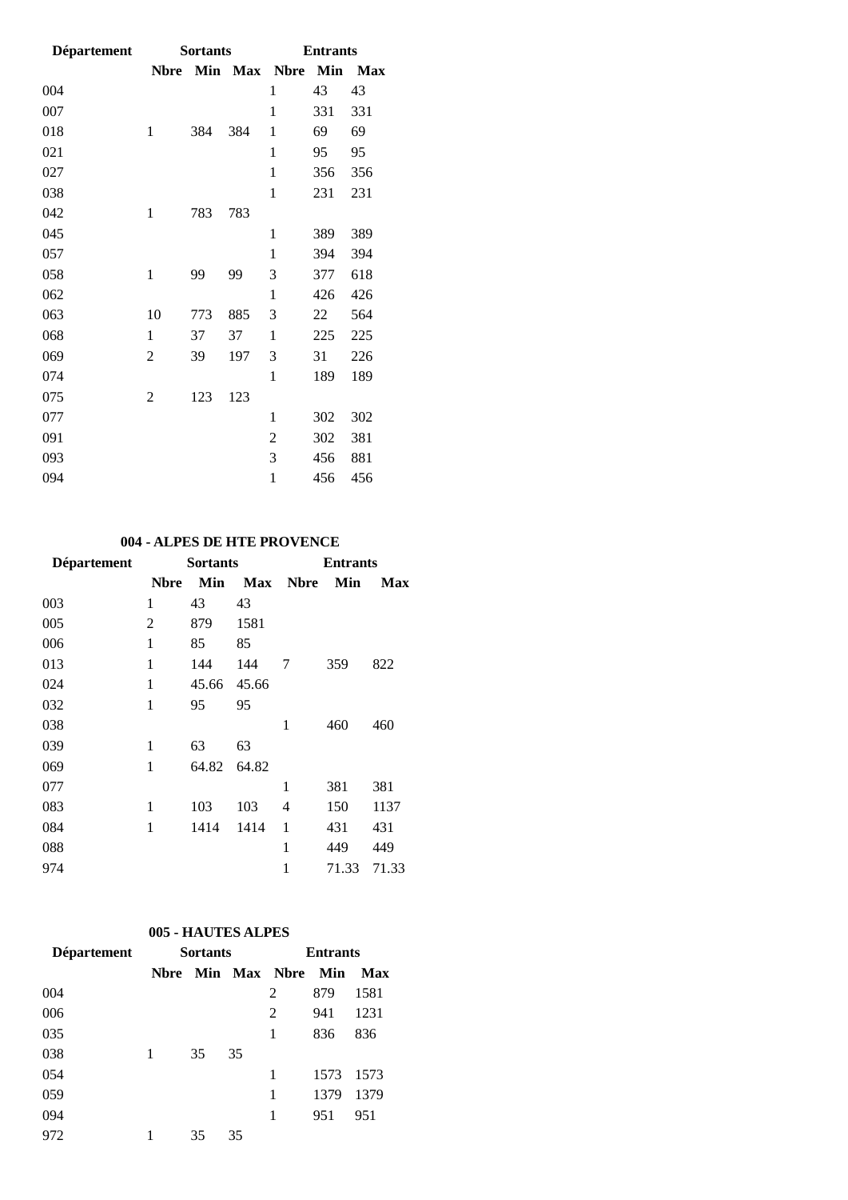| Département | Sortants | | | Entrants | | |
|---|---|---|---|---|---|---|
| | Nbre | Min | Max | Nbre | Min | Max |
| 004 | | | | 1 | 43 | 43 |
| 007 | | | | 1 | 331 | 331 |
| 018 | 1 | 384 | 384 | 1 | 69 | 69 |
| 021 | | | | 1 | 95 | 95 |
| 027 | | | | 1 | 356 | 356 |
| 038 | | | | 1 | 231 | 231 |
| 042 | 1 | 783 | 783 | | | |
| 045 | | | | 1 | 389 | 389 |
| 057 | | | | 1 | 394 | 394 |
| 058 | 1 | 99 | 99 | 3 | 377 | 618 |
| 062 | | | | 1 | 426 | 426 |
| 063 | 10 | 773 | 885 | 3 | 22 | 564 |
| 068 | 1 | 37 | 37 | 1 | 225 | 225 |
| 069 | 2 | 39 | 197 | 3 | 31 | 226 |
| 074 | | | | 1 | 189 | 189 |
| 075 | 2 | 123 | 123 | | | |
| 077 | | | | 1 | 302 | 302 |
| 091 | | | | 2 | 302 | 381 |
| 093 | | | | 3 | 456 | 881 |
| 094 | | | | 1 | 456 | 456 |

**004 - ALPES DE HTE PROVENCE**

| Département | Sortants | | | Entrants | | |
|---|---|---|---|---|---|---|
| | Nbre | Min | Max | Nbre | Min | Max |
| 003 | 1 | 43 | 43 | | | |
| 005 | 2 | 879 | 1581 | | | |
| 006 | 1 | 85 | 85 | | | |
| 013 | 1 | 144 | 144 | 7 | 359 | 822 |
| 024 | 1 | 45.66 | 45.66 | | | |
| 032 | 1 | 95 | 95 | | | |
| 038 | | | | 1 | 460 | 460 |
| 039 | 1 | 63 | 63 | | | |
| 069 | 1 | 64.82 | 64.82 | | | |
| 077 | | | | 1 | 381 | 381 |
| 083 | 1 | 103 | 103 | 4 | 150 | 1137 |
| 084 | 1 | 1414 | 1414 | 1 | 431 | 431 |
| 088 | | | | 1 | 449 | 449 |
| 974 | | | | 1 | 71.33 | 71.33 |

**005 - HAUTES ALPES**

| Département | Sortants | | | Entrants | | |
|---|---|---|---|---|---|---|
| | Nbre | Min | Max | Nbre | Min | Max |
| 004 | | | | 2 | 879 | 1581 |
| 006 | | | | 2 | 941 | 1231 |
| 035 | | | | 1 | 836 | 836 |
| 038 | 1 | 35 | 35 | | | |
| 054 | | | | 1 | 1573 | 1573 |
| 059 | | | | 1 | 1379 | 1379 |
| 094 | | | | 1 | 951 | 951 |
| 972 | 1 | 35 | 35 | | | |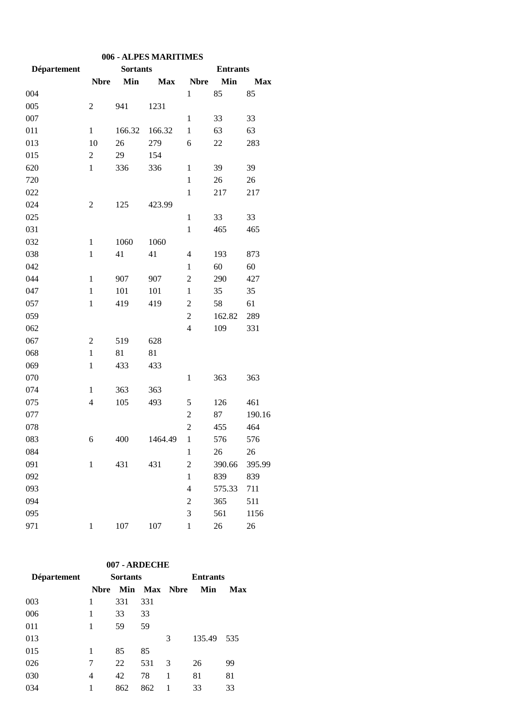### 006 - ALPES MARITIMES

| Département | Sortants | | | Entrants | | |
|---|---|---|---|---|---|---|
| | Nbre | Min | Max | Nbre | Min | Max |
| 004 | | | | 1 | 85 | 85 |
| 005 | 2 | 941 | 1231 | | | |
| 007 | | | | 1 | 33 | 33 |
| 011 | 1 | 166.32 | 166.32 | 1 | 63 | 63 |
| 013 | 10 | 26 | 279 | 6 | 22 | 283 |
| 015 | 2 | 29 | 154 | | | |
| 620 | 1 | 336 | 336 | 1 | 39 | 39 |
| 720 | | | | 1 | 26 | 26 |
| 022 | | | | 1 | 217 | 217 |
| 024 | 2 | 125 | 423.99 | | | |
| 025 | | | | 1 | 33 | 33 |
| 031 | | | | 1 | 465 | 465 |
| 032 | 1 | 1060 | 1060 | | | |
| 038 | 1 | 41 | 41 | 4 | 193 | 873 |
| 042 | | | | 1 | 60 | 60 |
| 044 | 1 | 907 | 907 | 2 | 290 | 427 |
| 047 | 1 | 101 | 101 | 1 | 35 | 35 |
| 057 | 1 | 419 | 419 | 2 | 58 | 61 |
| 059 | | | | 2 | 162.82 | 289 |
| 062 | | | | 4 | 109 | 331 |
| 067 | 2 | 519 | 628 | | | |
| 068 | 1 | 81 | 81 | | | |
| 069 | 1 | 433 | 433 | | | |
| 070 | | | | 1 | 363 | 363 |
| 074 | 1 | 363 | 363 | | | |
| 075 | 4 | 105 | 493 | 5 | 126 | 461 |
| 077 | | | | 2 | 87 | 190.16 |
| 078 | | | | 2 | 455 | 464 |
| 083 | 6 | 400 | 1464.49 | 1 | 576 | 576 |
| 084 | | | | 1 | 26 | 26 |
| 091 | 1 | 431 | 431 | 2 | 390.66 | 395.99 |
| 092 | | | | 1 | 839 | 839 |
| 093 | | | | 4 | 575.33 | 711 |
| 094 | | | | 2 | 365 | 511 |
| 095 | | | | 3 | 561 | 1156 |
| 971 | 1 | 107 | 107 | 1 | 26 | 26 |

### 007 - ARDECHE

| Département | Sortants | | | Entrants | | |
|---|---|---|---|---|---|---|
| | Nbre | Min | Max | Nbre | Min | Max |
| 003 | 1 | 331 | 331 | | | |
| 006 | 1 | 33 | 33 | | | |
| 011 | 1 | 59 | 59 | | | |
| 013 | | | | 3 | 135.49 | 535 |
| 015 | 1 | 85 | 85 | | | |
| 026 | 7 | 22 | 531 | 3 | 26 | 99 |
| 030 | 4 | 42 | 78 | 1 | 81 | 81 |
| 034 | 1 | 862 | 862 | 1 | 33 | 33 |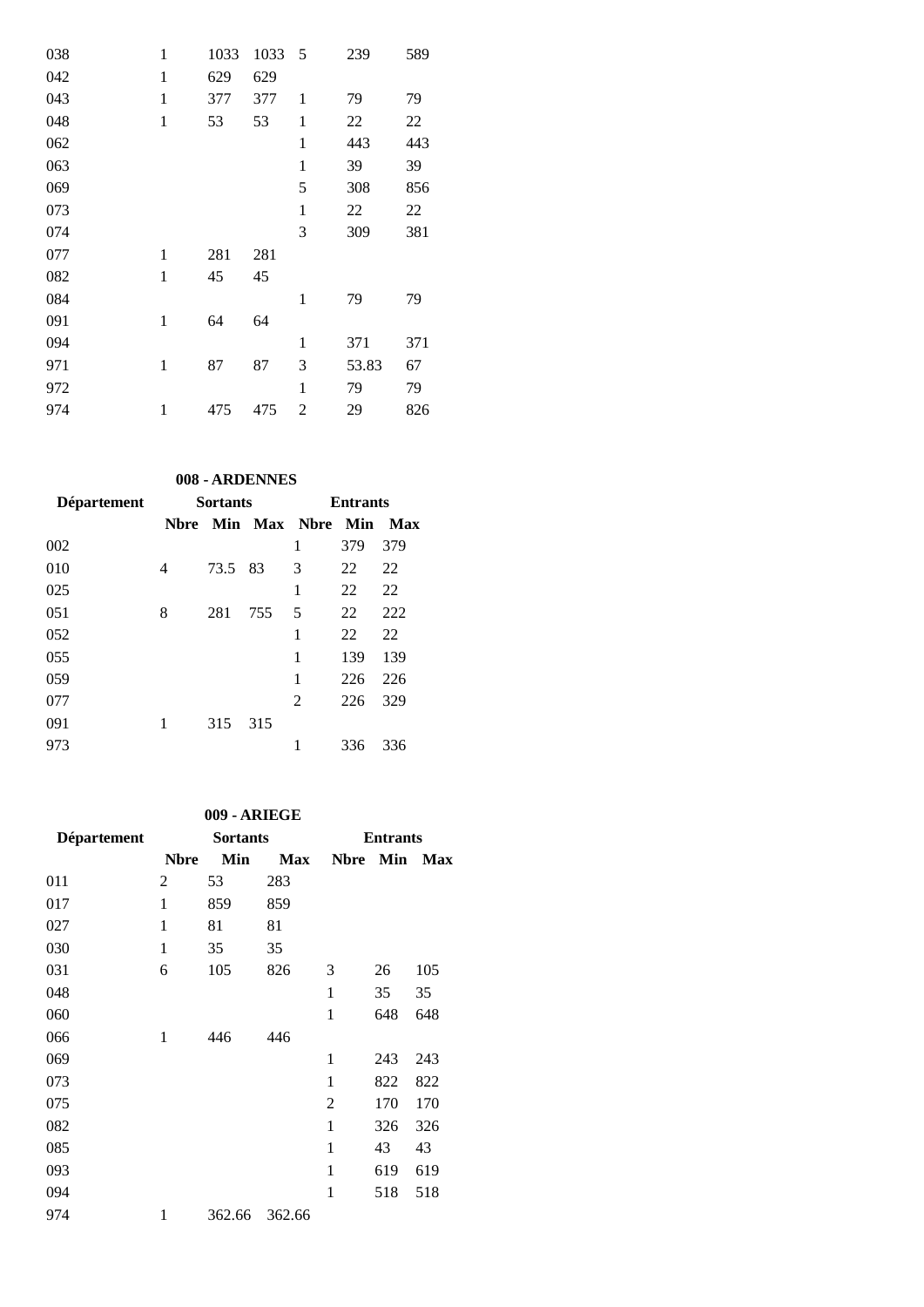| | | | | | | |
|---|---|---|---|---|---|---|
| 038 | 1 | 1033 | 1033 | 5 | 239 | 589 |
| 042 | 1 | 629 | 629 | | | |
| 043 | 1 | 377 | 377 | 1 | 79 | 79 |
| 048 | 1 | 53 | 53 | 1 | 22 | 22 |
| 062 | | | | 1 | 443 | 443 |
| 063 | | | | 1 | 39 | 39 |
| 069 | | | | 5 | 308 | 856 |
| 073 | | | | 1 | 22 | 22 |
| 074 | | | | 3 | 309 | 381 |
| 077 | 1 | 281 | 281 | | | |
| 082 | 1 | 45 | 45 | | | |
| 084 | | | | 1 | 79 | 79 |
| 091 | 1 | 64 | 64 | | | |
| 094 | | | | 1 | 371 | 371 |
| 971 | 1 | 87 | 87 | 3 | 53.83 | 67 |
| 972 | | | | 1 | 79 | 79 |
| 974 | 1 | 475 | 475 | 2 | 29 | 826 |

**008 - ARDENNES**

| Département | Sortants | | | Entrants | | |
|---|---|---|---|---|---|---|
| | **Nbre** | **Min** | **Max** | **Nbre** | **Min** | **Max** |
| 002 | | | | 1 | 379 | 379 |
| 010 | 4 | 73.5 | 83 | 3 | 22 | 22 |
| 025 | | | | 1 | 22 | 22 |
| 051 | 8 | 281 | 755 | 5 | 22 | 222 |
| 052 | | | | 1 | 22 | 22 |
| 055 | | | | 1 | 139 | 139 |
| 059 | | | | 1 | 226 | 226 |
| 077 | | | | 2 | 226 | 329 |
| 091 | 1 | 315 | 315 | | | |
| 973 | | | | 1 | 336 | 336 |

**009 - ARIEGE**

| Département | Sortants | | | Entrants | | |
|---|---|---|---|---|---|---|
| | **Nbre** | **Min** | **Max** | **Nbre** | **Min** | **Max** |
| 011 | 2 | 53 | 283 | | | |
| 017 | 1 | 859 | 859 | | | |
| 027 | 1 | 81 | 81 | | | |
| 030 | 1 | 35 | 35 | | | |
| 031 | 6 | 105 | 826 | 3 | 26 | 105 |
| 048 | | | | 1 | 35 | 35 |
| 060 | | | | 1 | 648 | 648 |
| 066 | 1 | 446 | 446 | | | |
| 069 | | | | 1 | 243 | 243 |
| 073 | | | | 1 | 822 | 822 |
| 075 | | | | 2 | 170 | 170 |
| 082 | | | | 1 | 326 | 326 |
| 085 | | | | 1 | 43 | 43 |
| 093 | | | | 1 | 619 | 619 |
| 094 | | | | 1 | 518 | 518 |
| 974 | 1 | 362.66 | 362.66 | | | |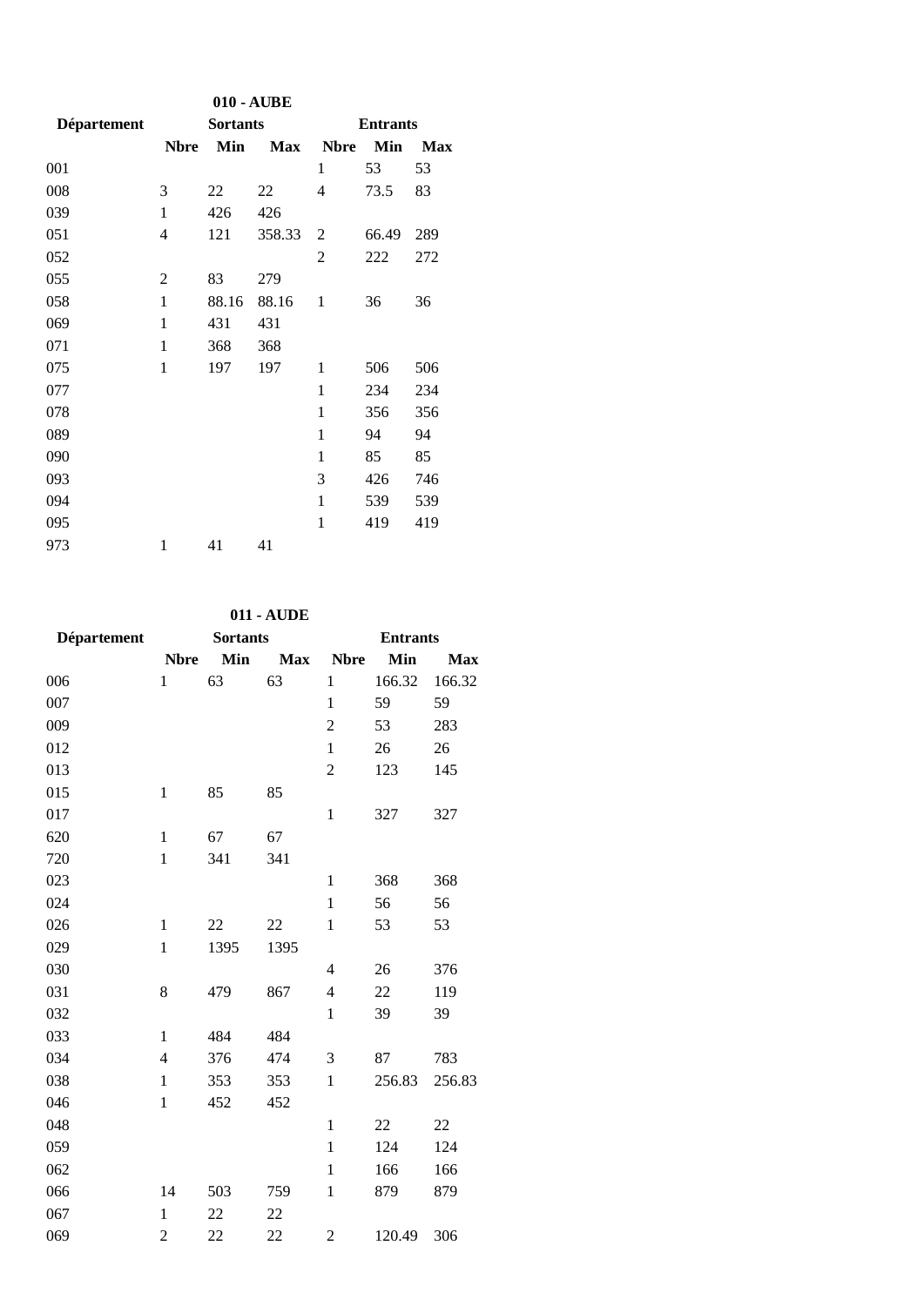### 010 - AUBE

| Département | Sortants | | | Entrants | | |
|---|---|---|---|---|---|---|
| | Nbre | Min | Max | Nbre | Min | Max |
| 001 | | | | 1 | 53 | 53 |
| 008 | 3 | 22 | 22 | 4 | 73.5 | 83 |
| 039 | 1 | 426 | 426 | | | |
| 051 | 4 | 121 | 358.33 | 2 | 66.49 | 289 |
| 052 | | | | 2 | 222 | 272 |
| 055 | 2 | 83 | 279 | | | |
| 058 | 1 | 88.16 | 88.16 | 1 | 36 | 36 |
| 069 | 1 | 431 | 431 | | | |
| 071 | 1 | 368 | 368 | | | |
| 075 | 1 | 197 | 197 | 1 | 506 | 506 |
| 077 | | | | 1 | 234 | 234 |
| 078 | | | | 1 | 356 | 356 |
| 089 | | | | 1 | 94 | 94 |
| 090 | | | | 1 | 85 | 85 |
| 093 | | | | 3 | 426 | 746 |
| 094 | | | | 1 | 539 | 539 |
| 095 | | | | 1 | 419 | 419 |
| 973 | 1 | 41 | 41 | | | |

### 011 - AUDE

| Département | Sortants | | | Entrants | | |
|---|---|---|---|---|---|---|
| | Nbre | Min | Max | Nbre | Min | Max |
| 006 | 1 | 63 | 63 | 1 | 166.32 | 166.32 |
| 007 | | | | 1 | 59 | 59 |
| 009 | | | | 2 | 53 | 283 |
| 012 | | | | 1 | 26 | 26 |
| 013 | | | | 2 | 123 | 145 |
| 015 | 1 | 85 | 85 | | | |
| 017 | | | | 1 | 327 | 327 |
| 620 | 1 | 67 | 67 | | | |
| 720 | 1 | 341 | 341 | | | |
| 023 | | | | 1 | 368 | 368 |
| 024 | | | | 1 | 56 | 56 |
| 026 | 1 | 22 | 22 | 1 | 53 | 53 |
| 029 | 1 | 1395 | 1395 | | | |
| 030 | | | | 4 | 26 | 376 |
| 031 | 8 | 479 | 867 | 4 | 22 | 119 |
| 032 | | | | 1 | 39 | 39 |
| 033 | 1 | 484 | 484 | | | |
| 034 | 4 | 376 | 474 | 3 | 87 | 783 |
| 038 | 1 | 353 | 353 | 1 | 256.83 | 256.83 |
| 046 | 1 | 452 | 452 | | | |
| 048 | | | | 1 | 22 | 22 |
| 059 | | | | 1 | 124 | 124 |
| 062 | | | | 1 | 166 | 166 |
| 066 | 14 | 503 | 759 | 1 | 879 | 879 |
| 067 | 1 | 22 | 22 | | | |
| 069 | 2 | 22 | 22 | 2 | 120.49 | 306 |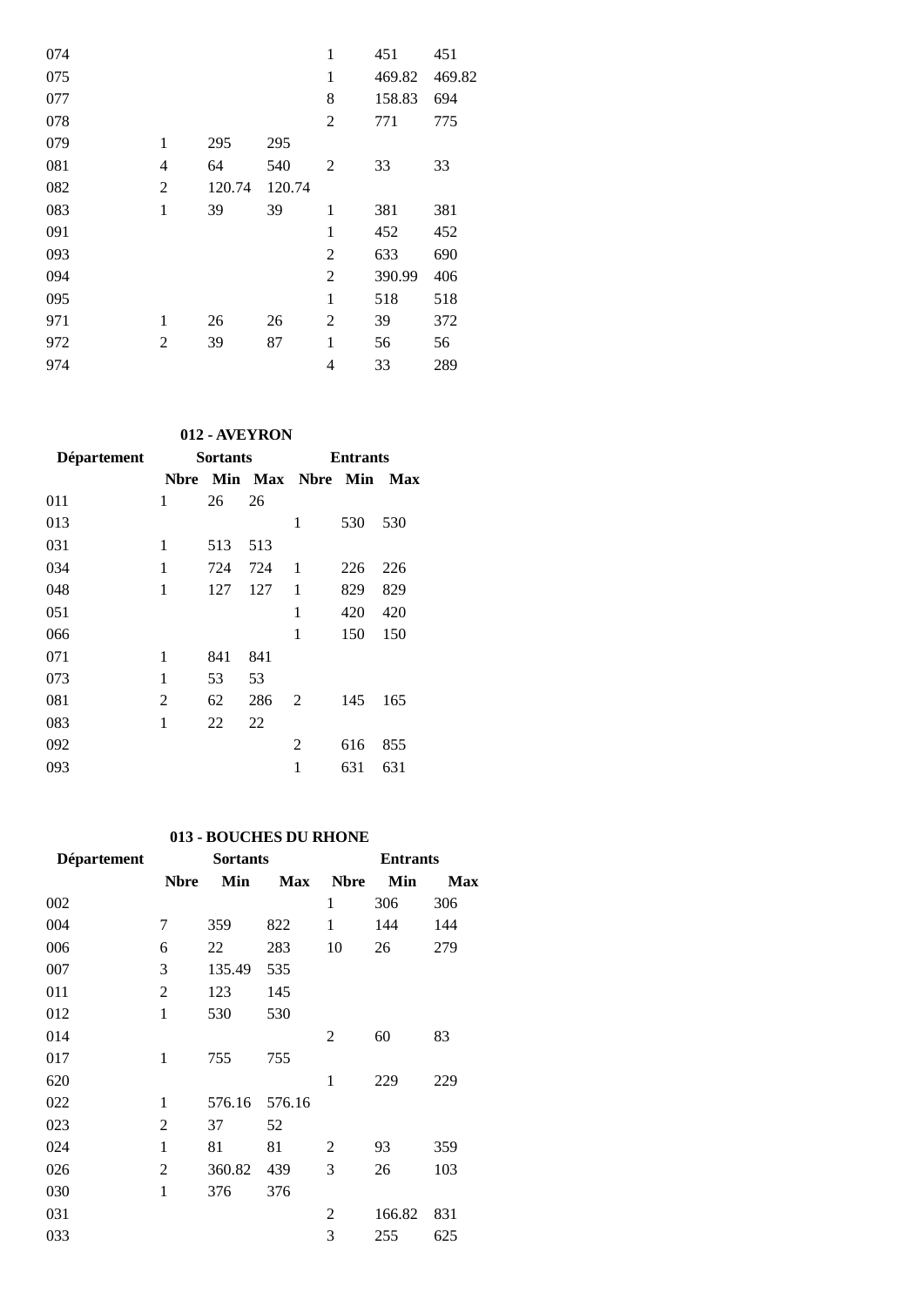| | | | | | | |
|---|---|---|---|---|---|---|
| 074 | | | | 1 | 451 | 451 |
| 075 | | | | 1 | 469.82 | 469.82 |
| 077 | | | | 8 | 158.83 | 694 |
| 078 | | | | 2 | 771 | 775 |
| 079 | 1 | 295 | 295 | | | |
| 081 | 4 | 64 | 540 | 2 | 33 | 33 |
| 082 | 2 | 120.74 | 120.74 | | | |
| 083 | 1 | 39 | 39 | 1 | 381 | 381 |
| 091 | | | | 1 | 452 | 452 |
| 093 | | | | 2 | 633 | 690 |
| 094 | | | | 2 | 390.99 | 406 |
| 095 | | | | 1 | 518 | 518 |
| 971 | 1 | 26 | 26 | 2 | 39 | 372 |
| 972 | 2 | 39 | 87 | 1 | 56 | 56 |
| 974 | | | | 4 | 33 | 289 |

**012 - AVEYRON**

| Département | Sortants | | | Entrants | | |
|---|---|---|---|---|---|---|
| | **Nbre** | **Min** | **Max** | **Nbre** | **Min** | **Max** |
| 011 | 1 | 26 | 26 | | | |
| 013 | | | | 1 | 530 | 530 |
| 031 | 1 | 513 | 513 | | | |
| 034 | 1 | 724 | 724 | 1 | 226 | 226 |
| 048 | 1 | 127 | 127 | 1 | 829 | 829 |
| 051 | | | | 1 | 420 | 420 |
| 066 | | | | 1 | 150 | 150 |
| 071 | 1 | 841 | 841 | | | |
| 073 | 1 | 53 | 53 | | | |
| 081 | 2 | 62 | 286 | 2 | 145 | 165 |
| 083 | 1 | 22 | 22 | | | |
| 092 | | | | 2 | 616 | 855 |
| 093 | | | | 1 | 631 | 631 |

**013 - BOUCHES DU RHONE**

| Département | Sortants | | | Entrants | | |
|---|---|---|---|---|---|---|
| | **Nbre** | **Min** | **Max** | **Nbre** | **Min** | **Max** |
| 002 | | | | 1 | 306 | 306 |
| 004 | 7 | 359 | 822 | 1 | 144 | 144 |
| 006 | 6 | 22 | 283 | 10 | 26 | 279 |
| 007 | 3 | 135.49 | 535 | | | |
| 011 | 2 | 123 | 145 | | | |
| 012 | 1 | 530 | 530 | | | |
| 014 | | | | 2 | 60 | 83 |
| 017 | 1 | 755 | 755 | | | |
| 620 | | | | 1 | 229 | 229 |
| 022 | 1 | 576.16 | 576.16 | | | |
| 023 | 2 | 37 | 52 | | | |
| 024 | 1 | 81 | 81 | 2 | 93 | 359 |
| 026 | 2 | 360.82 | 439 | 3 | 26 | 103 |
| 030 | 1 | 376 | 376 | | | |
| 031 | | | | 2 | 166.82 | 831 |
| 033 | | | | 3 | 255 | 625 |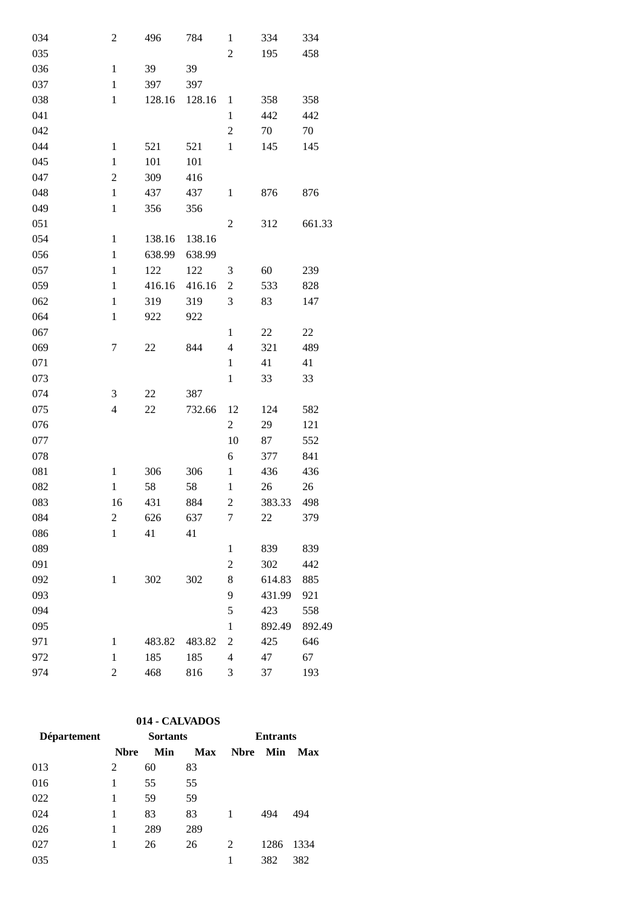| | | | | | | |
|---|---|---|---|---|---|---|
| 034 | 2 | 496 | 784 | 1 | 334 | 334 |
| 035 | | | | 2 | 195 | 458 |
| 036 | 1 | 39 | 39 | | | |
| 037 | 1 | 397 | 397 | | | |
| 038 | 1 | 128.16 | 128.16 | 1 | 358 | 358 |
| 041 | | | | 1 | 442 | 442 |
| 042 | | | | 2 | 70 | 70 |
| 044 | 1 | 521 | 521 | 1 | 145 | 145 |
| 045 | 1 | 101 | 101 | | | |
| 047 | 2 | 309 | 416 | | | |
| 048 | 1 | 437 | 437 | 1 | 876 | 876 |
| 049 | 1 | 356 | 356 | | | |
| 051 | | | | 2 | 312 | 661.33 |
| 054 | 1 | 138.16 | 138.16 | | | |
| 056 | 1 | 638.99 | 638.99 | | | |
| 057 | 1 | 122 | 122 | 3 | 60 | 239 |
| 059 | 1 | 416.16 | 416.16 | 2 | 533 | 828 |
| 062 | 1 | 319 | 319 | 3 | 83 | 147 |
| 064 | 1 | 922 | 922 | | | |
| 067 | | | | 1 | 22 | 22 |
| 069 | 7 | 22 | 844 | 4 | 321 | 489 |
| 071 | | | | 1 | 41 | 41 |
| 073 | | | | 1 | 33 | 33 |
| 074 | 3 | 22 | 387 | | | |
| 075 | 4 | 22 | 732.66 | 12 | 124 | 582 |
| 076 | | | | 2 | 29 | 121 |
| 077 | | | | 10 | 87 | 552 |
| 078 | | | | 6 | 377 | 841 |
| 081 | 1 | 306 | 306 | 1 | 436 | 436 |
| 082 | 1 | 58 | 58 | 1 | 26 | 26 |
| 083 | 16 | 431 | 884 | 2 | 383.33 | 498 |
| 084 | 2 | 626 | 637 | 7 | 22 | 379 |
| 086 | 1 | 41 | 41 | | | |
| 089 | | | | 1 | 839 | 839 |
| 091 | | | | 2 | 302 | 442 |
| 092 | 1 | 302 | 302 | 8 | 614.83 | 885 |
| 093 | | | | 9 | 431.99 | 921 |
| 094 | | | | 5 | 423 | 558 |
| 095 | | | | 1 | 892.49 | 892.49 |
| 971 | 1 | 483.82 | 483.82 | 2 | 425 | 646 |
| 972 | 1 | 185 | 185 | 4 | 47 | 67 |
| 974 | 2 | 468 | 816 | 3 | 37 | 193 |

**014 - CALVADOS**

| Département | Sortants | | | Entrants | | |
|---|---|---|---|---|---|---|
| | Nbre | Min | Max | Nbre | Min | Max |
| 013 | 2 | 60 | 83 | | | |
| 016 | 1 | 55 | 55 | | | |
| 022 | 1 | 59 | 59 | | | |
| 024 | 1 | 83 | 83 | 1 | 494 | 494 |
| 026 | 1 | 289 | 289 | | | |
| 027 | 1 | 26 | 26 | 2 | 1286 | 1334 |
| 035 | | | | 1 | 382 | 382 |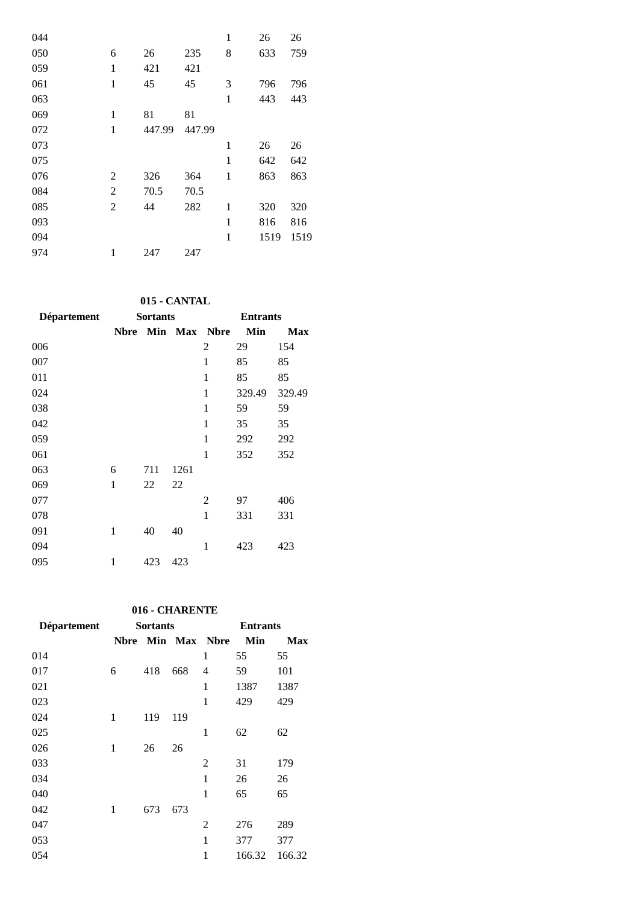| | | | | | | |
|---|---|---|---|---|---|---|
| 044 | | | | 1 | 26 | 26 |
| 050 | 6 | 26 | 235 | 8 | 633 | 759 |
| 059 | 1 | 421 | 421 | | | |
| 061 | 1 | 45 | 45 | 3 | 796 | 796 |
| 063 | | | | 1 | 443 | 443 |
| 069 | 1 | 81 | 81 | | | |
| 072 | 1 | 447.99 | 447.99 | | | |
| 073 | | | | 1 | 26 | 26 |
| 075 | | | | 1 | 642 | 642 |
| 076 | 2 | 326 | 364 | 1 | 863 | 863 |
| 084 | 2 | 70.5 | 70.5 | | | |
| 085 | 2 | 44 | 282 | 1 | 320 | 320 |
| 093 | | | | 1 | 816 | 816 |
| 094 | | | | 1 | 1519 | 1519 |
| 974 | 1 | 247 | 247 | | | |

**015 - CANTAL**

| Département | Sortants | | | Entrants | | |
|---|---|---|---|---|---|---|
| | Nbre | Min | Max | Nbre | Min | Max |
| 006 | | | | 2 | 29 | 154 |
| 007 | | | | 1 | 85 | 85 |
| 011 | | | | 1 | 85 | 85 |
| 024 | | | | 1 | 329.49 | 329.49 |
| 038 | | | | 1 | 59 | 59 |
| 042 | | | | 1 | 35 | 35 |
| 059 | | | | 1 | 292 | 292 |
| 061 | | | | 1 | 352 | 352 |
| 063 | 6 | 711 | 1261 | | | |
| 069 | 1 | 22 | 22 | | | |
| 077 | | | | 2 | 97 | 406 |
| 078 | | | | 1 | 331 | 331 |
| 091 | 1 | 40 | 40 | | | |
| 094 | | | | 1 | 423 | 423 |
| 095 | 1 | 423 | 423 | | | |

**016 - CHARENTE**

| Département | Sortants | | | Entrants | | |
|---|---|---|---|---|---|---|
| | Nbre | Min | Max | Nbre | Min | Max |
| 014 | | | | 1 | 55 | 55 |
| 017 | 6 | 418 | 668 | 4 | 59 | 101 |
| 021 | | | | 1 | 1387 | 1387 |
| 023 | | | | 1 | 429 | 429 |
| 024 | 1 | 119 | 119 | | | |
| 025 | | | | 1 | 62 | 62 |
| 026 | 1 | 26 | 26 | | | |
| 033 | | | | 2 | 31 | 179 |
| 034 | | | | 1 | 26 | 26 |
| 040 | | | | 1 | 65 | 65 |
| 042 | 1 | 673 | 673 | | | |
| 047 | | | | 2 | 276 | 289 |
| 053 | | | | 1 | 377 | 377 |
| 054 | | | | 1 | 166.32 | 166.32 |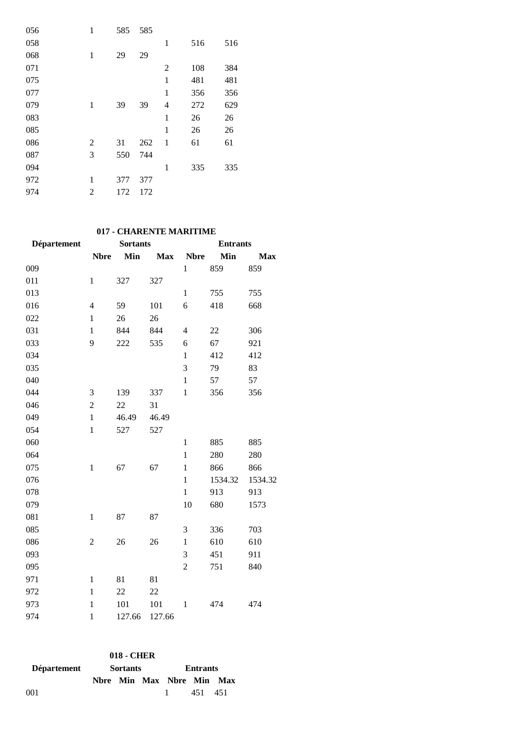| | | | | | | |
|---|---|---|---|---|---|---|
| 056 | 1 | 585 | 585 | | | |
| 058 | | | | 1 | 516 | 516 |
| 068 | 1 | 29 | 29 | | | |
| 071 | | | | 2 | 108 | 384 |
| 075 | | | | 1 | 481 | 481 |
| 077 | | | | 1 | 356 | 356 |
| 079 | 1 | 39 | 39 | 4 | 272 | 629 |
| 083 | | | | 1 | 26 | 26 |
| 085 | | | | 1 | 26 | 26 |
| 086 | 2 | 31 | 262 | 1 | 61 | 61 |
| 087 | 3 | 550 | 744 | | | |
| 094 | | | | 1 | 335 | 335 |
| 972 | 1 | 377 | 377 | | | |
| 974 | 2 | 172 | 172 | | | |

**017 - CHARENTE MARITIME**

| Département | Sortants | | | Entrants | | |
|---|---|---|---|---|---|---|
| | Nbre | Min | Max | Nbre | Min | Max |
| 009 | | | | 1 | 859 | 859 |
| 011 | 1 | 327 | 327 | | | |
| 013 | | | | 1 | 755 | 755 |
| 016 | 4 | 59 | 101 | 6 | 418 | 668 |
| 022 | 1 | 26 | 26 | | | |
| 031 | 1 | 844 | 844 | 4 | 22 | 306 |
| 033 | 9 | 222 | 535 | 6 | 67 | 921 |
| 034 | | | | 1 | 412 | 412 |
| 035 | | | | 3 | 79 | 83 |
| 040 | | | | 1 | 57 | 57 |
| 044 | 3 | 139 | 337 | 1 | 356 | 356 |
| 046 | 2 | 22 | 31 | | | |
| 049 | 1 | 46.49 | 46.49 | | | |
| 054 | 1 | 527 | 527 | | | |
| 060 | | | | 1 | 885 | 885 |
| 064 | | | | 1 | 280 | 280 |
| 075 | 1 | 67 | 67 | 1 | 866 | 866 |
| 076 | | | | 1 | 1534.32 | 1534.32 |
| 078 | | | | 1 | 913 | 913 |
| 079 | | | | 10 | 680 | 1573 |
| 081 | 1 | 87 | 87 | | | |
| 085 | | | | 3 | 336 | 703 |
| 086 | 2 | 26 | 26 | 1 | 610 | 610 |
| 093 | | | | 3 | 451 | 911 |
| 095 | | | | 2 | 751 | 840 |
| 971 | 1 | 81 | 81 | | | |
| 972 | 1 | 22 | 22 | | | |
| 973 | 1 | 101 | 101 | 1 | 474 | 474 |
| 974 | 1 | 127.66 | 127.66 | | | |

**018 - CHER**

| Département | Sortants | | | Entrants | | |
|---|---|---|---|---|---|---|
| | Nbre | Min | Max | Nbre | Min | Max |
| 001 | | | | 1 | 451 | 451 |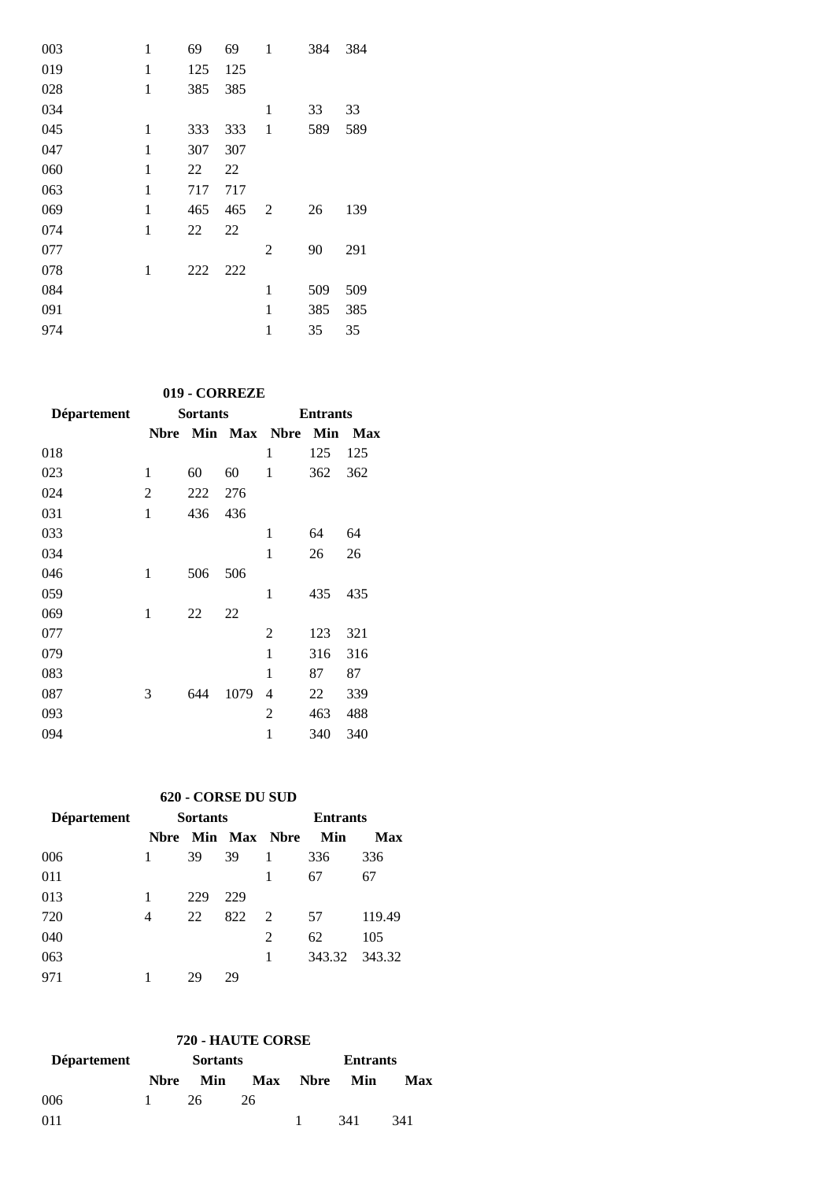| Département | Sortants | | | Entrants | | |
|---|---|---|---|---|---|---|
| | Nbre | Min | Max | Nbre | Min | Max |
| 003 | 1 | 69 | 69 | 1 | 384 | 384 |
| 019 | 1 | 125 | 125 | | | |
| 028 | 1 | 385 | 385 | | | |
| 034 | | | | 1 | 33 | 33 |
| 045 | 1 | 333 | 333 | 1 | 589 | 589 |
| 047 | 1 | 307 | 307 | | | |
| 060 | 1 | 22 | 22 | | | |
| 063 | 1 | 717 | 717 | | | |
| 069 | 1 | 465 | 465 | 2 | 26 | 139 |
| 074 | 1 | 22 | 22 | | | |
| 077 | | | | 2 | 90 | 291 |
| 078 | 1 | 222 | 222 | | | |
| 084 | | | | 1 | 509 | 509 |
| 091 | | | | 1 | 385 | 385 |
| 974 | | | | 1 | 35 | 35 |

**019 - CORREZE**

| Département | Sortants | | | Entrants | | |
|---|---|---|---|---|---|---|
| | Nbre | Min | Max | Nbre | Min | Max |
| 018 | | | | 1 | 125 | 125 |
| 023 | 1 | 60 | 60 | 1 | 362 | 362 |
| 024 | 2 | 222 | 276 | | | |
| 031 | 1 | 436 | 436 | | | |
| 033 | | | | 1 | 64 | 64 |
| 034 | | | | 1 | 26 | 26 |
| 046 | 1 | 506 | 506 | | | |
| 059 | | | | 1 | 435 | 435 |
| 069 | 1 | 22 | 22 | | | |
| 077 | | | | 2 | 123 | 321 |
| 079 | | | | 1 | 316 | 316 |
| 083 | | | | 1 | 87 | 87 |
| 087 | 3 | 644 | 1079 | 4 | 22 | 339 |
| 093 | | | | 2 | 463 | 488 |
| 094 | | | | 1 | 340 | 340 |

**620 - CORSE DU SUD**

| Département | Sortants | | | Entrants | | |
|---|---|---|---|---|---|---|
| | Nbre | Min | Max | Nbre | Min | Max |
| 006 | 1 | 39 | 39 | 1 | 336 | 336 |
| 011 | | | | 1 | 67 | 67 |
| 013 | 1 | 229 | 229 | | | |
| 720 | 4 | 22 | 822 | 2 | 57 | 119.49 |
| 040 | | | | 2 | 62 | 105 |
| 063 | | | | 1 | 343.32 | 343.32 |
| 971 | 1 | 29 | 29 | | | |

**720 - HAUTE CORSE**

| Département | Sortants | | | Entrants | | |
|---|---|---|---|---|---|---|
| | Nbre | Min | Max | Nbre | Min | Max |
| 006 | 1 | 26 | 26 | | | |
| 011 | | | | 1 | 341 | 341 |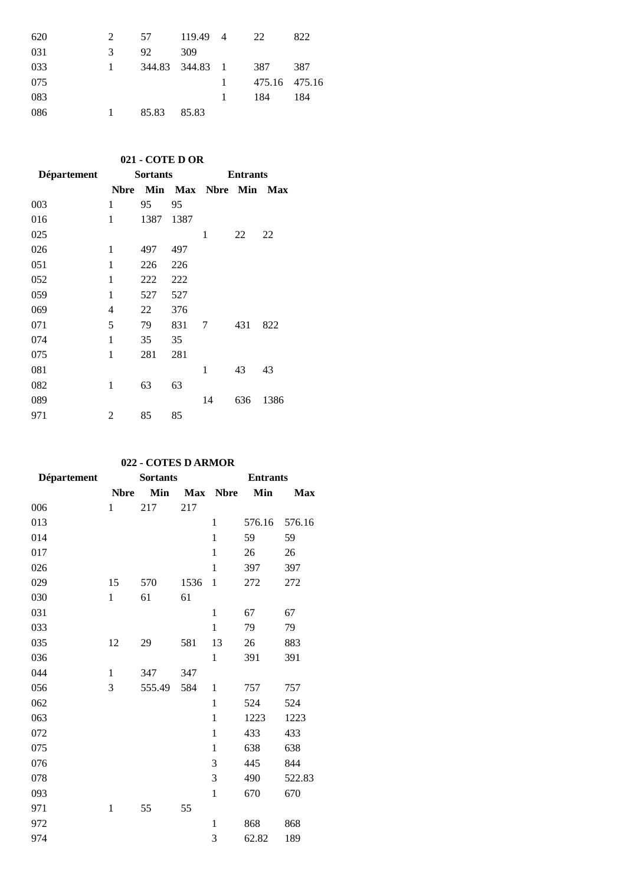| Département | Sortants | | | Entrants | | |
|---|---|---|---|---|---|---|
| | Nbre | Min | Max | Nbre | Min | Max |
| 620 | 2 | 57 | 119.49 | 4 | 22 | 822 |
| 031 | 3 | 92 | 309 | | | |
| 033 | 1 | 344.83 | 344.83 | 1 | 387 | 387 |
| 075 | | | | 1 | 475.16 | 475.16 |
| 083 | | | | 1 | 184 | 184 |
| 086 | 1 | 85.83 | 85.83 | | | |

**021 - COTE D OR**

| Département | Sortants | | | Entrants | | |
|---|---|---|---|---|---|---|
| | Nbre | Min | Max | Nbre | Min | Max |
| 003 | 1 | 95 | 95 | | | |
| 016 | 1 | 1387 | 1387 | | | |
| 025 | | | | 1 | 22 | 22 |
| 026 | 1 | 497 | 497 | | | |
| 051 | 1 | 226 | 226 | | | |
| 052 | 1 | 222 | 222 | | | |
| 059 | 1 | 527 | 527 | | | |
| 069 | 4 | 22 | 376 | | | |
| 071 | 5 | 79 | 831 | 7 | 431 | 822 |
| 074 | 1 | 35 | 35 | | | |
| 075 | 1 | 281 | 281 | | | |
| 081 | | | | 1 | 43 | 43 |
| 082 | 1 | 63 | 63 | | | |
| 089 | | | | 14 | 636 | 1386 |
| 971 | 2 | 85 | 85 | | | |

**022 - COTES D ARMOR**

| Département | Sortants | | | Entrants | | |
|---|---|---|---|---|---|---|
| | Nbre | Min | Max | Nbre | Min | Max |
| 006 | 1 | 217 | 217 | | | |
| 013 | | | | 1 | 576.16 | 576.16 |
| 014 | | | | 1 | 59 | 59 |
| 017 | | | | 1 | 26 | 26 |
| 026 | | | | 1 | 397 | 397 |
| 029 | 15 | 570 | 1536 | 1 | 272 | 272 |
| 030 | 1 | 61 | 61 | | | |
| 031 | | | | 1 | 67 | 67 |
| 033 | | | | 1 | 79 | 79 |
| 035 | 12 | 29 | 581 | 13 | 26 | 883 |
| 036 | | | | 1 | 391 | 391 |
| 044 | 1 | 347 | 347 | | | |
| 056 | 3 | 555.49 | 584 | 1 | 757 | 757 |
| 062 | | | | 1 | 524 | 524 |
| 063 | | | | 1 | 1223 | 1223 |
| 072 | | | | 1 | 433 | 433 |
| 075 | | | | 1 | 638 | 638 |
| 076 | | | | 3 | 445 | 844 |
| 078 | | | | 3 | 490 | 522.83 |
| 093 | | | | 1 | 670 | 670 |
| 971 | 1 | 55 | 55 | | | |
| 972 | | | | 1 | 868 | 868 |
| 974 | | | | 3 | 62.82 | 189 |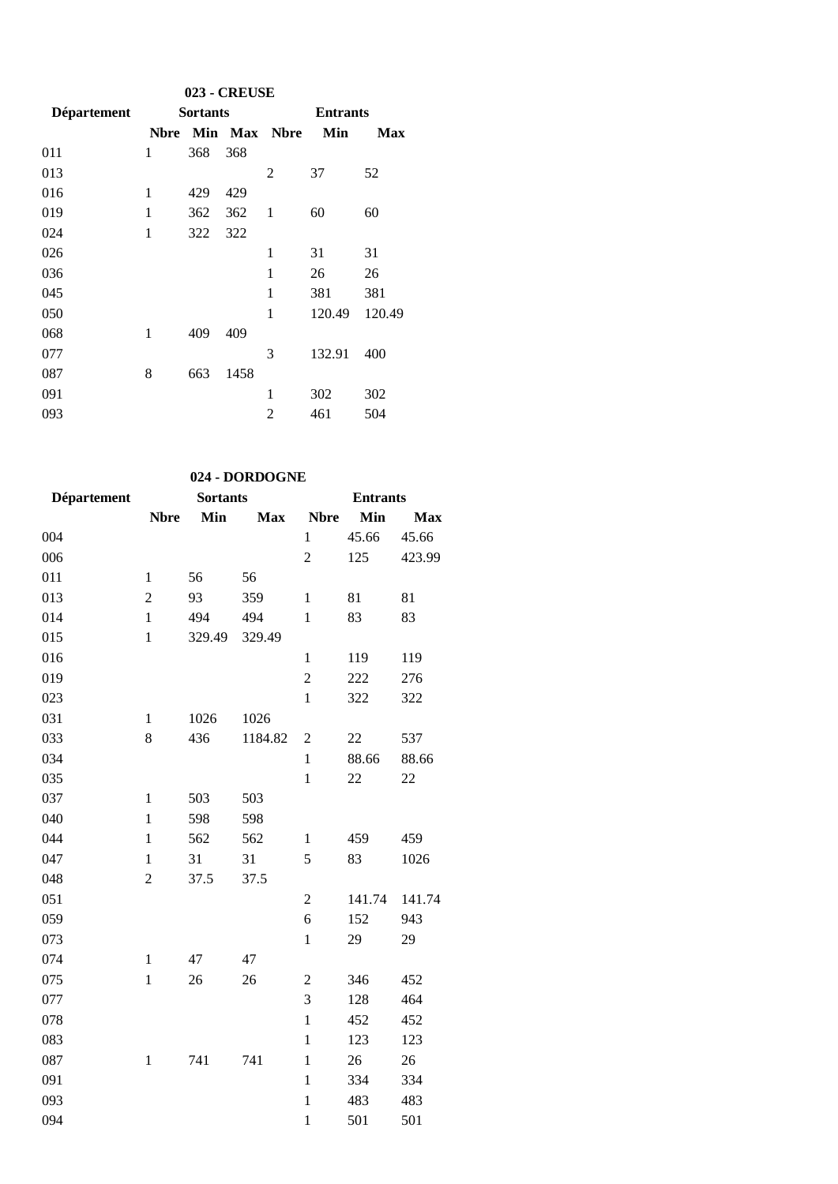### 023 - CREUSE

| Département | Sortants | | | Entrants | | |
|---|---|---|---|---|---|---|
| | Nbre | Min | Max | Nbre | Min | Max |
| 011 | 1 | 368 | 368 | | | |
| 013 | | | | 2 | 37 | 52 |
| 016 | 1 | 429 | 429 | | | |
| 019 | 1 | 362 | 362 | 1 | 60 | 60 |
| 024 | 1 | 322 | 322 | | | |
| 026 | | | | 1 | 31 | 31 |
| 036 | | | | 1 | 26 | 26 |
| 045 | | | | 1 | 381 | 381 |
| 050 | | | | 1 | 120.49 | 120.49 |
| 068 | 1 | 409 | 409 | | | |
| 077 | | | | 3 | 132.91 | 400 |
| 087 | 8 | 663 | 1458 | | | |
| 091 | | | | 1 | 302 | 302 |
| 093 | | | | 2 | 461 | 504 |

### 024 - DORDOGNE

| Département | Sortants | | | Entrants | | |
|---|---|---|---|---|---|---|
| | Nbre | Min | Max | Nbre | Min | Max |
| 004 | | | | 1 | 45.66 | 45.66 |
| 006 | | | | 2 | 125 | 423.99 |
| 011 | 1 | 56 | 56 | | | |
| 013 | 2 | 93 | 359 | 1 | 81 | 81 |
| 014 | 1 | 494 | 494 | 1 | 83 | 83 |
| 015 | 1 | 329.49 | 329.49 | | | |
| 016 | | | | 1 | 119 | 119 |
| 019 | | | | 2 | 222 | 276 |
| 023 | | | | 1 | 322 | 322 |
| 031 | 1 | 1026 | 1026 | | | |
| 033 | 8 | 436 | 1184.82 | 2 | 22 | 537 |
| 034 | | | | 1 | 88.66 | 88.66 |
| 035 | | | | 1 | 22 | 22 |
| 037 | 1 | 503 | 503 | | | |
| 040 | 1 | 598 | 598 | | | |
| 044 | 1 | 562 | 562 | 1 | 459 | 459 |
| 047 | 1 | 31 | 31 | 5 | 83 | 1026 |
| 048 | 2 | 37.5 | 37.5 | | | |
| 051 | | | | 2 | 141.74 | 141.74 |
| 059 | | | | 6 | 152 | 943 |
| 073 | | | | 1 | 29 | 29 |
| 074 | 1 | 47 | 47 | | | |
| 075 | 1 | 26 | 26 | 2 | 346 | 452 |
| 077 | | | | 3 | 128 | 464 |
| 078 | | | | 1 | 452 | 452 |
| 083 | | | | 1 | 123 | 123 |
| 087 | 1 | 741 | 741 | 1 | 26 | 26 |
| 091 | | | | 1 | 334 | 334 |
| 093 | | | | 1 | 483 | 483 |
| 094 | | | | 1 | 501 | 501 |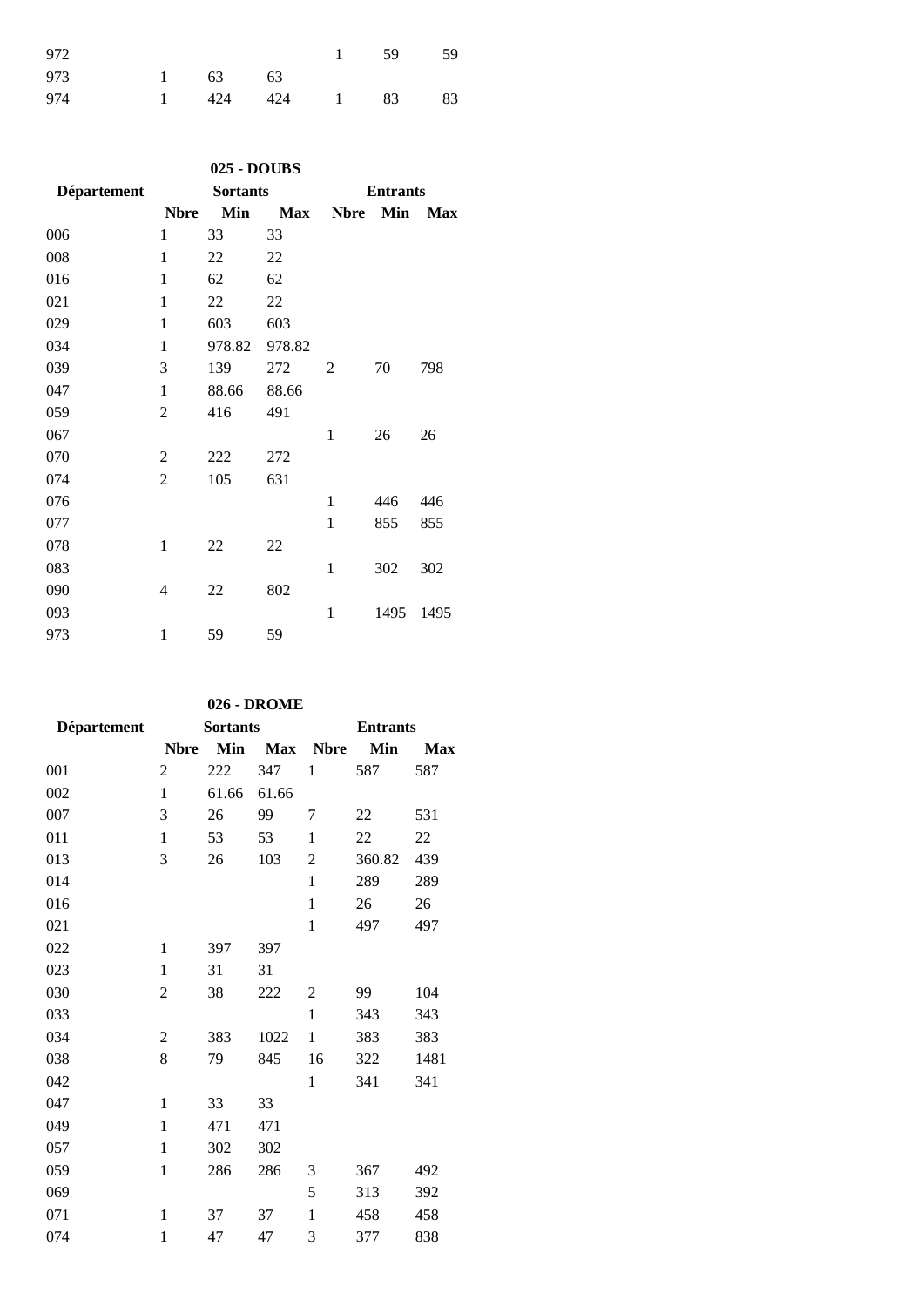| | | | | | | |
|---|---|---|---|---|---|---|
| 972 | | | | 1 | 59 | 59 |
| 973 | 1 | 63 | 63 | | | |
| 974 | 1 | 424 | 424 | 1 | 83 | 83 |

**025 - DOUBS**

| Département | Sortants | | | Entrants | | |
|---|---|---|---|---|---|---|
| | Nbre | Min | Max | Nbre | Min | Max |
| 006 | 1 | 33 | 33 | | | |
| 008 | 1 | 22 | 22 | | | |
| 016 | 1 | 62 | 62 | | | |
| 021 | 1 | 22 | 22 | | | |
| 029 | 1 | 603 | 603 | | | |
| 034 | 1 | 978.82 | 978.82 | | | |
| 039 | 3 | 139 | 272 | 2 | 70 | 798 |
| 047 | 1 | 88.66 | 88.66 | | | |
| 059 | 2 | 416 | 491 | | | |
| 067 | | | | 1 | 26 | 26 |
| 070 | 2 | 222 | 272 | | | |
| 074 | 2 | 105 | 631 | | | |
| 076 | | | | 1 | 446 | 446 |
| 077 | | | | 1 | 855 | 855 |
| 078 | 1 | 22 | 22 | | | |
| 083 | | | | 1 | 302 | 302 |
| 090 | 4 | 22 | 802 | | | |
| 093 | | | | 1 | 1495 | 1495 |
| 973 | 1 | 59 | 59 | | | |

**026 - DROME**

| Département | Sortants | | | Entrants | | |
|---|---|---|---|---|---|---|
| | Nbre | Min | Max | Nbre | Min | Max |
| 001 | 2 | 222 | 347 | 1 | 587 | 587 |
| 002 | 1 | 61.66 | 61.66 | | | |
| 007 | 3 | 26 | 99 | 7 | 22 | 531 |
| 011 | 1 | 53 | 53 | 1 | 22 | 22 |
| 013 | 3 | 26 | 103 | 2 | 360.82 | 439 |
| 014 | | | | 1 | 289 | 289 |
| 016 | | | | 1 | 26 | 26 |
| 021 | | | | 1 | 497 | 497 |
| 022 | 1 | 397 | 397 | | | |
| 023 | 1 | 31 | 31 | | | |
| 030 | 2 | 38 | 222 | 2 | 99 | 104 |
| 033 | | | | 1 | 343 | 343 |
| 034 | 2 | 383 | 1022 | 1 | 383 | 383 |
| 038 | 8 | 79 | 845 | 16 | 322 | 1481 |
| 042 | | | | 1 | 341 | 341 |
| 047 | 1 | 33 | 33 | | | |
| 049 | 1 | 471 | 471 | | | |
| 057 | 1 | 302 | 302 | | | |
| 059 | 1 | 286 | 286 | 3 | 367 | 492 |
| 069 | | | | 5 | 313 | 392 |
| 071 | 1 | 37 | 37 | 1 | 458 | 458 |
| 074 | 1 | 47 | 47 | 3 | 377 | 838 |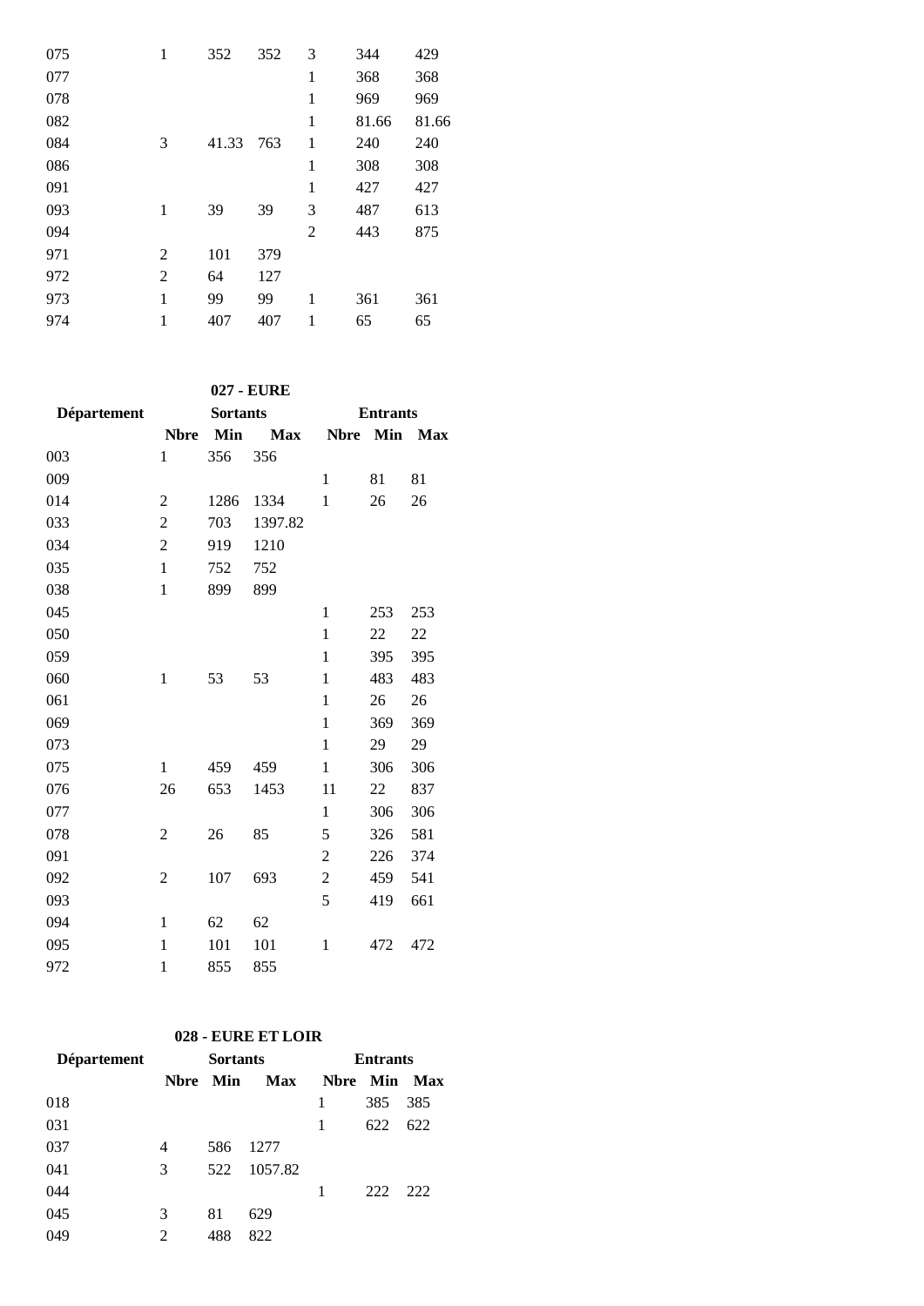| | | | | | | |
|---|---|---|---|---|---|---|
| 075 | 1 | 352 | 352 | 3 | 344 | 429 |
| 077 | | | | 1 | 368 | 368 |
| 078 | | | | 1 | 969 | 969 |
| 082 | | | | 1 | 81.66 | 81.66 |
| 084 | 3 | 41.33 | 763 | 1 | 240 | 240 |
| 086 | | | | 1 | 308 | 308 |
| 091 | | | | 1 | 427 | 427 |
| 093 | 1 | 39 | 39 | 3 | 487 | 613 |
| 094 | | | | 2 | 443 | 875 |
| 971 | 2 | 101 | 379 | | | |
| 972 | 2 | 64 | 127 | | | |
| 973 | 1 | 99 | 99 | 1 | 361 | 361 |
| 974 | 1 | 407 | 407 | 1 | 65 | 65 |

**027 - EURE**

| Département | Sortants | | | Entrants | | |
|---|---|---|---|---|---|---|
| | **Nbre** | **Min** | **Max** | **Nbre** | **Min** | **Max** |
| 003 | 1 | 356 | 356 | | | |
| 009 | | | | 1 | 81 | 81 |
| 014 | 2 | 1286 | 1334 | 1 | 26 | 26 |
| 033 | 2 | 703 | 1397.82 | | | |
| 034 | 2 | 919 | 1210 | | | |
| 035 | 1 | 752 | 752 | | | |
| 038 | 1 | 899 | 899 | | | |
| 045 | | | | 1 | 253 | 253 |
| 050 | | | | 1 | 22 | 22 |
| 059 | | | | 1 | 395 | 395 |
| 060 | 1 | 53 | 53 | 1 | 483 | 483 |
| 061 | | | | 1 | 26 | 26 |
| 069 | | | | 1 | 369 | 369 |
| 073 | | | | 1 | 29 | 29 |
| 075 | 1 | 459 | 459 | 1 | 306 | 306 |
| 076 | 26 | 653 | 1453 | 11 | 22 | 837 |
| 077 | | | | 1 | 306 | 306 |
| 078 | 2 | 26 | 85 | 5 | 326 | 581 |
| 091 | | | | 2 | 226 | 374 |
| 092 | 2 | 107 | 693 | 2 | 459 | 541 |
| 093 | | | | 5 | 419 | 661 |
| 094 | 1 | 62 | 62 | | | |
| 095 | 1 | 101 | 101 | 1 | 472 | 472 |
| 972 | 1 | 855 | 855 | | | |

**028 - EURE ET LOIR**

| Département | Sortants | | | Entrants | | |
|---|---|---|---|---|---|---|
| | **Nbre** | **Min** | **Max** | **Nbre** | **Min** | **Max** |
| 018 | | | | 1 | 385 | 385 |
| 031 | | | | 1 | 622 | 622 |
| 037 | 4 | 586 | 1277 | | | |
| 041 | 3 | 522 | 1057.82 | | | |
| 044 | | | | 1 | 222 | 222 |
| 045 | 3 | 81 | 629 | | | |
| 049 | 2 | 488 | 822 | | | |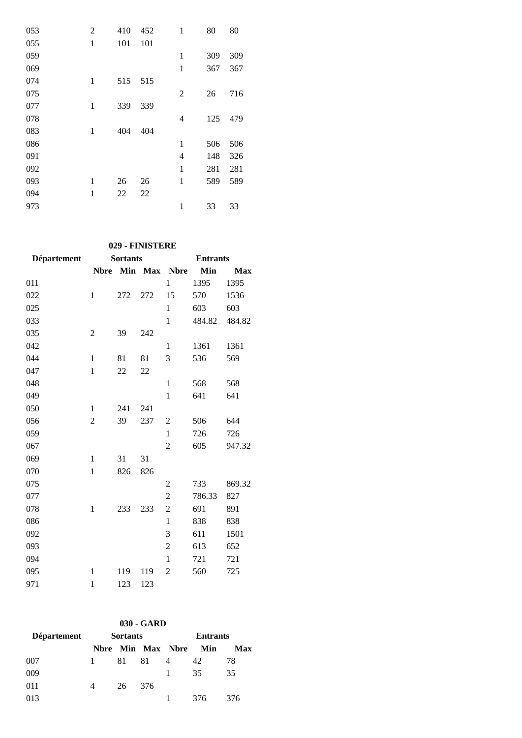| Département | Sortants | | | Entrants | | |
|---|---|---|---|---|---|---|
| | Nbre | Min | Max | Nbre | Min | Max |
| 053 | 2 | 410 | 452 | 1 | 80 | 80 |
| 055 | 1 | 101 | 101 | | | |
| 059 | | | | 1 | 309 | 309 |
| 069 | | | | 1 | 367 | 367 |
| 074 | 1 | 515 | 515 | | | |
| 075 | | | | 2 | 26 | 716 |
| 077 | 1 | 339 | 339 | | | |
| 078 | | | | 4 | 125 | 479 |
| 083 | 1 | 404 | 404 | | | |
| 086 | | | | 1 | 506 | 506 |
| 091 | | | | 4 | 148 | 326 |
| 092 | | | | 1 | 281 | 281 |
| 093 | 1 | 26 | 26 | 1 | 589 | 589 |
| 094 | 1 | 22 | 22 | | | |
| 973 | | | | 1 | 33 | 33 |

**029 - FINISTERE**

| Département | Sortants | | | Entrants | | |
|---|---|---|---|---|---|---|
| | Nbre | Min | Max | Nbre | Min | Max |
| 011 | | | | 1 | 1395 | 1395 |
| 022 | 1 | 272 | 272 | 15 | 570 | 1536 |
| 025 | | | | 1 | 603 | 603 |
| 033 | | | | 1 | 484.82 | 484.82 |
| 035 | 2 | 39 | 242 | | | |
| 042 | | | | 1 | 1361 | 1361 |
| 044 | 1 | 81 | 81 | 3 | 536 | 569 |
| 047 | 1 | 22 | 22 | | | |
| 048 | | | | 1 | 568 | 568 |
| 049 | | | | 1 | 641 | 641 |
| 050 | 1 | 241 | 241 | | | |
| 056 | 2 | 39 | 237 | 2 | 506 | 644 |
| 059 | | | | 1 | 726 | 726 |
| 067 | | | | 2 | 605 | 947.32 |
| 069 | 1 | 31 | 31 | | | |
| 070 | 1 | 826 | 826 | | | |
| 075 | | | | 2 | 733 | 869.32 |
| 077 | | | | 2 | 786.33 | 827 |
| 078 | 1 | 233 | 233 | 2 | 691 | 891 |
| 086 | | | | 1 | 838 | 838 |
| 092 | | | | 3 | 611 | 1501 |
| 093 | | | | 2 | 613 | 652 |
| 094 | | | | 1 | 721 | 721 |
| 095 | 1 | 119 | 119 | 2 | 560 | 725 |
| 971 | 1 | 123 | 123 | | | |

**030 - GARD**

| Département | Sortants | | | Entrants | | |
|---|---|---|---|---|---|---|
| | Nbre | Min | Max | Nbre | Min | Max |
| 007 | 1 | 81 | 81 | 4 | 42 | 78 |
| 009 | | | | 1 | 35 | 35 |
| 011 | 4 | 26 | 376 | | | |
| 013 | | | | 1 | 376 | 376 |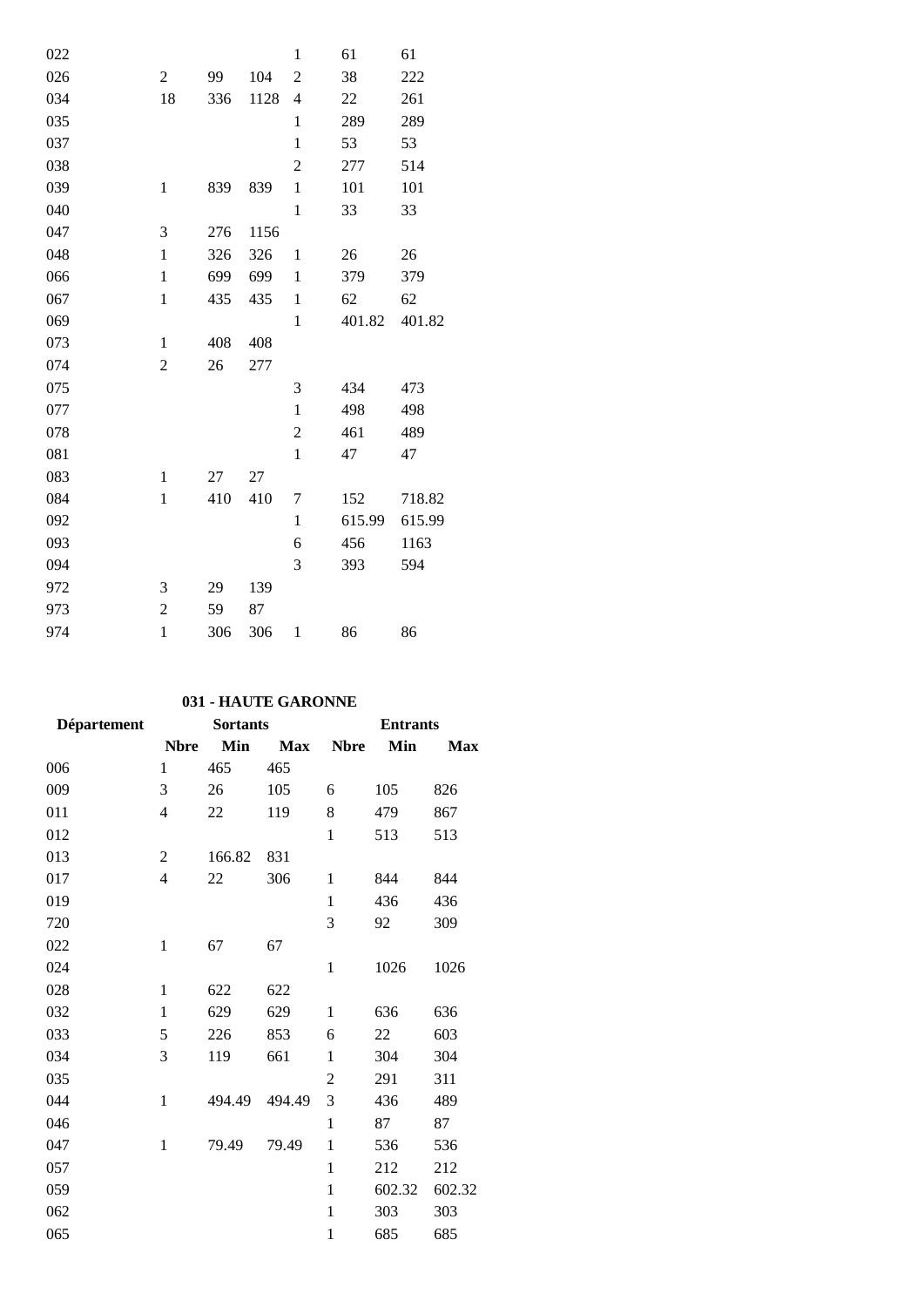| | | | | | | |
|---|---|---|---|---|---|---|
| 022 | | | | 1 | 61 | 61 |
| 026 | 2 | 99 | 104 | 2 | 38 | 222 |
| 034 | 18 | 336 | 1128 | 4 | 22 | 261 |
| 035 | | | | 1 | 289 | 289 |
| 037 | | | | 1 | 53 | 53 |
| 038 | | | | 2 | 277 | 514 |
| 039 | 1 | 839 | 839 | 1 | 101 | 101 |
| 040 | | | | 1 | 33 | 33 |
| 047 | 3 | 276 | 1156 | | | |
| 048 | 1 | 326 | 326 | 1 | 26 | 26 |
| 066 | 1 | 699 | 699 | 1 | 379 | 379 |
| 067 | 1 | 435 | 435 | 1 | 62 | 62 |
| 069 | | | | 1 | 401.82 | 401.82 |
| 073 | 1 | 408 | 408 | | | |
| 074 | 2 | 26 | 277 | | | |
| 075 | | | | 3 | 434 | 473 |
| 077 | | | | 1 | 498 | 498 |
| 078 | | | | 2 | 461 | 489 |
| 081 | | | | 1 | 47 | 47 |
| 083 | 1 | 27 | 27 | | | |
| 084 | 1 | 410 | 410 | 7 | 152 | 718.82 |
| 092 | | | | 1 | 615.99 | 615.99 |
| 093 | | | | 6 | 456 | 1163 |
| 094 | | | | 3 | 393 | 594 |
| 972 | 3 | 29 | 139 | | | |
| 973 | 2 | 59 | 87 | | | |
| 974 | 1 | 306 | 306 | 1 | 86 | 86 |

**031 - HAUTE GARONNE**

| Département | Sortants | | | Entrants | | |
|---|---|---|---|---|---|---|
| | **Nbre** | **Min** | **Max** | **Nbre** | **Min** | **Max** |
| 006 | 1 | 465 | 465 | | | |
| 009 | 3 | 26 | 105 | 6 | 105 | 826 |
| 011 | 4 | 22 | 119 | 8 | 479 | 867 |
| 012 | | | | 1 | 513 | 513 |
| 013 | 2 | 166.82 | 831 | | | |
| 017 | 4 | 22 | 306 | 1 | 844 | 844 |
| 019 | | | | 1 | 436 | 436 |
| 720 | | | | 3 | 92 | 309 |
| 022 | 1 | 67 | 67 | | | |
| 024 | | | | 1 | 1026 | 1026 |
| 028 | 1 | 622 | 622 | | | |
| 032 | 1 | 629 | 629 | 1 | 636 | 636 |
| 033 | 5 | 226 | 853 | 6 | 22 | 603 |
| 034 | 3 | 119 | 661 | 1 | 304 | 304 |
| 035 | | | | 2 | 291 | 311 |
| 044 | 1 | 494.49 | 494.49 | 3 | 436 | 489 |
| 046 | | | | 1 | 87 | 87 |
| 047 | 1 | 79.49 | 79.49 | 1 | 536 | 536 |
| 057 | | | | 1 | 212 | 212 |
| 059 | | | | 1 | 602.32 | 602.32 |
| 062 | | | | 1 | 303 | 303 |
| 065 | | | | 1 | 685 | 685 |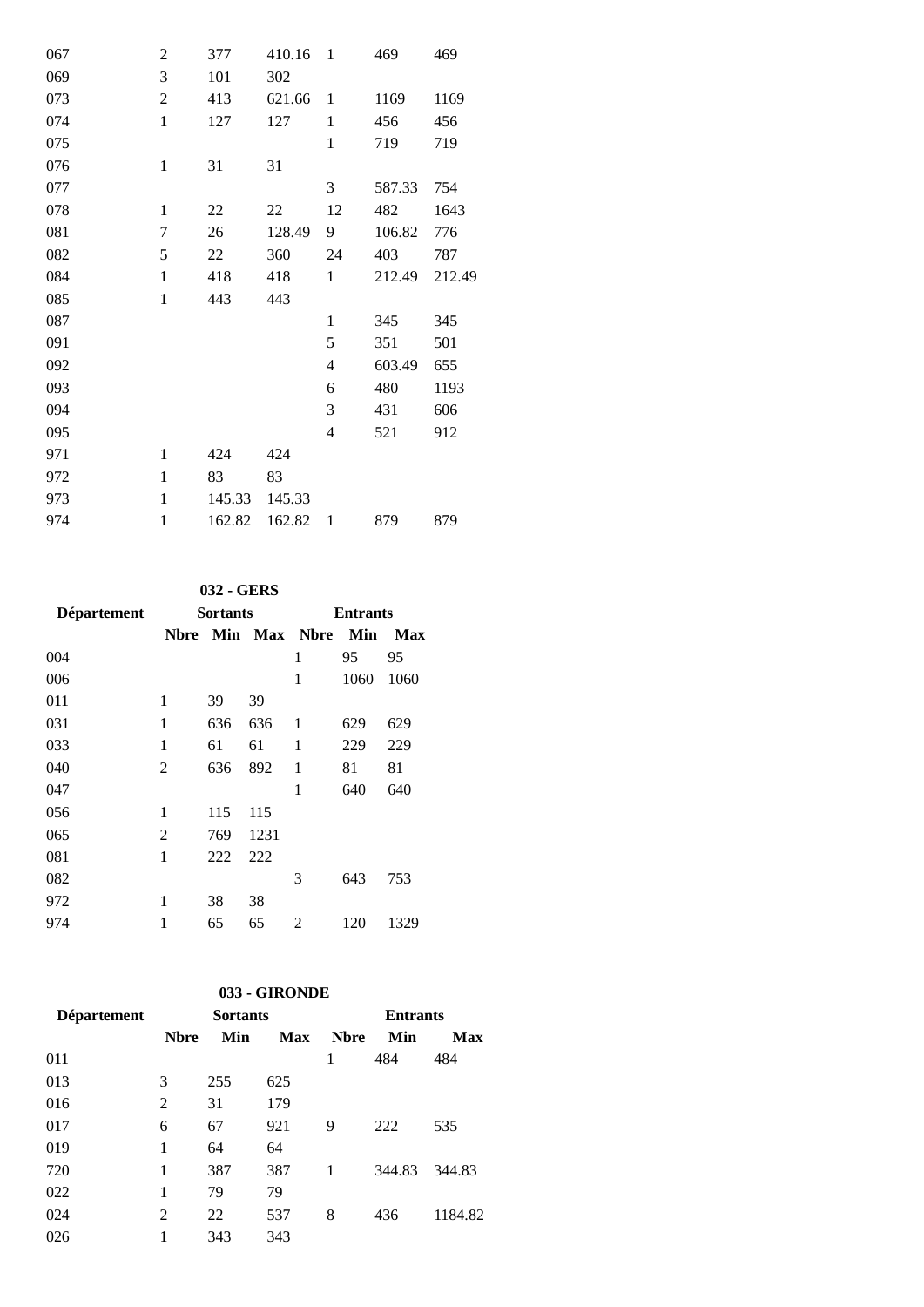| | | | | | | |
|---|---|---|---|---|---|---|
| 067 | 2 | 377 | 410.16 | 1 | 469 | 469 |
| 069 | 3 | 101 | 302 | | | |
| 073 | 2 | 413 | 621.66 | 1 | 1169 | 1169 |
| 074 | 1 | 127 | 127 | 1 | 456 | 456 |
| 075 | | | | 1 | 719 | 719 |
| 076 | 1 | 31 | 31 | | | |
| 077 | | | | 3 | 587.33 | 754 |
| 078 | 1 | 22 | 22 | 12 | 482 | 1643 |
| 081 | 7 | 26 | 128.49 | 9 | 106.82 | 776 |
| 082 | 5 | 22 | 360 | 24 | 403 | 787 |
| 084 | 1 | 418 | 418 | 1 | 212.49 | 212.49 |
| 085 | 1 | 443 | 443 | | | |
| 087 | | | | 1 | 345 | 345 |
| 091 | | | | 5 | 351 | 501 |
| 092 | | | | 4 | 603.49 | 655 |
| 093 | | | | 6 | 480 | 1193 |
| 094 | | | | 3 | 431 | 606 |
| 095 | | | | 4 | 521 | 912 |
| 971 | 1 | 424 | 424 | | | |
| 972 | 1 | 83 | 83 | | | |
| 973 | 1 | 145.33 | 145.33 | | | |
| 974 | 1 | 162.82 | 162.82 | 1 | 879 | 879 |

**032 - GERS**

| Département | Sortants | | | Entrants | | |
|---|---|---|---|---|---|---|
| | Nbre | Min | Max | Nbre | Min | Max |
| 004 | | | | 1 | 95 | 95 |
| 006 | | | | 1 | 1060 | 1060 |
| 011 | 1 | 39 | 39 | | | |
| 031 | 1 | 636 | 636 | 1 | 629 | 629 |
| 033 | 1 | 61 | 61 | 1 | 229 | 229 |
| 040 | 2 | 636 | 892 | 1 | 81 | 81 |
| 047 | | | | 1 | 640 | 640 |
| 056 | 1 | 115 | 115 | | | |
| 065 | 2 | 769 | 1231 | | | |
| 081 | 1 | 222 | 222 | | | |
| 082 | | | | 3 | 643 | 753 |
| 972 | 1 | 38 | 38 | | | |
| 974 | 1 | 65 | 65 | 2 | 120 | 1329 |

**033 - GIRONDE**

| Département | Sortants | | | Entrants | | |
|---|---|---|---|---|---|---|
| | Nbre | Min | Max | Nbre | Min | Max |
| 011 | | | | 1 | 484 | 484 |
| 013 | 3 | 255 | 625 | | | |
| 016 | 2 | 31 | 179 | | | |
| 017 | 6 | 67 | 921 | 9 | 222 | 535 |
| 019 | 1 | 64 | 64 | | | |
| 720 | 1 | 387 | 387 | 1 | 344.83 | 344.83 |
| 022 | 1 | 79 | 79 | | | |
| 024 | 2 | 22 | 537 | 8 | 436 | 1184.82 |
| 026 | 1 | 343 | 343 | | | |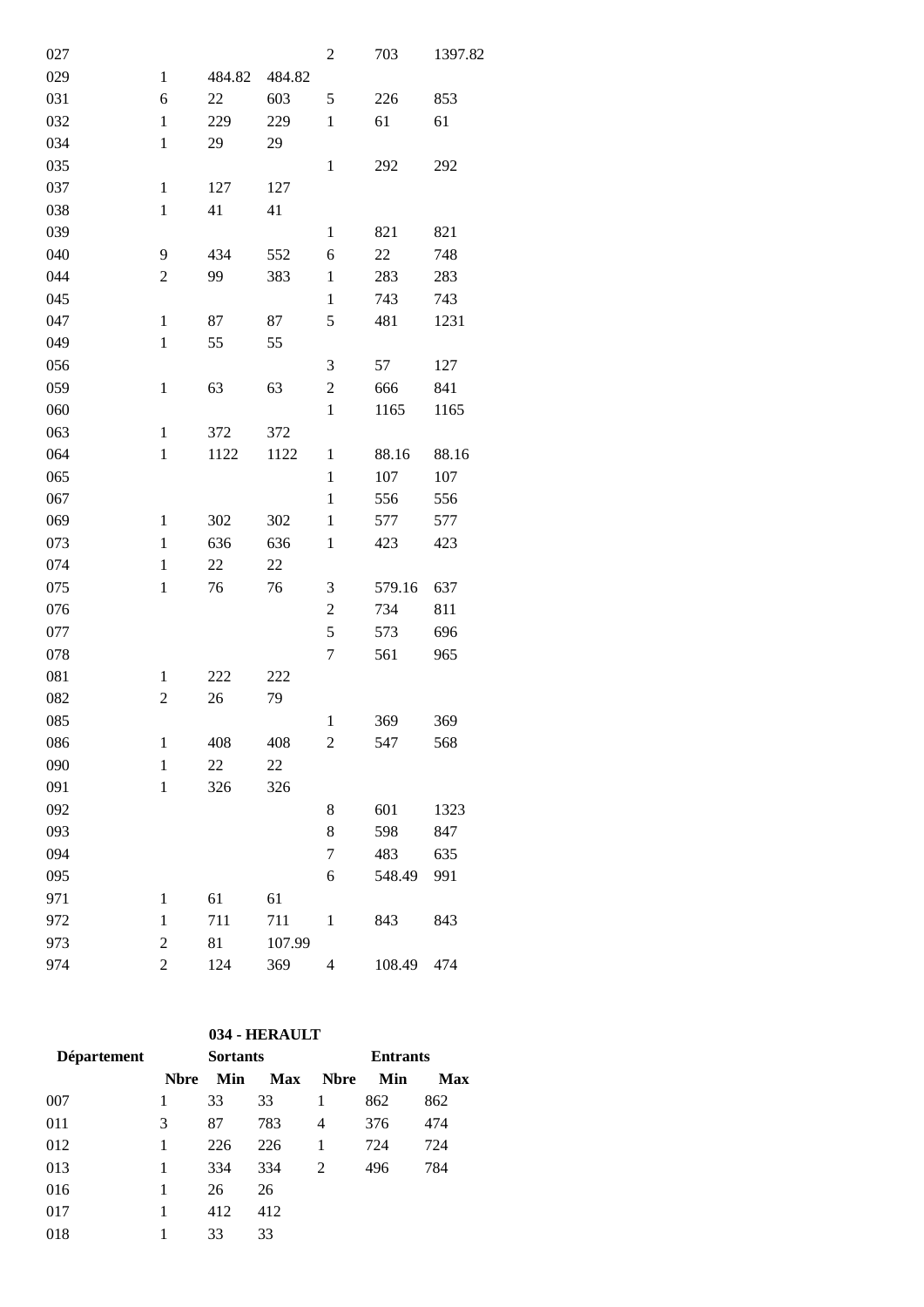| | | | | | | |
|---|---|---|---|---|---|---|
| 027 | | | | 2 | 703 | 1397.82 |
| 029 | 1 | 484.82 | 484.82 | | | |
| 031 | 6 | 22 | 603 | 5 | 226 | 853 |
| 032 | 1 | 229 | 229 | 1 | 61 | 61 |
| 034 | 1 | 29 | 29 | | | |
| 035 | | | | 1 | 292 | 292 |
| 037 | 1 | 127 | 127 | | | |
| 038 | 1 | 41 | 41 | | | |
| 039 | | | | 1 | 821 | 821 |
| 040 | 9 | 434 | 552 | 6 | 22 | 748 |
| 044 | 2 | 99 | 383 | 1 | 283 | 283 |
| 045 | | | | 1 | 743 | 743 |
| 047 | 1 | 87 | 87 | 5 | 481 | 1231 |
| 049 | 1 | 55 | 55 | | | |
| 056 | | | | 3 | 57 | 127 |
| 059 | 1 | 63 | 63 | 2 | 666 | 841 |
| 060 | | | | 1 | 1165 | 1165 |
| 063 | 1 | 372 | 372 | | | |
| 064 | 1 | 1122 | 1122 | 1 | 88.16 | 88.16 |
| 065 | | | | 1 | 107 | 107 |
| 067 | | | | 1 | 556 | 556 |
| 069 | 1 | 302 | 302 | 1 | 577 | 577 |
| 073 | 1 | 636 | 636 | 1 | 423 | 423 |
| 074 | 1 | 22 | 22 | | | |
| 075 | 1 | 76 | 76 | 3 | 579.16 | 637 |
| 076 | | | | 2 | 734 | 811 |
| 077 | | | | 5 | 573 | 696 |
| 078 | | | | 7 | 561 | 965 |
| 081 | 1 | 222 | 222 | | | |
| 082 | 2 | 26 | 79 | | | |
| 085 | | | | 1 | 369 | 369 |
| 086 | 1 | 408 | 408 | 2 | 547 | 568 |
| 090 | 1 | 22 | 22 | | | |
| 091 | 1 | 326 | 326 | | | |
| 092 | | | | 8 | 601 | 1323 |
| 093 | | | | 8 | 598 | 847 |
| 094 | | | | 7 | 483 | 635 |
| 095 | | | | 6 | 548.49 | 991 |
| 971 | 1 | 61 | 61 | | | |
| 972 | 1 | 711 | 711 | 1 | 843 | 843 |
| 973 | 2 | 81 | 107.99 | | | |
| 974 | 2 | 124 | 369 | 4 | 108.49 | 474 |

**034 - HERAULT**

| Département | Sortants | | | Entrants | | |
|---|---|---|---|---|---|---|
| | Nbre | Min | Max | Nbre | Min | Max |
| 007 | 1 | 33 | 33 | 1 | 862 | 862 |
| 011 | 3 | 87 | 783 | 4 | 376 | 474 |
| 012 | 1 | 226 | 226 | 1 | 724 | 724 |
| 013 | 1 | 334 | 334 | 2 | 496 | 784 |
| 016 | 1 | 26 | 26 | | | |
| 017 | 1 | 412 | 412 | | | |
| 018 | 1 | 33 | 33 | | | |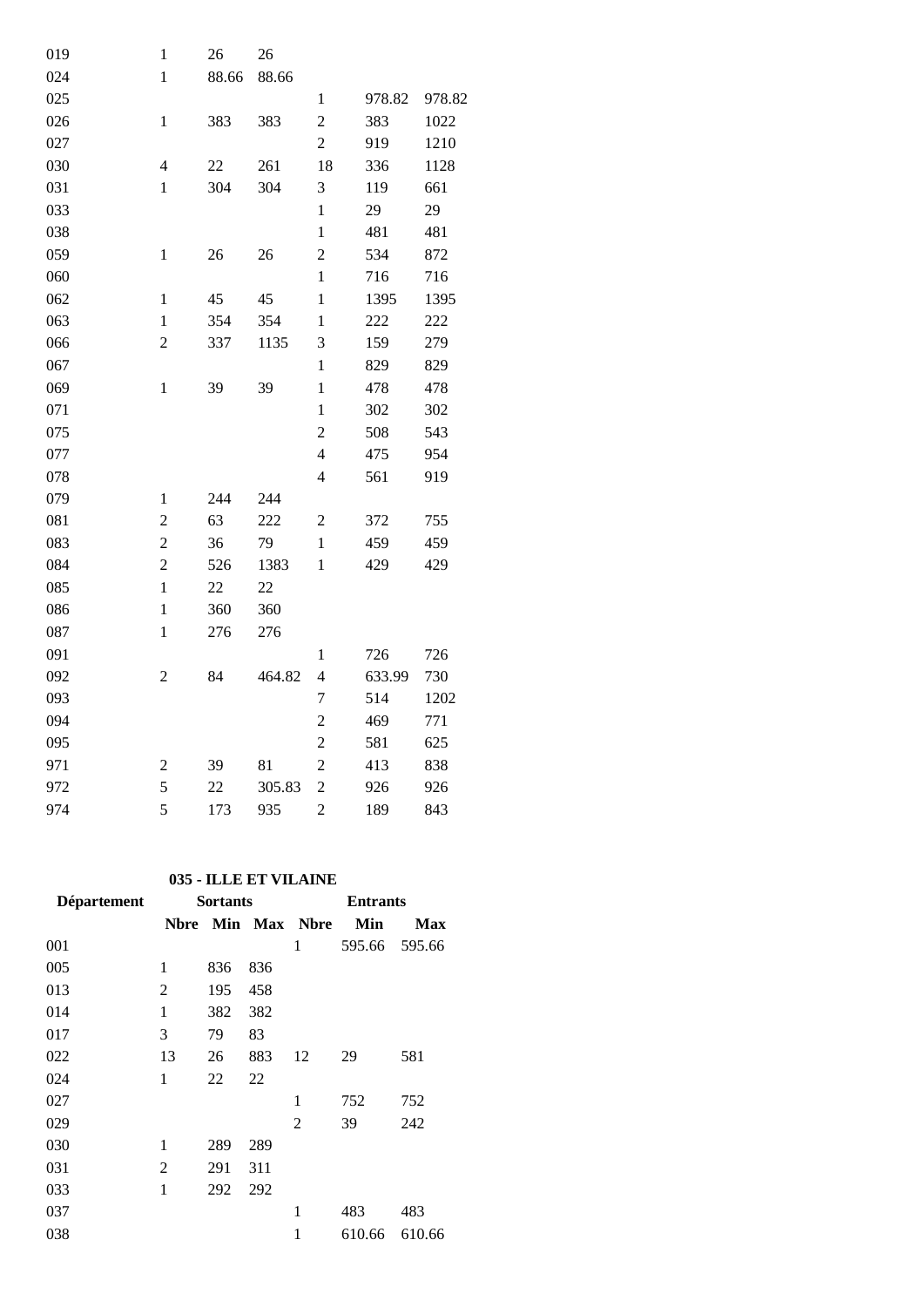| | | | | | | |
|---|---|---|---|---|---|---|
| 019 | 1 | 26 | 26 | | | |
| 024 | 1 | 88.66 | 88.66 | | | |
| 025 | | | | 1 | 978.82 | 978.82 |
| 026 | 1 | 383 | 383 | 2 | 383 | 1022 |
| 027 | | | | 2 | 919 | 1210 |
| 030 | 4 | 22 | 261 | 18 | 336 | 1128 |
| 031 | 1 | 304 | 304 | 3 | 119 | 661 |
| 033 | | | | 1 | 29 | 29 |
| 038 | | | | 1 | 481 | 481 |
| 059 | 1 | 26 | 26 | 2 | 534 | 872 |
| 060 | | | | 1 | 716 | 716 |
| 062 | 1 | 45 | 45 | 1 | 1395 | 1395 |
| 063 | 1 | 354 | 354 | 1 | 222 | 222 |
| 066 | 2 | 337 | 1135 | 3 | 159 | 279 |
| 067 | | | | 1 | 829 | 829 |
| 069 | 1 | 39 | 39 | 1 | 478 | 478 |
| 071 | | | | 1 | 302 | 302 |
| 075 | | | | 2 | 508 | 543 |
| 077 | | | | 4 | 475 | 954 |
| 078 | | | | 4 | 561 | 919 |
| 079 | 1 | 244 | 244 | | | |
| 081 | 2 | 63 | 222 | 2 | 372 | 755 |
| 083 | 2 | 36 | 79 | 1 | 459 | 459 |
| 084 | 2 | 526 | 1383 | 1 | 429 | 429 |
| 085 | 1 | 22 | 22 | | | |
| 086 | 1 | 360 | 360 | | | |
| 087 | 1 | 276 | 276 | | | |
| 091 | | | | 1 | 726 | 726 |
| 092 | 2 | 84 | 464.82 | 4 | 633.99 | 730 |
| 093 | | | | 7 | 514 | 1202 |
| 094 | | | | 2 | 469 | 771 |
| 095 | | | | 2 | 581 | 625 |
| 971 | 2 | 39 | 81 | 2 | 413 | 838 |
| 972 | 5 | 22 | 305.83 | 2 | 926 | 926 |
| 974 | 5 | 173 | 935 | 2 | 189 | 843 |

**035 - ILLE ET VILAINE**

| Département | Sortants | | | Entrants | | |
|---|---|---|---|---|---|---|
| | **Nbre** | **Min** | **Max** | **Nbre** | **Min** | **Max** |
| 001 | | | | 1 | 595.66 | 595.66 |
| 005 | 1 | 836 | 836 | | | |
| 013 | 2 | 195 | 458 | | | |
| 014 | 1 | 382 | 382 | | | |
| 017 | 3 | 79 | 83 | | | |
| 022 | 13 | 26 | 883 | 12 | 29 | 581 |
| 024 | 1 | 22 | 22 | | | |
| 027 | | | | 1 | 752 | 752 |
| 029 | | | | 2 | 39 | 242 |
| 030 | 1 | 289 | 289 | | | |
| 031 | 2 | 291 | 311 | | | |
| 033 | 1 | 292 | 292 | | | |
| 037 | | | | 1 | 483 | 483 |
| 038 | | | | 1 | 610.66 | 610.66 |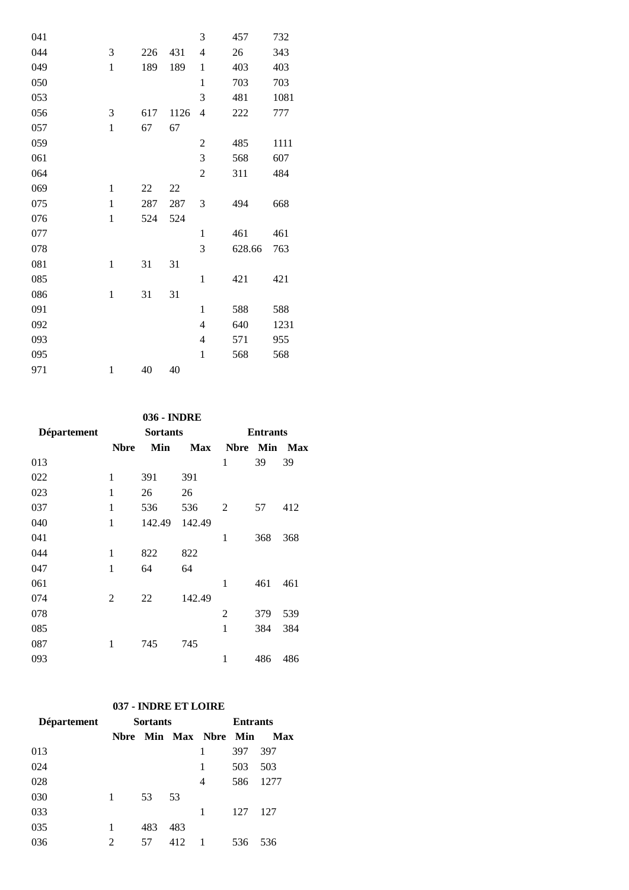| Département | Nbre | Min | Max | Nbre | Min | Max |
|---|---|---|---|---|---|---|
| 041 | | | | 3 | 457 | 732 |
| 044 | 3 | 226 | 431 | 4 | 26 | 343 |
| 049 | 1 | 189 | 189 | 1 | 403 | 403 |
| 050 | | | | 1 | 703 | 703 |
| 053 | | | | 3 | 481 | 1081 |
| 056 | 3 | 617 | 1126 | 4 | 222 | 777 |
| 057 | 1 | 67 | 67 | | | |
| 059 | | | | 2 | 485 | 1111 |
| 061 | | | | 3 | 568 | 607 |
| 064 | | | | 2 | 311 | 484 |
| 069 | 1 | 22 | 22 | | | |
| 075 | 1 | 287 | 287 | 3 | 494 | 668 |
| 076 | 1 | 524 | 524 | | | |
| 077 | | | | 1 | 461 | 461 |
| 078 | | | | 3 | 628.66 | 763 |
| 081 | 1 | 31 | 31 | | | |
| 085 | | | | 1 | 421 | 421 |
| 086 | 1 | 31 | 31 | | | |
| 091 | | | | 1 | 588 | 588 |
| 092 | | | | 4 | 640 | 1231 |
| 093 | | | | 4 | 571 | 955 |
| 095 | | | | 1 | 568 | 568 |
| 971 | 1 | 40 | 40 | | | |

**036 - INDRE**

| Département | Sortants | | | Entrants | | |
|---|---|---|---|---|---|---|
| | **Nbre** | **Min** | **Max** | **Nbre** | **Min** | **Max** |
| 013 | | | | 1 | 39 | 39 |
| 022 | 1 | 391 | 391 | | | |
| 023 | 1 | 26 | 26 | | | |
| 037 | 1 | 536 | 536 | 2 | 57 | 412 |
| 040 | 1 | 142.49 | 142.49 | | | |
| 041 | | | | 1 | 368 | 368 |
| 044 | 1 | 822 | 822 | | | |
| 047 | 1 | 64 | 64 | | | |
| 061 | | | | 1 | 461 | 461 |
| 074 | 2 | 22 | 142.49 | | | |
| 078 | | | | 2 | 379 | 539 |
| 085 | | | | 1 | 384 | 384 |
| 087 | 1 | 745 | 745 | | | |
| 093 | | | | 1 | 486 | 486 |

**037 - INDRE ET LOIRE**

| Département | Sortants | | | Entrants | | |
|---|---|---|---|---|---|---|
| | **Nbre** | **Min** | **Max** | **Nbre** | **Min** | **Max** |
| 013 | | | | 1 | 397 | 397 |
| 024 | | | | 1 | 503 | 503 |
| 028 | | | | 4 | 586 | 1277 |
| 030 | 1 | 53 | 53 | | | |
| 033 | | | | 1 | 127 | 127 |
| 035 | 1 | 483 | 483 | | | |
| 036 | 2 | 57 | 412 | 1 | 536 | 536 |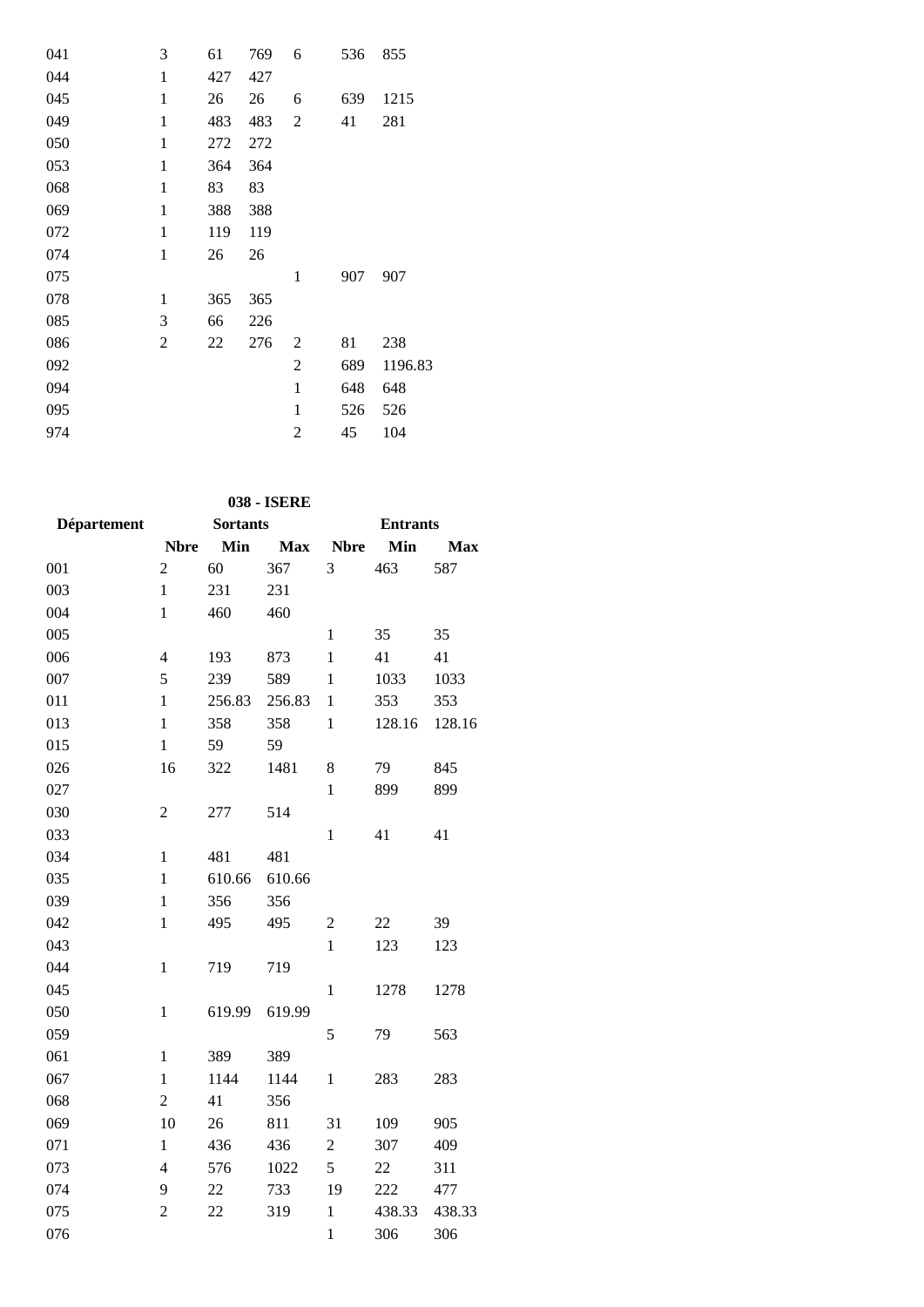| | | | | | | |
|---|---|---|---|---|---|---|
| 041 | 3 | 61 | 769 | 6 | 536 | 855 |
| 044 | 1 | 427 | 427 | | | |
| 045 | 1 | 26 | 26 | 6 | 639 | 1215 |
| 049 | 1 | 483 | 483 | 2 | 41 | 281 |
| 050 | 1 | 272 | 272 | | | |
| 053 | 1 | 364 | 364 | | | |
| 068 | 1 | 83 | 83 | | | |
| 069 | 1 | 388 | 388 | | | |
| 072 | 1 | 119 | 119 | | | |
| 074 | 1 | 26 | 26 | | | |
| 075 | | | | 1 | 907 | 907 |
| 078 | 1 | 365 | 365 | | | |
| 085 | 3 | 66 | 226 | | | |
| 086 | 2 | 22 | 276 | 2 | 81 | 238 |
| 092 | | | | 2 | 689 | 1196.83 |
| 094 | | | | 1 | 648 | 648 |
| 095 | | | | 1 | 526 | 526 |
| 974 | | | | 2 | 45 | 104 |

**038 - ISERE**

| Département | Sortants | | | Entrants | | |
|---|---|---|---|---|---|---|
| | **Nbre** | **Min** | **Max** | **Nbre** | **Min** | **Max** |
| 001 | 2 | 60 | 367 | 3 | 463 | 587 |
| 003 | 1 | 231 | 231 | | | |
| 004 | 1 | 460 | 460 | | | |
| 005 | | | | 1 | 35 | 35 |
| 006 | 4 | 193 | 873 | 1 | 41 | 41 |
| 007 | 5 | 239 | 589 | 1 | 1033 | 1033 |
| 011 | 1 | 256.83 | 256.83 | 1 | 353 | 353 |
| 013 | 1 | 358 | 358 | 1 | 128.16 | 128.16 |
| 015 | 1 | 59 | 59 | | | |
| 026 | 16 | 322 | 1481 | 8 | 79 | 845 |
| 027 | | | | 1 | 899 | 899 |
| 030 | 2 | 277 | 514 | | | |
| 033 | | | | 1 | 41 | 41 |
| 034 | 1 | 481 | 481 | | | |
| 035 | 1 | 610.66 | 610.66 | | | |
| 039 | 1 | 356 | 356 | | | |
| 042 | 1 | 495 | 495 | 2 | 22 | 39 |
| 043 | | | | 1 | 123 | 123 |
| 044 | 1 | 719 | 719 | | | |
| 045 | | | | 1 | 1278 | 1278 |
| 050 | 1 | 619.99 | 619.99 | | | |
| 059 | | | | 5 | 79 | 563 |
| 061 | 1 | 389 | 389 | | | |
| 067 | 1 | 1144 | 1144 | 1 | 283 | 283 |
| 068 | 2 | 41 | 356 | | | |
| 069 | 10 | 26 | 811 | 31 | 109 | 905 |
| 071 | 1 | 436 | 436 | 2 | 307 | 409 |
| 073 | 4 | 576 | 1022 | 5 | 22 | 311 |
| 074 | 9 | 22 | 733 | 19 | 222 | 477 |
| 075 | 2 | 22 | 319 | 1 | 438.33 | 438.33 |
| 076 | | | | 1 | 306 | 306 |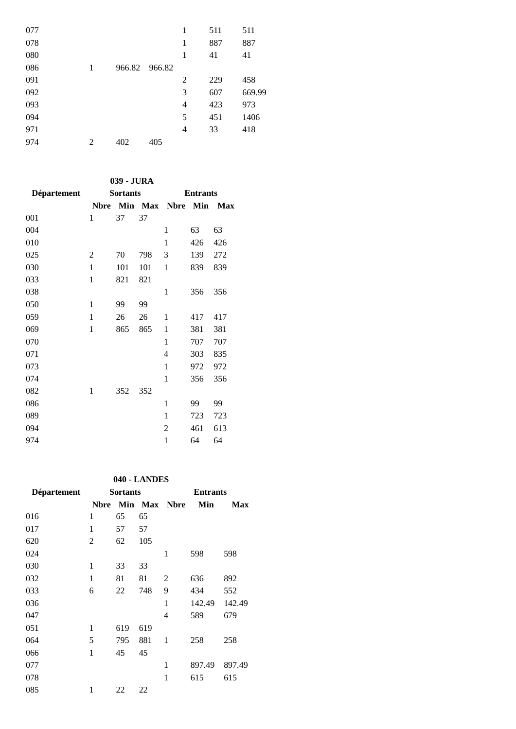| | | | | | | |
|---|---|---|---|---|---|---|
| 077 | | | | 1 | 511 | 511 |
| 078 | | | | 1 | 887 | 887 |
| 080 | | | | 1 | 41 | 41 |
| 086 | 1 | 966.82 | 966.82 | | | |
| 091 | | | | 2 | 229 | 458 |
| 092 | | | | 3 | 607 | 669.99 |
| 093 | | | | 4 | 423 | 973 |
| 094 | | | | 5 | 451 | 1406 |
| 971 | | | | 4 | 33 | 418 |
| 974 | 2 | 402 | 405 | | | |

**039 - JURA**

| Département | Sortants | | | Entrants | | |
|---|---|---|---|---|---|---|
| | Nbre | Min | Max | Nbre | Min | Max |
| 001 | 1 | 37 | 37 | | | |
| 004 | | | | 1 | 63 | 63 |
| 010 | | | | 1 | 426 | 426 |
| 025 | 2 | 70 | 798 | 3 | 139 | 272 |
| 030 | 1 | 101 | 101 | 1 | 839 | 839 |
| 033 | 1 | 821 | 821 | | | |
| 038 | | | | 1 | 356 | 356 |
| 050 | 1 | 99 | 99 | | | |
| 059 | 1 | 26 | 26 | 1 | 417 | 417 |
| 069 | 1 | 865 | 865 | 1 | 381 | 381 |
| 070 | | | | 1 | 707 | 707 |
| 071 | | | | 4 | 303 | 835 |
| 073 | | | | 1 | 972 | 972 |
| 074 | | | | 1 | 356 | 356 |
| 082 | 1 | 352 | 352 | | | |
| 086 | | | | 1 | 99 | 99 |
| 089 | | | | 1 | 723 | 723 |
| 094 | | | | 2 | 461 | 613 |
| 974 | | | | 1 | 64 | 64 |

**040 - LANDES**

| Département | Sortants | | | Entrants | | |
|---|---|---|---|---|---|---|
| | Nbre | Min | Max | Nbre | Min | Max |
| 016 | 1 | 65 | 65 | | | |
| 017 | 1 | 57 | 57 | | | |
| 620 | 2 | 62 | 105 | | | |
| 024 | | | | 1 | 598 | 598 |
| 030 | 1 | 33 | 33 | | | |
| 032 | 1 | 81 | 81 | 2 | 636 | 892 |
| 033 | 6 | 22 | 748 | 9 | 434 | 552 |
| 036 | | | | 1 | 142.49 | 142.49 |
| 047 | | | | 4 | 589 | 679 |
| 051 | 1 | 619 | 619 | | | |
| 064 | 5 | 795 | 881 | 1 | 258 | 258 |
| 066 | 1 | 45 | 45 | | | |
| 077 | | | | 1 | 897.49 | 897.49 |
| 078 | | | | 1 | 615 | 615 |
| 085 | 1 | 22 | 22 | | | |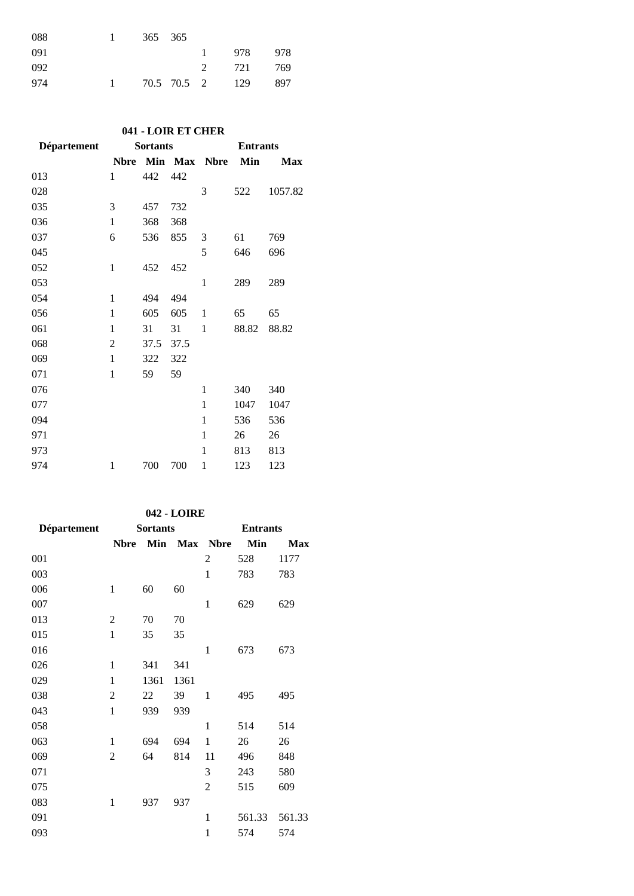| Département | Sortants | | | Entrants | | |
|---|---|---|---|---|---|---|
| | Nbre | Min | Max | Nbre | Min | Max |
| 088 | 1 | 365 | 365 | | | |
| 091 | | | | 1 | 978 | 978 |
| 092 | | | | 2 | 721 | 769 |
| 974 | 1 | 70.5 | 70.5 | 2 | 129 | 897 |

**041 - LOIR ET CHER**

| Département | Sortants | | | Entrants | | |
|---|---|---|---|---|---|---|
| | Nbre | Min | Max | Nbre | Min | Max |
| 013 | 1 | 442 | 442 | | | |
| 028 | | | | 3 | 522 | 1057.82 |
| 035 | 3 | 457 | 732 | | | |
| 036 | 1 | 368 | 368 | | | |
| 037 | 6 | 536 | 855 | 3 | 61 | 769 |
| 045 | | | | 5 | 646 | 696 |
| 052 | 1 | 452 | 452 | | | |
| 053 | | | | 1 | 289 | 289 |
| 054 | 1 | 494 | 494 | | | |
| 056 | 1 | 605 | 605 | 1 | 65 | 65 |
| 061 | 1 | 31 | 31 | 1 | 88.82 | 88.82 |
| 068 | 2 | 37.5 | 37.5 | | | |
| 069 | 1 | 322 | 322 | | | |
| 071 | 1 | 59 | 59 | | | |
| 076 | | | | 1 | 340 | 340 |
| 077 | | | | 1 | 1047 | 1047 |
| 094 | | | | 1 | 536 | 536 |
| 971 | | | | 1 | 26 | 26 |
| 973 | | | | 1 | 813 | 813 |
| 974 | 1 | 700 | 700 | 1 | 123 | 123 |

**042 - LOIRE**

| Département | Sortants | | | Entrants | | |
|---|---|---|---|---|---|---|
| | Nbre | Min | Max | Nbre | Min | Max |
| 001 | | | | 2 | 528 | 1177 |
| 003 | | | | 1 | 783 | 783 |
| 006 | 1 | 60 | 60 | | | |
| 007 | | | | 1 | 629 | 629 |
| 013 | 2 | 70 | 70 | | | |
| 015 | 1 | 35 | 35 | | | |
| 016 | | | | 1 | 673 | 673 |
| 026 | 1 | 341 | 341 | | | |
| 029 | 1 | 1361 | 1361 | | | |
| 038 | 2 | 22 | 39 | 1 | 495 | 495 |
| 043 | 1 | 939 | 939 | | | |
| 058 | | | | 1 | 514 | 514 |
| 063 | 1 | 694 | 694 | 1 | 26 | 26 |
| 069 | 2 | 64 | 814 | 11 | 496 | 848 |
| 071 | | | | 3 | 243 | 580 |
| 075 | | | | 2 | 515 | 609 |
| 083 | 1 | 937 | 937 | | | |
| 091 | | | | 1 | 561.33 | 561.33 |
| 093 | | | | 1 | 574 | 574 |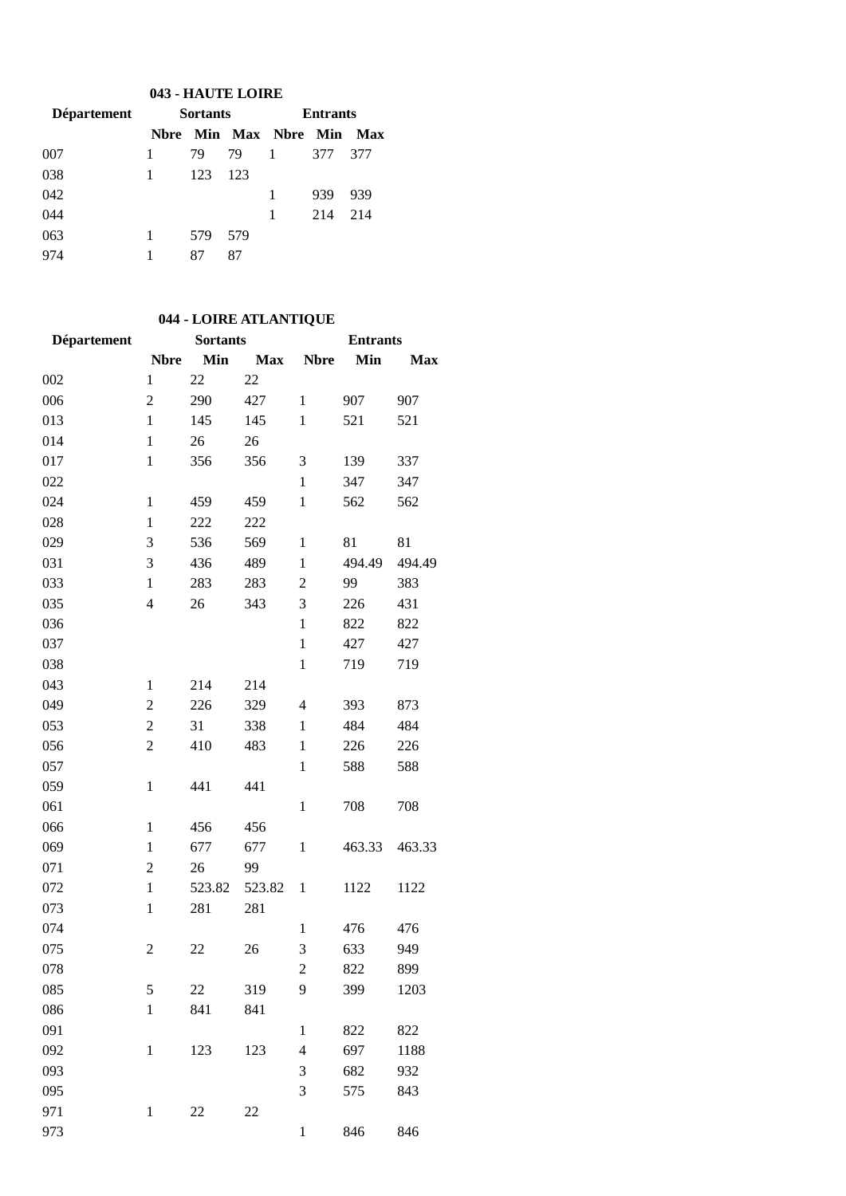## 043 - HAUTE LOIRE

| Département | Sortants | | | Entrants | | |
|---|---|---|---|---|---|---|
| | Nbre | Min | Max | Nbre | Min | Max |
| 007 | 1 | 79 | 79 | 1 | 377 | 377 |
| 038 | 1 | 123 | 123 | | | |
| 042 | | | | 1 | 939 | 939 |
| 044 | | | | 1 | 214 | 214 |
| 063 | 1 | 579 | 579 | | | |
| 974 | 1 | 87 | 87 | | | |

## 044 - LOIRE ATLANTIQUE

| Département | Sortants | | | Entrants | | |
|---|---|---|---|---|---|---|
| | Nbre | Min | Max | Nbre | Min | Max |
| 002 | 1 | 22 | 22 | | | |
| 006 | 2 | 290 | 427 | 1 | 907 | 907 |
| 013 | 1 | 145 | 145 | 1 | 521 | 521 |
| 014 | 1 | 26 | 26 | | | |
| 017 | 1 | 356 | 356 | 3 | 139 | 337 |
| 022 | | | | 1 | 347 | 347 |
| 024 | 1 | 459 | 459 | 1 | 562 | 562 |
| 028 | 1 | 222 | 222 | | | |
| 029 | 3 | 536 | 569 | 1 | 81 | 81 |
| 031 | 3 | 436 | 489 | 1 | 494.49 | 494.49 |
| 033 | 1 | 283 | 283 | 2 | 99 | 383 |
| 035 | 4 | 26 | 343 | 3 | 226 | 431 |
| 036 | | | | 1 | 822 | 822 |
| 037 | | | | 1 | 427 | 427 |
| 038 | | | | 1 | 719 | 719 |
| 043 | 1 | 214 | 214 | | | |
| 049 | 2 | 226 | 329 | 4 | 393 | 873 |
| 053 | 2 | 31 | 338 | 1 | 484 | 484 |
| 056 | 2 | 410 | 483 | 1 | 226 | 226 |
| 057 | | | | 1 | 588 | 588 |
| 059 | 1 | 441 | 441 | | | |
| 061 | | | | 1 | 708 | 708 |
| 066 | 1 | 456 | 456 | | | |
| 069 | 1 | 677 | 677 | 1 | 463.33 | 463.33 |
| 071 | 2 | 26 | 99 | | | |
| 072 | 1 | 523.82 | 523.82 | 1 | 1122 | 1122 |
| 073 | 1 | 281 | 281 | | | |
| 074 | | | | 1 | 476 | 476 |
| 075 | 2 | 22 | 26 | 3 | 633 | 949 |
| 078 | | | | 2 | 822 | 899 |
| 085 | 5 | 22 | 319 | 9 | 399 | 1203 |
| 086 | 1 | 841 | 841 | | | |
| 091 | | | | 1 | 822 | 822 |
| 092 | 1 | 123 | 123 | 4 | 697 | 1188 |
| 093 | | | | 3 | 682 | 932 |
| 095 | | | | 3 | 575 | 843 |
| 971 | 1 | 22 | 22 | | | |
| 973 | | | | 1 | 846 | 846 |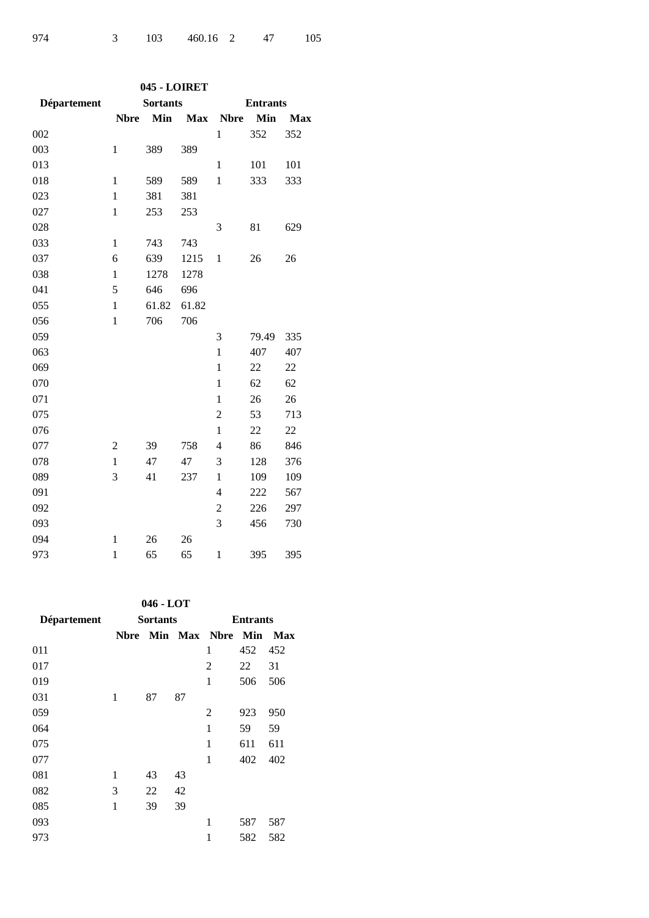| 974 | 3 | 103 | 460.16 | 2 | 47 | 105 |
|---|---|---|---|---|---|---|

**045 - LOIRET**

| Département | Sortants | | | Entrants | | |
|---|---|---|---|---|---|---|
| | Nbre | Min | Max | Nbre | Min | Max |
| 002 | | | | 1 | 352 | 352 |
| 003 | 1 | 389 | 389 | | | |
| 013 | | | | 1 | 101 | 101 |
| 018 | 1 | 589 | 589 | 1 | 333 | 333 |
| 023 | 1 | 381 | 381 | | | |
| 027 | 1 | 253 | 253 | | | |
| 028 | | | | 3 | 81 | 629 |
| 033 | 1 | 743 | 743 | | | |
| 037 | 6 | 639 | 1215 | 1 | 26 | 26 |
| 038 | 1 | 1278 | 1278 | | | |
| 041 | 5 | 646 | 696 | | | |
| 055 | 1 | 61.82 | 61.82 | | | |
| 056 | 1 | 706 | 706 | | | |
| 059 | | | | 3 | 79.49 | 335 |
| 063 | | | | 1 | 407 | 407 |
| 069 | | | | 1 | 22 | 22 |
| 070 | | | | 1 | 62 | 62 |
| 071 | | | | 1 | 26 | 26 |
| 075 | | | | 2 | 53 | 713 |
| 076 | | | | 1 | 22 | 22 |
| 077 | 2 | 39 | 758 | 4 | 86 | 846 |
| 078 | 1 | 47 | 47 | 3 | 128 | 376 |
| 089 | 3 | 41 | 237 | 1 | 109 | 109 |
| 091 | | | | 4 | 222 | 567 |
| 092 | | | | 2 | 226 | 297 |
| 093 | | | | 3 | 456 | 730 |
| 094 | 1 | 26 | 26 | | | |
| 973 | 1 | 65 | 65 | 1 | 395 | 395 |

**046 - LOT**

| Département | Sortants | | | Entrants | | |
|---|---|---|---|---|---|---|
| | Nbre | Min | Max | Nbre | Min | Max |
| 011 | | | | 1 | 452 | 452 |
| 017 | | | | 2 | 22 | 31 |
| 019 | | | | 1 | 506 | 506 |
| 031 | 1 | 87 | 87 | | | |
| 059 | | | | 2 | 923 | 950 |
| 064 | | | | 1 | 59 | 59 |
| 075 | | | | 1 | 611 | 611 |
| 077 | | | | 1 | 402 | 402 |
| 081 | 1 | 43 | 43 | | | |
| 082 | 3 | 22 | 42 | | | |
| 085 | 1 | 39 | 39 | | | |
| 093 | | | | 1 | 587 | 587 |
| 973 | | | | 1 | 582 | 582 |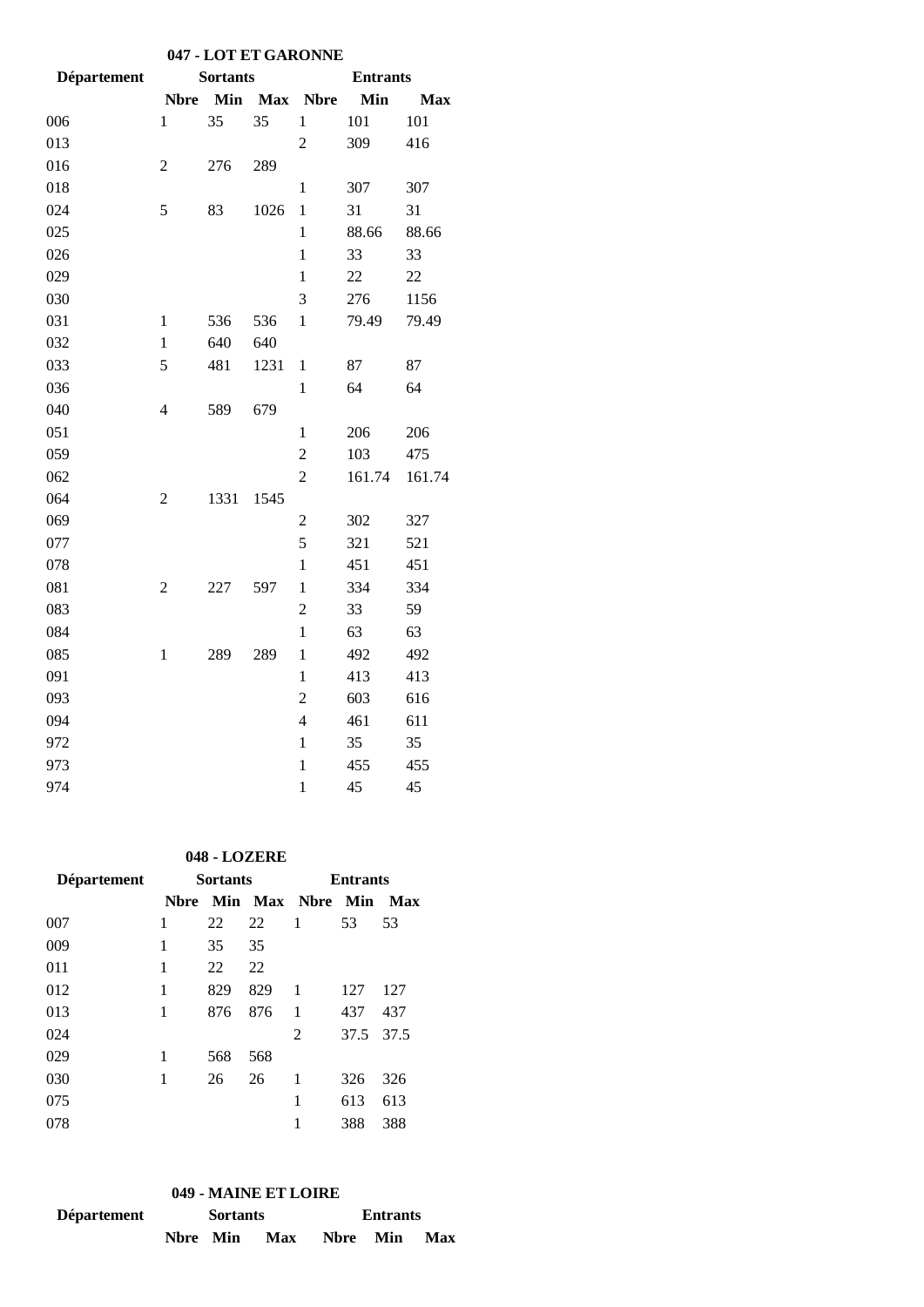### 047 - LOT ET GARONNE

| Département | Sortants | | | Entrants | | |
|---|---|---|---|---|---|---|
| | Nbre | Min | Max | Nbre | Min | Max |
| 006 | 1 | 35 | 35 | 1 | 101 | 101 |
| 013 | | | | 2 | 309 | 416 |
| 016 | 2 | 276 | 289 | | | |
| 018 | | | | 1 | 307 | 307 |
| 024 | 5 | 83 | 1026 | 1 | 31 | 31 |
| 025 | | | | 1 | 88.66 | 88.66 |
| 026 | | | | 1 | 33 | 33 |
| 029 | | | | 1 | 22 | 22 |
| 030 | | | | 3 | 276 | 1156 |
| 031 | 1 | 536 | 536 | 1 | 79.49 | 79.49 |
| 032 | 1 | 640 | 640 | | | |
| 033 | 5 | 481 | 1231 | 1 | 87 | 87 |
| 036 | | | | 1 | 64 | 64 |
| 040 | 4 | 589 | 679 | | | |
| 051 | | | | 1 | 206 | 206 |
| 059 | | | | 2 | 103 | 475 |
| 062 | | | | 2 | 161.74 | 161.74 |
| 064 | 2 | 1331 | 1545 | | | |
| 069 | | | | 2 | 302 | 327 |
| 077 | | | | 5 | 321 | 521 |
| 078 | | | | 1 | 451 | 451 |
| 081 | 2 | 227 | 597 | 1 | 334 | 334 |
| 083 | | | | 2 | 33 | 59 |
| 084 | | | | 1 | 63 | 63 |
| 085 | 1 | 289 | 289 | 1 | 492 | 492 |
| 091 | | | | 1 | 413 | 413 |
| 093 | | | | 2 | 603 | 616 |
| 094 | | | | 4 | 461 | 611 |
| 972 | | | | 1 | 35 | 35 |
| 973 | | | | 1 | 455 | 455 |
| 974 | | | | 1 | 45 | 45 |

### 048 - LOZERE

| Département | Sortants | | | Entrants | | |
|---|---|---|---|---|---|---|
| | Nbre | Min | Max | Nbre | Min | Max |
| 007 | 1 | 22 | 22 | 1 | 53 | 53 |
| 009 | 1 | 35 | 35 | | | |
| 011 | 1 | 22 | 22 | | | |
| 012 | 1 | 829 | 829 | 1 | 127 | 127 |
| 013 | 1 | 876 | 876 | 1 | 437 | 437 |
| 024 | | | | 2 | 37.5 | 37.5 |
| 029 | 1 | 568 | 568 | | | |
| 030 | 1 | 26 | 26 | 1 | 326 | 326 |
| 075 | | | | 1 | 613 | 613 |
| 078 | | | | 1 | 388 | 388 |

### 049 - MAINE ET LOIRE

| Département | Sortants | | | Entrants | | |
|---|---|---|---|---|---|---|
| | Nbre | Min | Max | Nbre | Min | Max |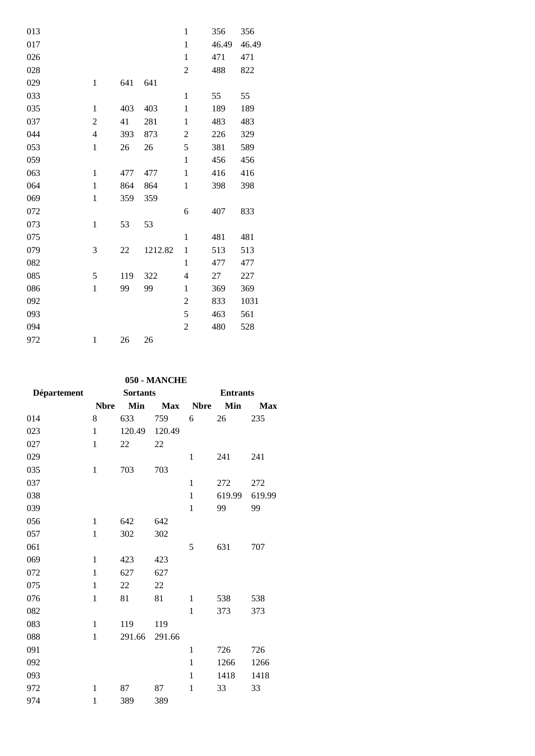| Département | Sortants | | | Entrants | | |
|---|---|---|---|---|---|---|
| | Nbre | Min | Max | Nbre | Min | Max |
| 013 | | | | 1 | 356 | 356 |
| 017 | | | | 1 | 46.49 | 46.49 |
| 026 | | | | 1 | 471 | 471 |
| 028 | | | | 2 | 488 | 822 |
| 029 | 1 | 641 | 641 | | | |
| 033 | | | | 1 | 55 | 55 |
| 035 | 1 | 403 | 403 | 1 | 189 | 189 |
| 037 | 2 | 41 | 281 | 1 | 483 | 483 |
| 044 | 4 | 393 | 873 | 2 | 226 | 329 |
| 053 | 1 | 26 | 26 | 5 | 381 | 589 |
| 059 | | | | 1 | 456 | 456 |
| 063 | 1 | 477 | 477 | 1 | 416 | 416 |
| 064 | 1 | 864 | 864 | 1 | 398 | 398 |
| 069 | 1 | 359 | 359 | | | |
| 072 | | | | 6 | 407 | 833 |
| 073 | 1 | 53 | 53 | | | |
| 075 | | | | 1 | 481 | 481 |
| 079 | 3 | 22 | 1212.82 | 1 | 513 | 513 |
| 082 | | | | 1 | 477 | 477 |
| 085 | 5 | 119 | 322 | 4 | 27 | 227 |
| 086 | 1 | 99 | 99 | 1 | 369 | 369 |
| 092 | | | | 2 | 833 | 1031 |
| 093 | | | | 5 | 463 | 561 |
| 094 | | | | 2 | 480 | 528 |
| 972 | 1 | 26 | 26 | | | |

**050 - MANCHE**

| Département | Sortants | | | Entrants | | |
|---|---|---|---|---|---|---|
| | Nbre | Min | Max | Nbre | Min | Max |
| 014 | 8 | 633 | 759 | 6 | 26 | 235 |
| 023 | 1 | 120.49 | 120.49 | | | |
| 027 | 1 | 22 | 22 | | | |
| 029 | | | | 1 | 241 | 241 |
| 035 | 1 | 703 | 703 | | | |
| 037 | | | | 1 | 272 | 272 |
| 038 | | | | 1 | 619.99 | 619.99 |
| 039 | | | | 1 | 99 | 99 |
| 056 | 1 | 642 | 642 | | | |
| 057 | 1 | 302 | 302 | | | |
| 061 | | | | 5 | 631 | 707 |
| 069 | 1 | 423 | 423 | | | |
| 072 | 1 | 627 | 627 | | | |
| 075 | 1 | 22 | 22 | | | |
| 076 | 1 | 81 | 81 | 1 | 538 | 538 |
| 082 | | | | 1 | 373 | 373 |
| 083 | 1 | 119 | 119 | | | |
| 088 | 1 | 291.66 | 291.66 | | | |
| 091 | | | | 1 | 726 | 726 |
| 092 | | | | 1 | 1266 | 1266 |
| 093 | | | | 1 | 1418 | 1418 |
| 972 | 1 | 87 | 87 | 1 | 33 | 33 |
| 974 | 1 | 389 | 389 | | | |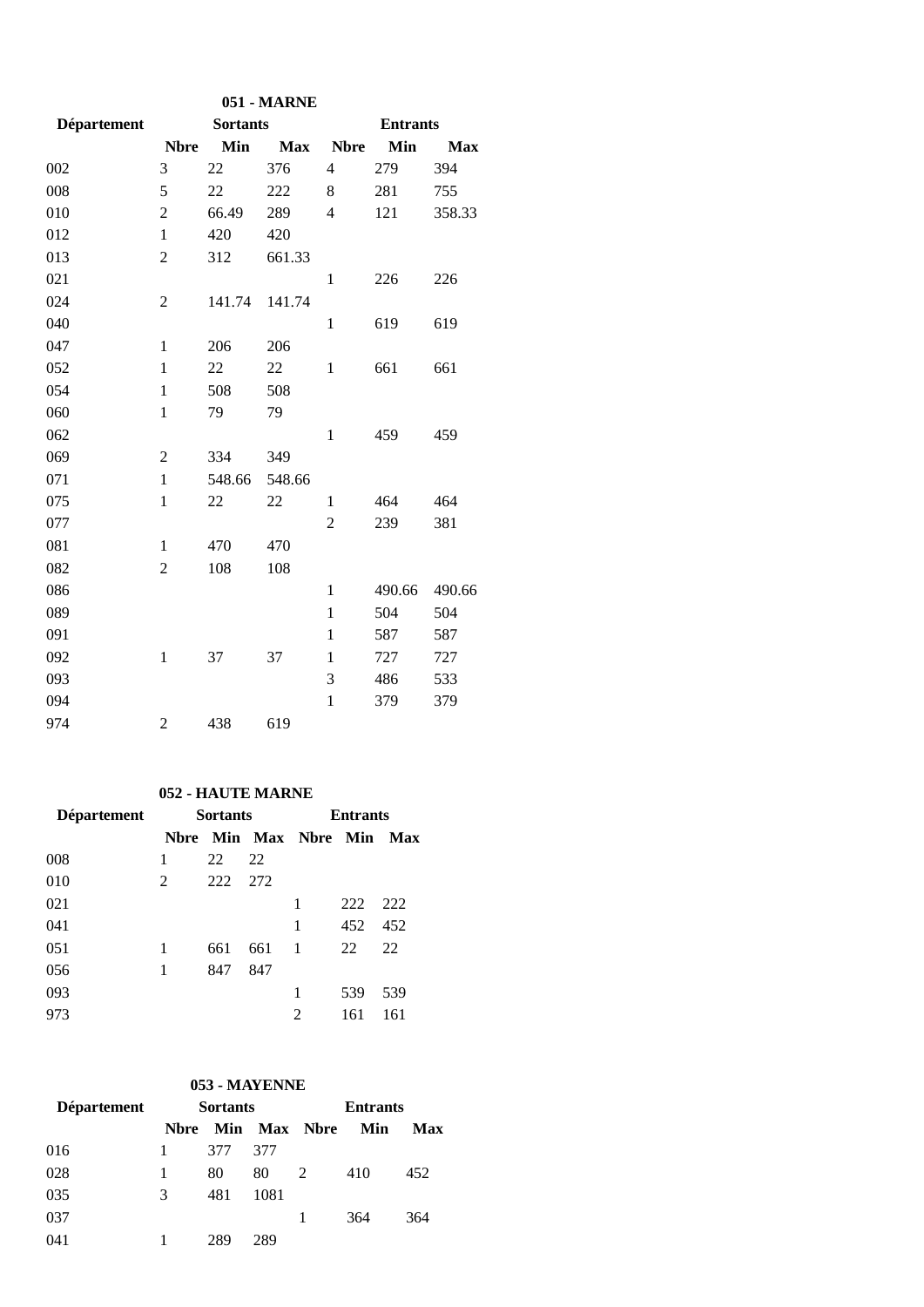## 051 - MARNE

| Département | Sortants | | | Entrants | | |
|---|---|---|---|---|---|---|
| | Nbre | Min | Max | Nbre | Min | Max |
| 002 | 3 | 22 | 376 | 4 | 279 | 394 |
| 008 | 5 | 22 | 222 | 8 | 281 | 755 |
| 010 | 2 | 66.49 | 289 | 4 | 121 | 358.33 |
| 012 | 1 | 420 | 420 | | | |
| 013 | 2 | 312 | 661.33 | | | |
| 021 | | | | 1 | 226 | 226 |
| 024 | 2 | 141.74 | 141.74 | | | |
| 040 | | | | 1 | 619 | 619 |
| 047 | 1 | 206 | 206 | | | |
| 052 | 1 | 22 | 22 | 1 | 661 | 661 |
| 054 | 1 | 508 | 508 | | | |
| 060 | 1 | 79 | 79 | | | |
| 062 | | | | 1 | 459 | 459 |
| 069 | 2 | 334 | 349 | | | |
| 071 | 1 | 548.66 | 548.66 | | | |
| 075 | 1 | 22 | 22 | 1 | 464 | 464 |
| 077 | | | | 2 | 239 | 381 |
| 081 | 1 | 470 | 470 | | | |
| 082 | 2 | 108 | 108 | | | |
| 086 | | | | 1 | 490.66 | 490.66 |
| 089 | | | | 1 | 504 | 504 |
| 091 | | | | 1 | 587 | 587 |
| 092 | 1 | 37 | 37 | 1 | 727 | 727 |
| 093 | | | | 3 | 486 | 533 |
| 094 | | | | 1 | 379 | 379 |
| 974 | 2 | 438 | 619 | | | |

## 052 - HAUTE MARNE

| Département | Sortants | | | Entrants | | |
|---|---|---|---|---|---|---|
| | Nbre | Min | Max | Nbre | Min | Max |
| 008 | 1 | 22 | 22 | | | |
| 010 | 2 | 222 | 272 | | | |
| 021 | | | | 1 | 222 | 222 |
| 041 | | | | 1 | 452 | 452 |
| 051 | 1 | 661 | 661 | 1 | 22 | 22 |
| 056 | 1 | 847 | 847 | | | |
| 093 | | | | 1 | 539 | 539 |
| 973 | | | | 2 | 161 | 161 |

## 053 - MAYENNE

| Département | Sortants | | | Entrants | | |
|---|---|---|---|---|---|---|
| | Nbre | Min | Max | Nbre | Min | Max |
| 016 | 1 | 377 | 377 | | | |
| 028 | 1 | 80 | 80 | 2 | 410 | 452 |
| 035 | 3 | 481 | 1081 | | | |
| 037 | | | | 1 | 364 | 364 |
| 041 | 1 | 289 | 289 | | | |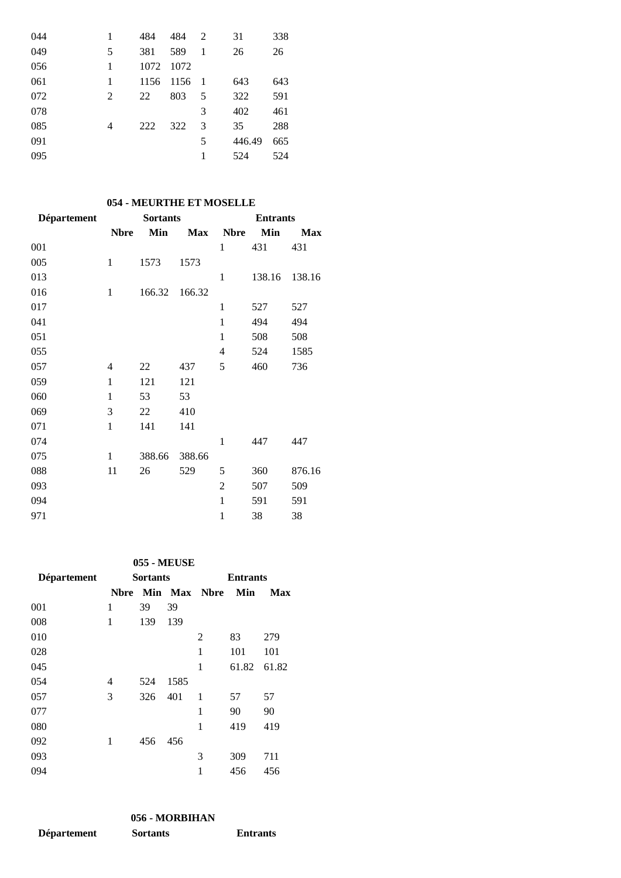| | | | | | | |
|---|---|---|---|---|---|---|
| 044 | 1 | 484 | 484 | 2 | 31 | 338 |
| 049 | 5 | 381 | 589 | 1 | 26 | 26 |
| 056 | 1 | 1072 | 1072 | | | |
| 061 | 1 | 1156 | 1156 | 1 | 643 | 643 |
| 072 | 2 | 22 | 803 | 5 | 322 | 591 |
| 078 | | | | 3 | 402 | 461 |
| 085 | 4 | 222 | 322 | 3 | 35 | 288 |
| 091 | | | | 5 | 446.49 | 665 |
| 095 | | | | 1 | 524 | 524 |

**054 - MEURTHE ET MOSELLE**

| Département | Sortants | | | Entrants | | |
|---|---|---|---|---|---|---|
| | Nbre | Min | Max | Nbre | Min | Max |
| 001 | | | | 1 | 431 | 431 |
| 005 | 1 | 1573 | 1573 | | | |
| 013 | | | | 1 | 138.16 | 138.16 |
| 016 | 1 | 166.32 | 166.32 | | | |
| 017 | | | | 1 | 527 | 527 |
| 041 | | | | 1 | 494 | 494 |
| 051 | | | | 1 | 508 | 508 |
| 055 | | | | 4 | 524 | 1585 |
| 057 | 4 | 22 | 437 | 5 | 460 | 736 |
| 059 | 1 | 121 | 121 | | | |
| 060 | 1 | 53 | 53 | | | |
| 069 | 3 | 22 | 410 | | | |
| 071 | 1 | 141 | 141 | | | |
| 074 | | | | 1 | 447 | 447 |
| 075 | 1 | 388.66 | 388.66 | | | |
| 088 | 11 | 26 | 529 | 5 | 360 | 876.16 |
| 093 | | | | 2 | 507 | 509 |
| 094 | | | | 1 | 591 | 591 |
| 971 | | | | 1 | 38 | 38 |

**055 - MEUSE**

| Département | Sortants | | | Entrants | | |
|---|---|---|---|---|---|---|
| | Nbre | Min | Max | Nbre | Min | Max |
| 001 | 1 | 39 | 39 | | | |
| 008 | 1 | 139 | 139 | | | |
| 010 | | | | 2 | 83 | 279 |
| 028 | | | | 1 | 101 | 101 |
| 045 | | | | 1 | 61.82 | 61.82 |
| 054 | 4 | 524 | 1585 | | | |
| 057 | 3 | 326 | 401 | 1 | 57 | 57 |
| 077 | | | | 1 | 90 | 90 |
| 080 | | | | 1 | 419 | 419 |
| 092 | 1 | 456 | 456 | | | |
| 093 | | | | 3 | 309 | 711 |
| 094 | | | | 1 | 456 | 456 |

**056 - MORBIHAN**

| Département | Sortants | Entrants |
|---|---|---|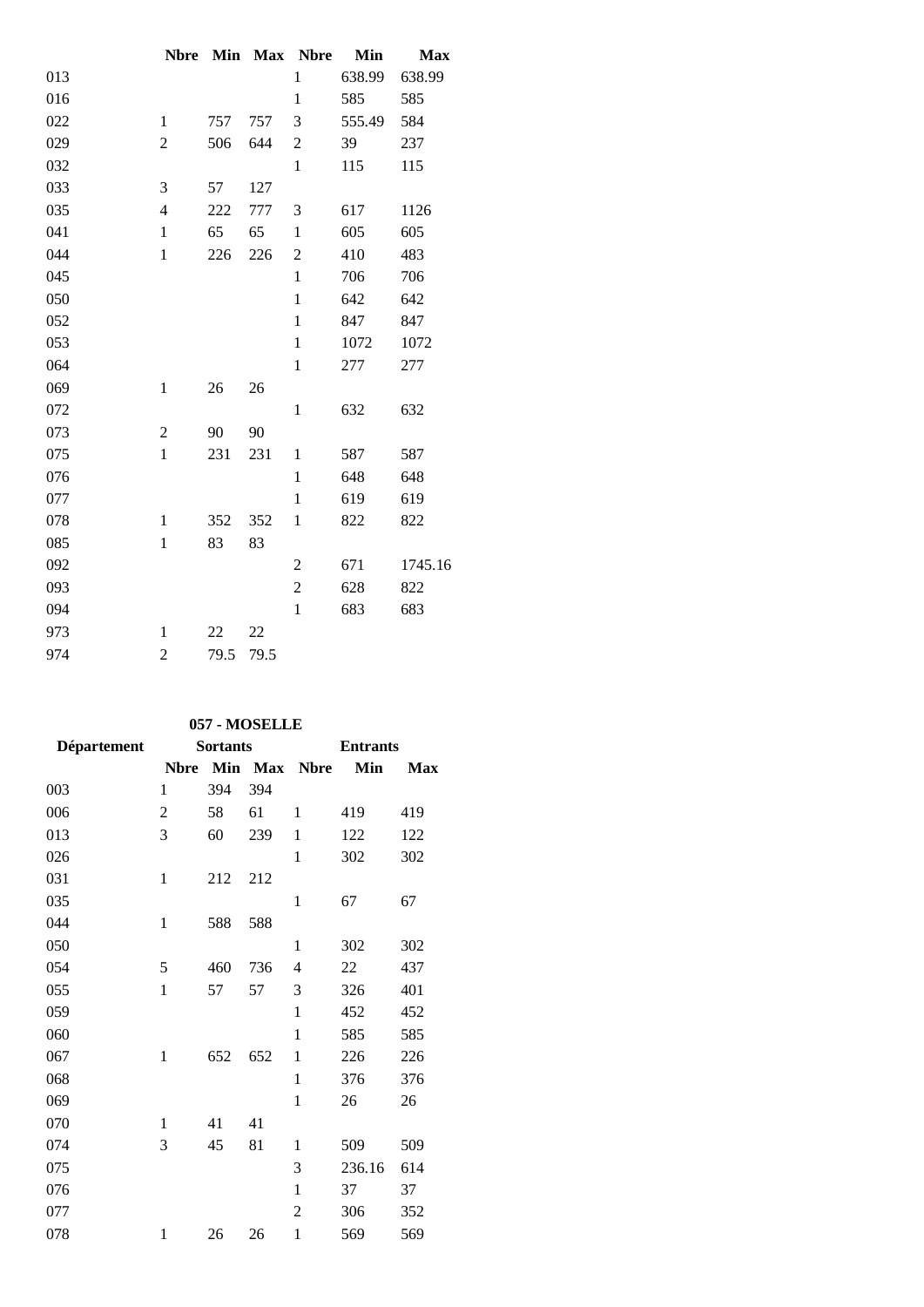| | Nbre | Min | Max | Nbre | Min | Max |
|---|---|---|---|---|---|---|
| 013 | | | | 1 | 638.99 | 638.99 |
| 016 | | | | 1 | 585 | 585 |
| 022 | 1 | 757 | 757 | 3 | 555.49 | 584 |
| 029 | 2 | 506 | 644 | 2 | 39 | 237 |
| 032 | | | | 1 | 115 | 115 |
| 033 | 3 | 57 | 127 | | | |
| 035 | 4 | 222 | 777 | 3 | 617 | 1126 |
| 041 | 1 | 65 | 65 | 1 | 605 | 605 |
| 044 | 1 | 226 | 226 | 2 | 410 | 483 |
| 045 | | | | 1 | 706 | 706 |
| 050 | | | | 1 | 642 | 642 |
| 052 | | | | 1 | 847 | 847 |
| 053 | | | | 1 | 1072 | 1072 |
| 064 | | | | 1 | 277 | 277 |
| 069 | 1 | 26 | 26 | | | |
| 072 | | | | 1 | 632 | 632 |
| 073 | 2 | 90 | 90 | | | |
| 075 | 1 | 231 | 231 | 1 | 587 | 587 |
| 076 | | | | 1 | 648 | 648 |
| 077 | | | | 1 | 619 | 619 |
| 078 | 1 | 352 | 352 | 1 | 822 | 822 |
| 085 | 1 | 83 | 83 | | | |
| 092 | | | | 2 | 671 | 1745.16 |
| 093 | | | | 2 | 628 | 822 |
| 094 | | | | 1 | 683 | 683 |
| 973 | 1 | 22 | 22 | | | |
| 974 | 2 | 79.5 | 79.5 | | | |

**057 - MOSELLE**

| Département | Sortants | | | Entrants | | |
|---|---|---|---|---|---|---|
| | Nbre | Min | Max | Nbre | Min | Max |
| 003 | 1 | 394 | 394 | | | |
| 006 | 2 | 58 | 61 | 1 | 419 | 419 |
| 013 | 3 | 60 | 239 | 1 | 122 | 122 |
| 026 | | | | 1 | 302 | 302 |
| 031 | 1 | 212 | 212 | | | |
| 035 | | | | 1 | 67 | 67 |
| 044 | 1 | 588 | 588 | | | |
| 050 | | | | 1 | 302 | 302 |
| 054 | 5 | 460 | 736 | 4 | 22 | 437 |
| 055 | 1 | 57 | 57 | 3 | 326 | 401 |
| 059 | | | | 1 | 452 | 452 |
| 060 | | | | 1 | 585 | 585 |
| 067 | 1 | 652 | 652 | 1 | 226 | 226 |
| 068 | | | | 1 | 376 | 376 |
| 069 | | | | 1 | 26 | 26 |
| 070 | 1 | 41 | 41 | | | |
| 074 | 3 | 45 | 81 | 1 | 509 | 509 |
| 075 | | | | 3 | 236.16 | 614 |
| 076 | | | | 1 | 37 | 37 |
| 077 | | | | 2 | 306 | 352 |
| 078 | 1 | 26 | 26 | 1 | 569 | 569 |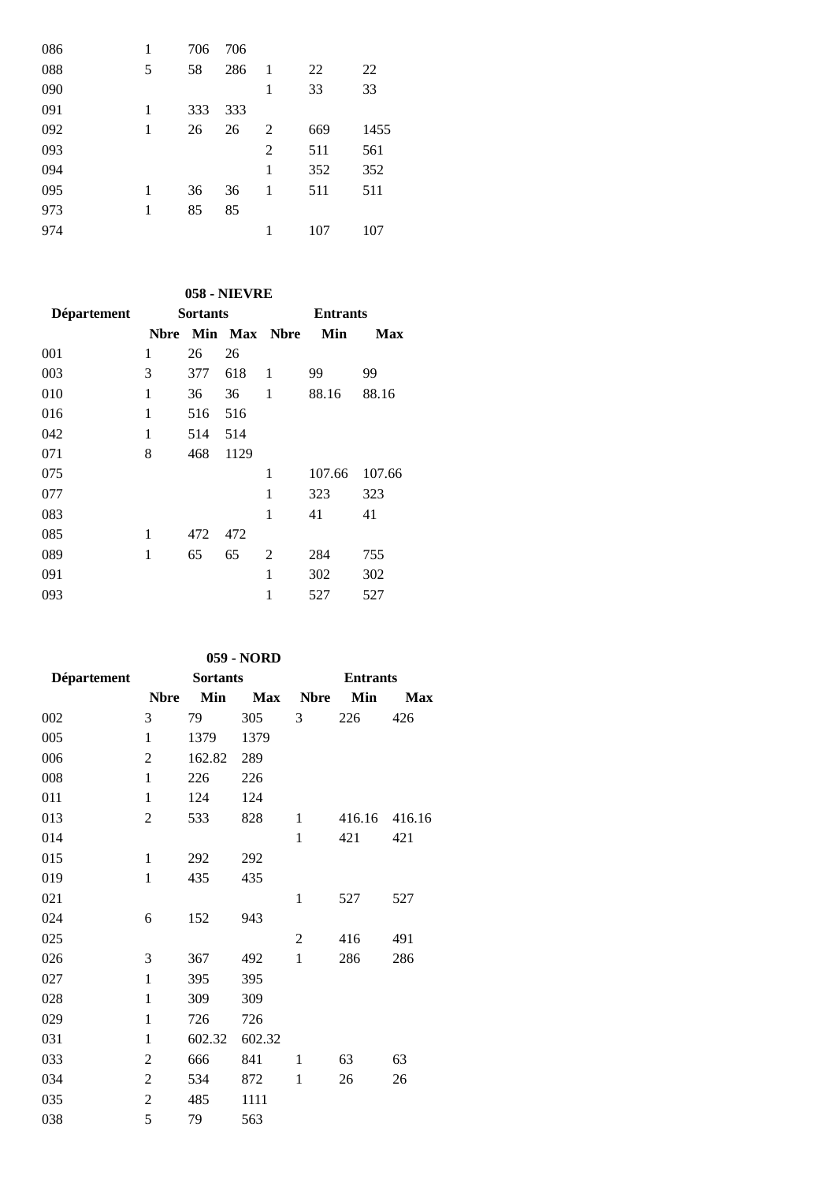| | | | | | | |
|---|---|---|---|---|---|---|
| 086 | 1 | 706 | 706 | | | |
| 088 | 5 | 58 | 286 | 1 | 22 | 22 |
| 090 | | | | 1 | 33 | 33 |
| 091 | 1 | 333 | 333 | | | |
| 092 | 1 | 26 | 26 | 2 | 669 | 1455 |
| 093 | | | | 2 | 511 | 561 |
| 094 | | | | 1 | 352 | 352 |
| 095 | 1 | 36 | 36 | 1 | 511 | 511 |
| 973 | 1 | 85 | 85 | | | |
| 974 | | | | 1 | 107 | 107 |

**058 - NIEVRE**

| Département | Sortants | | | Entrants | | |
|---|---|---|---|---|---|---|
| | **Nbre** | **Min** | **Max** | **Nbre** | **Min** | **Max** |
| 001 | 1 | 26 | 26 | | | |
| 003 | 3 | 377 | 618 | 1 | 99 | 99 |
| 010 | 1 | 36 | 36 | 1 | 88.16 | 88.16 |
| 016 | 1 | 516 | 516 | | | |
| 042 | 1 | 514 | 514 | | | |
| 071 | 8 | 468 | 1129 | | | |
| 075 | | | | 1 | 107.66 | 107.66 |
| 077 | | | | 1 | 323 | 323 |
| 083 | | | | 1 | 41 | 41 |
| 085 | 1 | 472 | 472 | | | |
| 089 | 1 | 65 | 65 | 2 | 284 | 755 |
| 091 | | | | 1 | 302 | 302 |
| 093 | | | | 1 | 527 | 527 |

**059 - NORD**

| Département | Sortants | | | Entrants | | |
|---|---|---|---|---|---|---|
| | **Nbre** | **Min** | **Max** | **Nbre** | **Min** | **Max** |
| 002 | 3 | 79 | 305 | 3 | 226 | 426 |
| 005 | 1 | 1379 | 1379 | | | |
| 006 | 2 | 162.82 | 289 | | | |
| 008 | 1 | 226 | 226 | | | |
| 011 | 1 | 124 | 124 | | | |
| 013 | 2 | 533 | 828 | 1 | 416.16 | 416.16 |
| 014 | | | | 1 | 421 | 421 |
| 015 | 1 | 292 | 292 | | | |
| 019 | 1 | 435 | 435 | | | |
| 021 | | | | 1 | 527 | 527 |
| 024 | 6 | 152 | 943 | | | |
| 025 | | | | 2 | 416 | 491 |
| 026 | 3 | 367 | 492 | 1 | 286 | 286 |
| 027 | 1 | 395 | 395 | | | |
| 028 | 1 | 309 | 309 | | | |
| 029 | 1 | 726 | 726 | | | |
| 031 | 1 | 602.32 | 602.32 | | | |
| 033 | 2 | 666 | 841 | 1 | 63 | 63 |
| 034 | 2 | 534 | 872 | 1 | 26 | 26 |
| 035 | 2 | 485 | 1111 | | | |
| 038 | 5 | 79 | 563 | | | |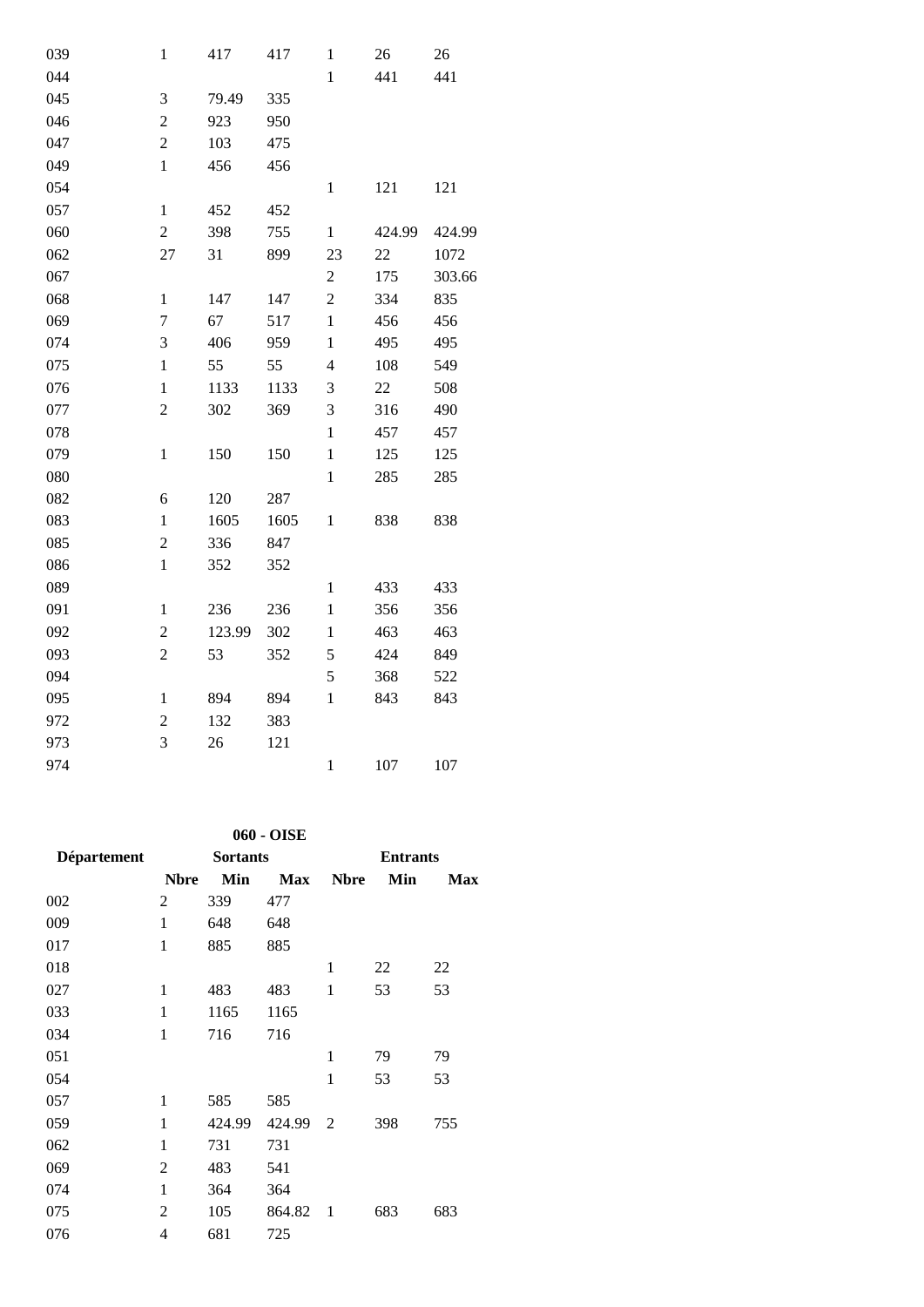| | | | | | | |
|---|---|---|---|---|---|---|
| 039 | 1 | 417 | 417 | 1 | 26 | 26 |
| 044 | | | | 1 | 441 | 441 |
| 045 | 3 | 79.49 | 335 | | | |
| 046 | 2 | 923 | 950 | | | |
| 047 | 2 | 103 | 475 | | | |
| 049 | 1 | 456 | 456 | | | |
| 054 | | | | 1 | 121 | 121 |
| 057 | 1 | 452 | 452 | | | |
| 060 | 2 | 398 | 755 | 1 | 424.99 | 424.99 |
| 062 | 27 | 31 | 899 | 23 | 22 | 1072 |
| 067 | | | | 2 | 175 | 303.66 |
| 068 | 1 | 147 | 147 | 2 | 334 | 835 |
| 069 | 7 | 67 | 517 | 1 | 456 | 456 |
| 074 | 3 | 406 | 959 | 1 | 495 | 495 |
| 075 | 1 | 55 | 55 | 4 | 108 | 549 |
| 076 | 1 | 1133 | 1133 | 3 | 22 | 508 |
| 077 | 2 | 302 | 369 | 3 | 316 | 490 |
| 078 | | | | 1 | 457 | 457 |
| 079 | 1 | 150 | 150 | 1 | 125 | 125 |
| 080 | | | | 1 | 285 | 285 |
| 082 | 6 | 120 | 287 | | | |
| 083 | 1 | 1605 | 1605 | 1 | 838 | 838 |
| 085 | 2 | 336 | 847 | | | |
| 086 | 1 | 352 | 352 | | | |
| 089 | | | | 1 | 433 | 433 |
| 091 | 1 | 236 | 236 | 1 | 356 | 356 |
| 092 | 2 | 123.99 | 302 | 1 | 463 | 463 |
| 093 | 2 | 53 | 352 | 5 | 424 | 849 |
| 094 | | | | 5 | 368 | 522 |
| 095 | 1 | 894 | 894 | 1 | 843 | 843 |
| 972 | 2 | 132 | 383 | | | |
| 973 | 3 | 26 | 121 | | | |
| 974 | | | | 1 | 107 | 107 |

**060 - OISE**

| Département | Sortants | | | Entrants | | |
|---|---|---|---|---|---|---|
| | **Nbre** | **Min** | **Max** | **Nbre** | **Min** | **Max** |
| 002 | 2 | 339 | 477 | | | |
| 009 | 1 | 648 | 648 | | | |
| 017 | 1 | 885 | 885 | | | |
| 018 | | | | 1 | 22 | 22 |
| 027 | 1 | 483 | 483 | 1 | 53 | 53 |
| 033 | 1 | 1165 | 1165 | | | |
| 034 | 1 | 716 | 716 | | | |
| 051 | | | | 1 | 79 | 79 |
| 054 | | | | 1 | 53 | 53 |
| 057 | 1 | 585 | 585 | | | |
| 059 | 1 | 424.99 | 424.99 | 2 | 398 | 755 |
| 062 | 1 | 731 | 731 | | | |
| 069 | 2 | 483 | 541 | | | |
| 074 | 1 | 364 | 364 | | | |
| 075 | 2 | 105 | 864.82 | 1 | 683 | 683 |
| 076 | 4 | 681 | 725 | | | |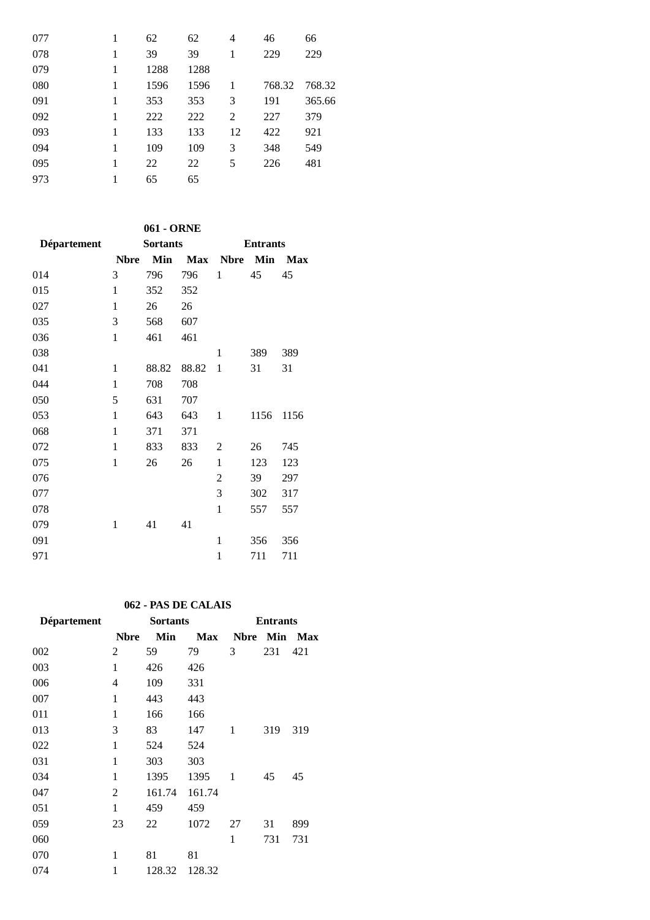| | | | | | | |
|---|---|---|---|---|---|---|
| 077 | 1 | 62 | 62 | 4 | 46 | 66 |
| 078 | 1 | 39 | 39 | 1 | 229 | 229 |
| 079 | 1 | 1288 | 1288 | | | |
| 080 | 1 | 1596 | 1596 | 1 | 768.32 | 768.32 |
| 091 | 1 | 353 | 353 | 3 | 191 | 365.66 |
| 092 | 1 | 222 | 222 | 2 | 227 | 379 |
| 093 | 1 | 133 | 133 | 12 | 422 | 921 |
| 094 | 1 | 109 | 109 | 3 | 348 | 549 |
| 095 | 1 | 22 | 22 | 5 | 226 | 481 |
| 973 | 1 | 65 | 65 | | | |

**061 - ORNE**

| Département | Sortants | | | Entrants | | |
|---|---|---|---|---|---|---|
| | **Nbre** | **Min** | **Max** | **Nbre** | **Min** | **Max** |
| 014 | 3 | 796 | 796 | 1 | 45 | 45 |
| 015 | 1 | 352 | 352 | | | |
| 027 | 1 | 26 | 26 | | | |
| 035 | 3 | 568 | 607 | | | |
| 036 | 1 | 461 | 461 | | | |
| 038 | | | | 1 | 389 | 389 |
| 041 | 1 | 88.82 | 88.82 | 1 | 31 | 31 |
| 044 | 1 | 708 | 708 | | | |
| 050 | 5 | 631 | 707 | | | |
| 053 | 1 | 643 | 643 | 1 | 1156 | 1156 |
| 068 | 1 | 371 | 371 | | | |
| 072 | 1 | 833 | 833 | 2 | 26 | 745 |
| 075 | 1 | 26 | 26 | 1 | 123 | 123 |
| 076 | | | | 2 | 39 | 297 |
| 077 | | | | 3 | 302 | 317 |
| 078 | | | | 1 | 557 | 557 |
| 079 | 1 | 41 | 41 | | | |
| 091 | | | | 1 | 356 | 356 |
| 971 | | | | 1 | 711 | 711 |

**062 - PAS DE CALAIS**

| Département | Sortants | | | Entrants | | |
|---|---|---|---|---|---|---|
| | **Nbre** | **Min** | **Max** | **Nbre** | **Min** | **Max** |
| 002 | 2 | 59 | 79 | 3 | 231 | 421 |
| 003 | 1 | 426 | 426 | | | |
| 006 | 4 | 109 | 331 | | | |
| 007 | 1 | 443 | 443 | | | |
| 011 | 1 | 166 | 166 | | | |
| 013 | 3 | 83 | 147 | 1 | 319 | 319 |
| 022 | 1 | 524 | 524 | | | |
| 031 | 1 | 303 | 303 | | | |
| 034 | 1 | 1395 | 1395 | 1 | 45 | 45 |
| 047 | 2 | 161.74 | 161.74 | | | |
| 051 | 1 | 459 | 459 | | | |
| 059 | 23 | 22 | 1072 | 27 | 31 | 899 |
| 060 | | | | 1 | 731 | 731 |
| 070 | 1 | 81 | 81 | | | |
| 074 | 1 | 128.32 | 128.32 | | | |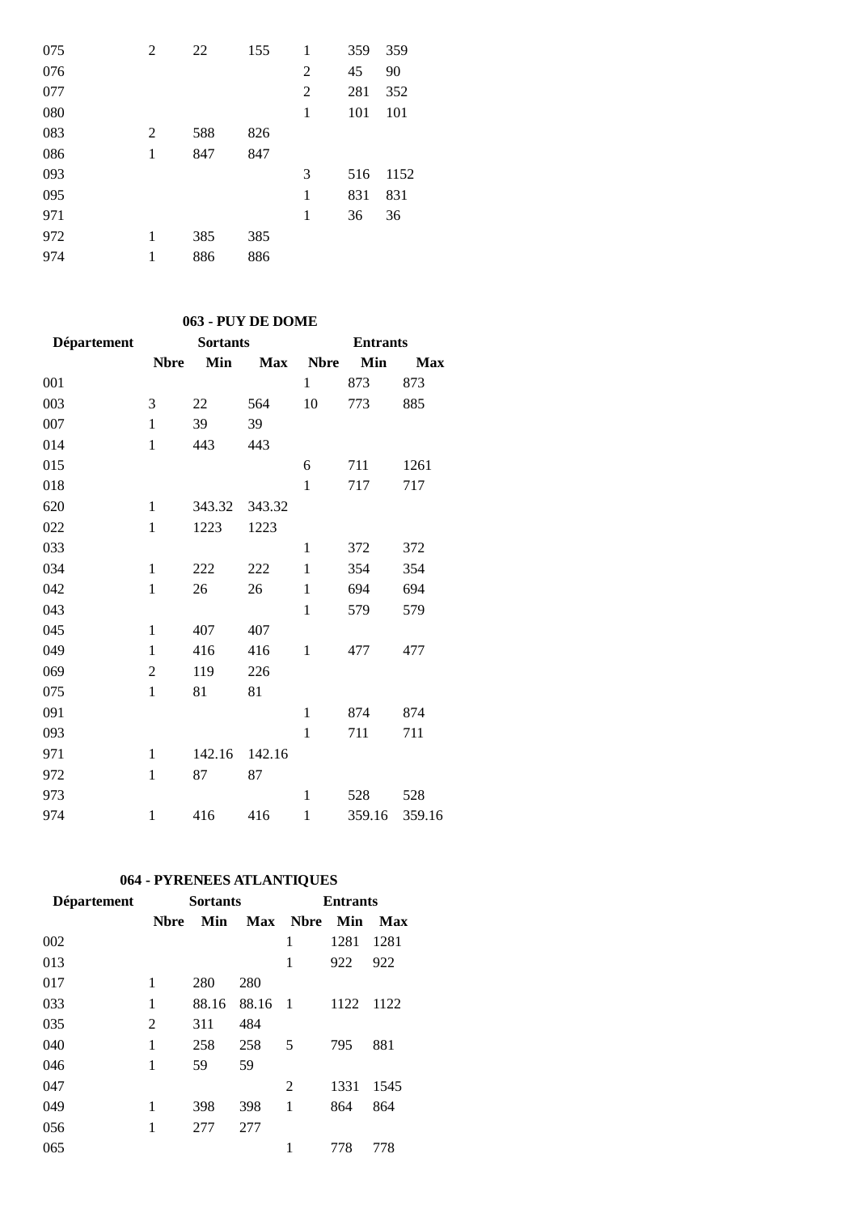| | | | | | | |
|---|---|---|---|---|---|---|
| 075 | 2 | 22 | 155 | 1 | 359 | 359 |
| 076 | | | | 2 | 45 | 90 |
| 077 | | | | 2 | 281 | 352 |
| 080 | | | | 1 | 101 | 101 |
| 083 | 2 | 588 | 826 | | | |
| 086 | 1 | 847 | 847 | | | |
| 093 | | | | 3 | 516 | 1152 |
| 095 | | | | 1 | 831 | 831 |
| 971 | | | | 1 | 36 | 36 |
| 972 | 1 | 385 | 385 | | | |
| 974 | 1 | 886 | 886 | | | |

### 063 - PUY DE DOME

| Département | Sortants | | | Entrants | | |
|---|---|---|---|---|---|---|
| | Nbre | Min | Max | Nbre | Min | Max |
| 001 | | | | 1 | 873 | 873 |
| 003 | 3 | 22 | 564 | 10 | 773 | 885 |
| 007 | 1 | 39 | 39 | | | |
| 014 | 1 | 443 | 443 | | | |
| 015 | | | | 6 | 711 | 1261 |
| 018 | | | | 1 | 717 | 717 |
| 620 | 1 | 343.32 | 343.32 | | | |
| 022 | 1 | 1223 | 1223 | | | |
| 033 | | | | 1 | 372 | 372 |
| 034 | 1 | 222 | 222 | 1 | 354 | 354 |
| 042 | 1 | 26 | 26 | 1 | 694 | 694 |
| 043 | | | | 1 | 579 | 579 |
| 045 | 1 | 407 | 407 | | | |
| 049 | 1 | 416 | 416 | 1 | 477 | 477 |
| 069 | 2 | 119 | 226 | | | |
| 075 | 1 | 81 | 81 | | | |
| 091 | | | | 1 | 874 | 874 |
| 093 | | | | 1 | 711 | 711 |
| 971 | 1 | 142.16 | 142.16 | | | |
| 972 | 1 | 87 | 87 | | | |
| 973 | | | | 1 | 528 | 528 |
| 974 | 1 | 416 | 416 | 1 | 359.16 | 359.16 |

### 064 - PYRENEES ATLANTIQUES

| Département | Sortants | | | Entrants | | |
|---|---|---|---|---|---|---|
| | Nbre | Min | Max | Nbre | Min | Max |
| 002 | | | | 1 | 1281 | 1281 |
| 013 | | | | 1 | 922 | 922 |
| 017 | 1 | 280 | 280 | | | |
| 033 | 1 | 88.16 | 88.16 | 1 | 1122 | 1122 |
| 035 | 2 | 311 | 484 | | | |
| 040 | 1 | 258 | 258 | 5 | 795 | 881 |
| 046 | 1 | 59 | 59 | | | |
| 047 | | | | 2 | 1331 | 1545 |
| 049 | 1 | 398 | 398 | 1 | 864 | 864 |
| 056 | 1 | 277 | 277 | | | |
| 065 | | | | 1 | 778 | 778 |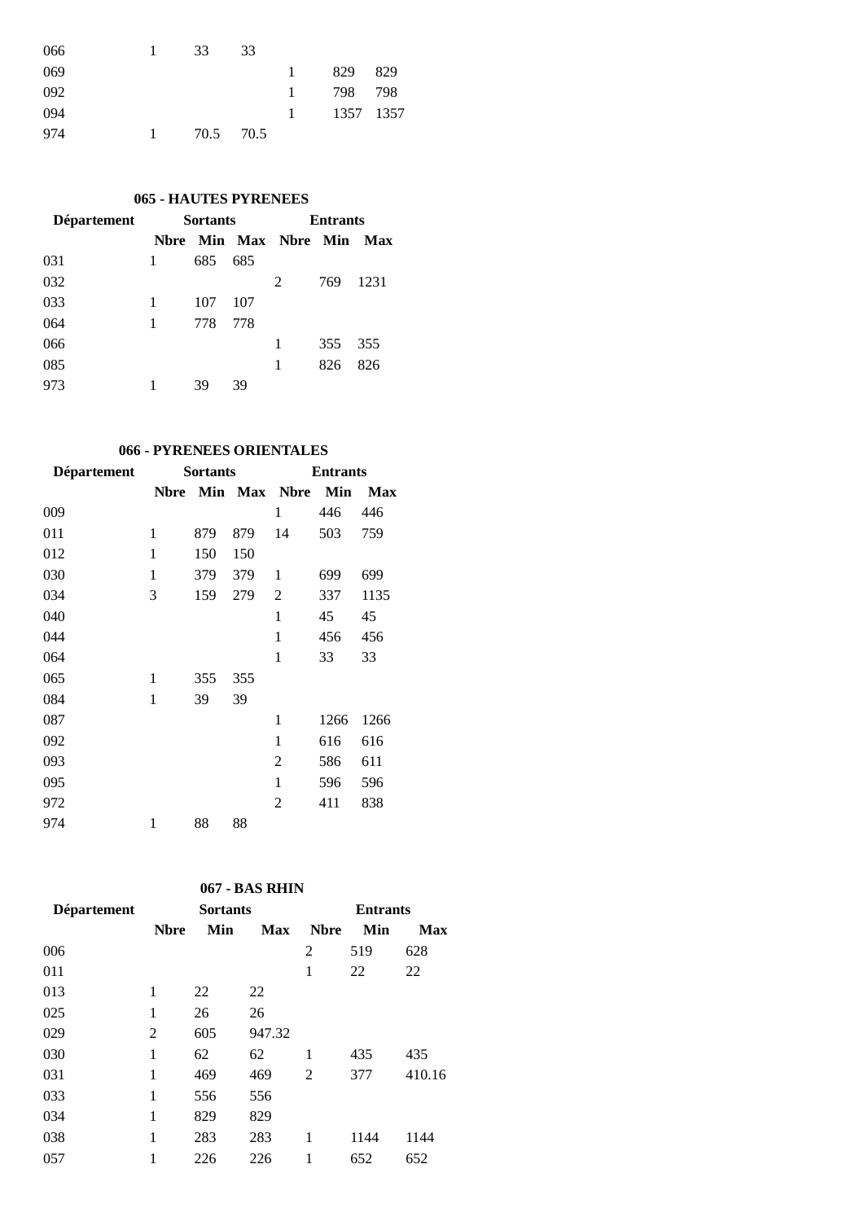| | | | | | | |
|---|---|---|---|---|---|---|
| 066 | 1 | 33 | 33 | | | |
| 069 | | | | 1 | 829 | 829 |
| 092 | | | | 1 | 798 | 798 |
| 094 | | | | 1 | 1357 | 1357 |
| 974 | 1 | 70.5 | 70.5 | | | |

**065 - HAUTES PYRENEES**

| Département | Sortants | | | Entrants | | |
|---|---|---|---|---|---|---|
| | Nbre | Min | Max | Nbre | Min | Max |
| 031 | 1 | 685 | 685 | | | |
| 032 | | | | 2 | 769 | 1231 |
| 033 | 1 | 107 | 107 | | | |
| 064 | 1 | 778 | 778 | | | |
| 066 | | | | 1 | 355 | 355 |
| 085 | | | | 1 | 826 | 826 |
| 973 | 1 | 39 | 39 | | | |

**066 - PYRENEES ORIENTALES**

| Département | Sortants | | | Entrants | | |
|---|---|---|---|---|---|---|
| | Nbre | Min | Max | Nbre | Min | Max |
| 009 | | | | 1 | 446 | 446 |
| 011 | 1 | 879 | 879 | 14 | 503 | 759 |
| 012 | 1 | 150 | 150 | | | |
| 030 | 1 | 379 | 379 | 1 | 699 | 699 |
| 034 | 3 | 159 | 279 | 2 | 337 | 1135 |
| 040 | | | | 1 | 45 | 45 |
| 044 | | | | 1 | 456 | 456 |
| 064 | | | | 1 | 33 | 33 |
| 065 | 1 | 355 | 355 | | | |
| 084 | 1 | 39 | 39 | | | |
| 087 | | | | 1 | 1266 | 1266 |
| 092 | | | | 1 | 616 | 616 |
| 093 | | | | 2 | 586 | 611 |
| 095 | | | | 1 | 596 | 596 |
| 972 | | | | 2 | 411 | 838 |
| 974 | 1 | 88 | 88 | | | |

**067 - BAS RHIN**

| Département | Sortants | | | Entrants | | |
|---|---|---|---|---|---|---|
| | Nbre | Min | Max | Nbre | Min | Max |
| 006 | | | | 2 | 519 | 628 |
| 011 | | | | 1 | 22 | 22 |
| 013 | 1 | 22 | 22 | | | |
| 025 | 1 | 26 | 26 | | | |
| 029 | 2 | 605 | 947.32 | | | |
| 030 | 1 | 62 | 62 | 1 | 435 | 435 |
| 031 | 1 | 469 | 469 | 2 | 377 | 410.16 |
| 033 | 1 | 556 | 556 | | | |
| 034 | 1 | 829 | 829 | | | |
| 038 | 1 | 283 | 283 | 1 | 1144 | 1144 |
| 057 | 1 | 226 | 226 | 1 | 652 | 652 |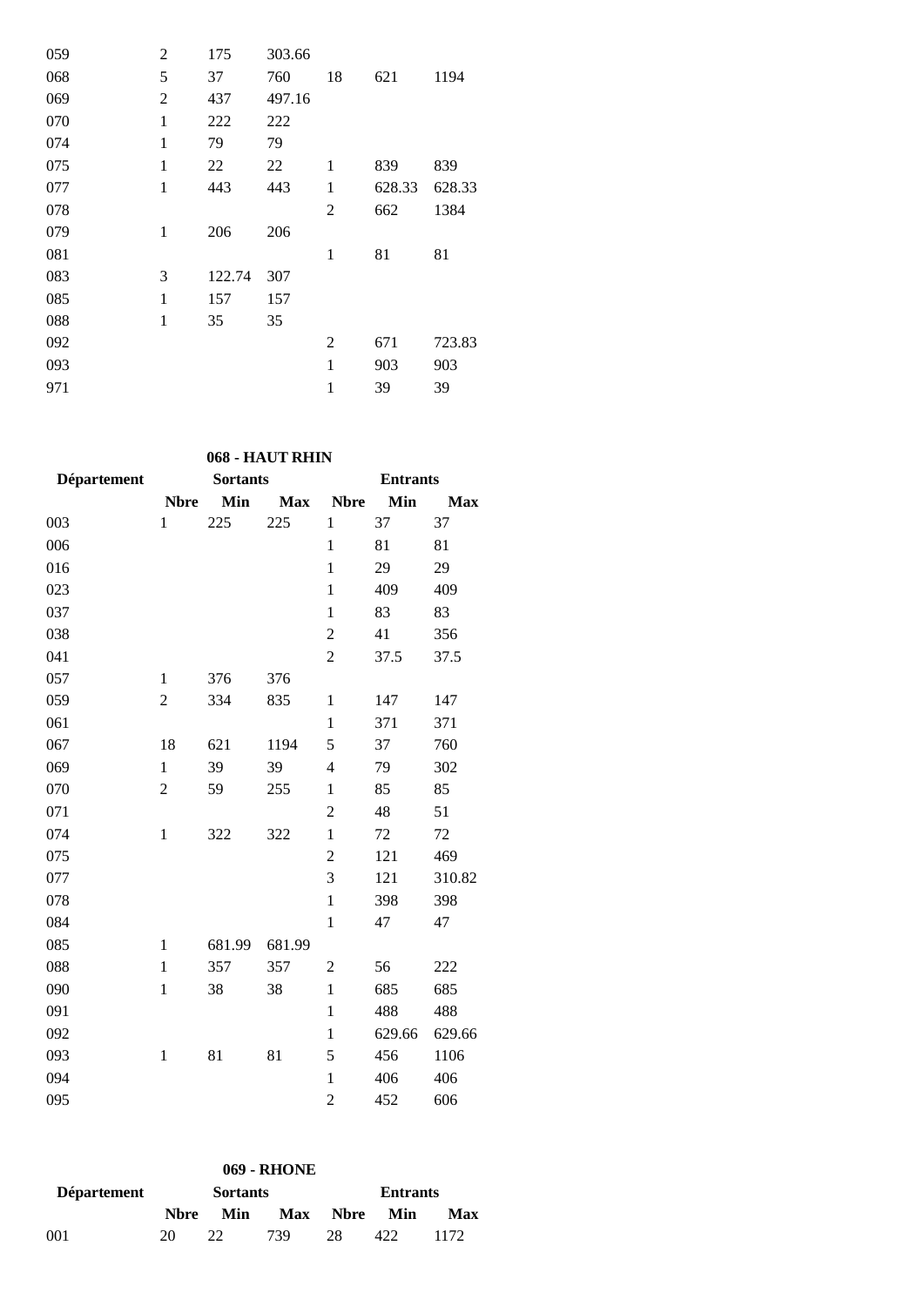| | | | | | | |
|---|---|---|---|---|---|---|
| 059 | 2 | 175 | 303.66 | | | |
| 068 | 5 | 37 | 760 | 18 | 621 | 1194 |
| 069 | 2 | 437 | 497.16 | | | |
| 070 | 1 | 222 | 222 | | | |
| 074 | 1 | 79 | 79 | | | |
| 075 | 1 | 22 | 22 | 1 | 839 | 839 |
| 077 | 1 | 443 | 443 | 1 | 628.33 | 628.33 |
| 078 | | | | 2 | 662 | 1384 |
| 079 | 1 | 206 | 206 | | | |
| 081 | | | | 1 | 81 | 81 |
| 083 | 3 | 122.74 | 307 | | | |
| 085 | 1 | 157 | 157 | | | |
| 088 | 1 | 35 | 35 | | | |
| 092 | | | | 2 | 671 | 723.83 |
| 093 | | | | 1 | 903 | 903 |
| 971 | | | | 1 | 39 | 39 |

**068 - HAUT RHIN**

| Département | Sortants | | | Entrants | | |
|---|---|---|---|---|---|---|
| | Nbre | Min | Max | Nbre | Min | Max |
| 003 | 1 | 225 | 225 | 1 | 37 | 37 |
| 006 | | | | 1 | 81 | 81 |
| 016 | | | | 1 | 29 | 29 |
| 023 | | | | 1 | 409 | 409 |
| 037 | | | | 1 | 83 | 83 |
| 038 | | | | 2 | 41 | 356 |
| 041 | | | | 2 | 37.5 | 37.5 |
| 057 | 1 | 376 | 376 | | | |
| 059 | 2 | 334 | 835 | 1 | 147 | 147 |
| 061 | | | | 1 | 371 | 371 |
| 067 | 18 | 621 | 1194 | 5 | 37 | 760 |
| 069 | 1 | 39 | 39 | 4 | 79 | 302 |
| 070 | 2 | 59 | 255 | 1 | 85 | 85 |
| 071 | | | | 2 | 48 | 51 |
| 074 | 1 | 322 | 322 | 1 | 72 | 72 |
| 075 | | | | 2 | 121 | 469 |
| 077 | | | | 3 | 121 | 310.82 |
| 078 | | | | 1 | 398 | 398 |
| 084 | | | | 1 | 47 | 47 |
| 085 | 1 | 681.99 | 681.99 | | | |
| 088 | 1 | 357 | 357 | 2 | 56 | 222 |
| 090 | 1 | 38 | 38 | 1 | 685 | 685 |
| 091 | | | | 1 | 488 | 488 |
| 092 | | | | 1 | 629.66 | 629.66 |
| 093 | 1 | 81 | 81 | 5 | 456 | 1106 |
| 094 | | | | 1 | 406 | 406 |
| 095 | | | | 2 | 452 | 606 |

**069 - RHONE**

| Département | Sortants | | | Entrants | | |
|---|---|---|---|---|---|---|
| | Nbre | Min | Max | Nbre | Min | Max |
| 001 | 20 | 22 | 739 | 28 | 422 | 1172 |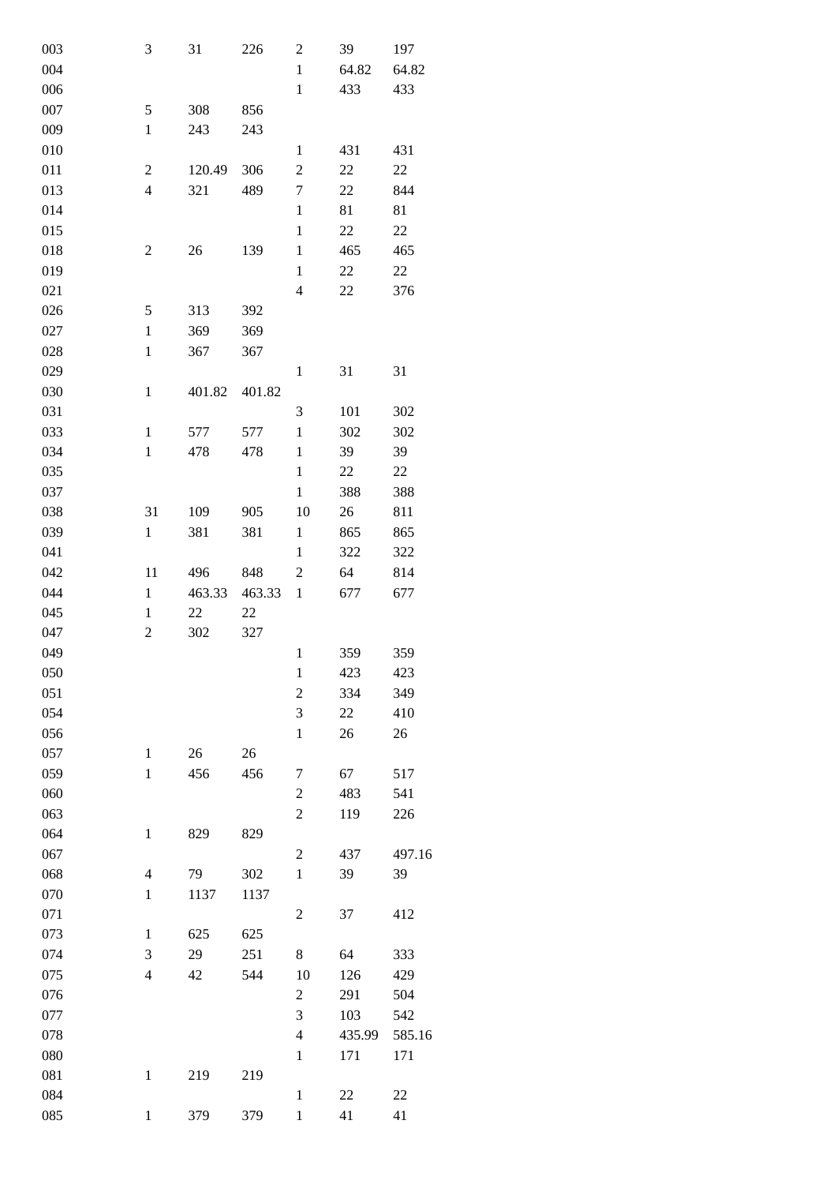| | | | | | | |
|---|---|---|---|---|---|---|
| 003 | 3 | 31 | 226 | 2 | 39 | 197 |
| 004 | | | | 1 | 64.82 | 64.82 |
| 006 | | | | 1 | 433 | 433 |
| 007 | 5 | 308 | 856 | | | |
| 009 | 1 | 243 | 243 | | | |
| 010 | | | | 1 | 431 | 431 |
| 011 | 2 | 120.49 | 306 | 2 | 22 | 22 |
| 013 | 4 | 321 | 489 | 7 | 22 | 844 |
| 014 | | | | 1 | 81 | 81 |
| 015 | | | | 1 | 22 | 22 |
| 018 | 2 | 26 | 139 | 1 | 465 | 465 |
| 019 | | | | 1 | 22 | 22 |
| 021 | | | | 4 | 22 | 376 |
| 026 | 5 | 313 | 392 | | | |
| 027 | 1 | 369 | 369 | | | |
| 028 | 1 | 367 | 367 | | | |
| 029 | | | | 1 | 31 | 31 |
| 030 | 1 | 401.82 | 401.82 | | | |
| 031 | | | | 3 | 101 | 302 |
| 033 | 1 | 577 | 577 | 1 | 302 | 302 |
| 034 | 1 | 478 | 478 | 1 | 39 | 39 |
| 035 | | | | 1 | 22 | 22 |
| 037 | | | | 1 | 388 | 388 |
| 038 | 31 | 109 | 905 | 10 | 26 | 811 |
| 039 | 1 | 381 | 381 | 1 | 865 | 865 |
| 041 | | | | 1 | 322 | 322 |
| 042 | 11 | 496 | 848 | 2 | 64 | 814 |
| 044 | 1 | 463.33 | 463.33 | 1 | 677 | 677 |
| 045 | 1 | 22 | 22 | | | |
| 047 | 2 | 302 | 327 | | | |
| 049 | | | | 1 | 359 | 359 |
| 050 | | | | 1 | 423 | 423 |
| 051 | | | | 2 | 334 | 349 |
| 054 | | | | 3 | 22 | 410 |
| 056 | | | | 1 | 26 | 26 |
| 057 | 1 | 26 | 26 | | | |
| 059 | 1 | 456 | 456 | 7 | 67 | 517 |
| 060 | | | | 2 | 483 | 541 |
| 063 | | | | 2 | 119 | 226 |
| 064 | 1 | 829 | 829 | | | |
| 067 | | | | 2 | 437 | 497.16 |
| 068 | 4 | 79 | 302 | 1 | 39 | 39 |
| 070 | 1 | 1137 | 1137 | | | |
| 071 | | | | 2 | 37 | 412 |
| 073 | 1 | 625 | 625 | | | |
| 074 | 3 | 29 | 251 | 8 | 64 | 333 |
| 075 | 4 | 42 | 544 | 10 | 126 | 429 |
| 076 | | | | 2 | 291 | 504 |
| 077 | | | | 3 | 103 | 542 |
| 078 | | | | 4 | 435.99 | 585.16 |
| 080 | | | | 1 | 171 | 171 |
| 081 | 1 | 219 | 219 | | | |
| 084 | | | | 1 | 22 | 22 |
| 085 | 1 | 379 | 379 | 1 | 41 | 41 |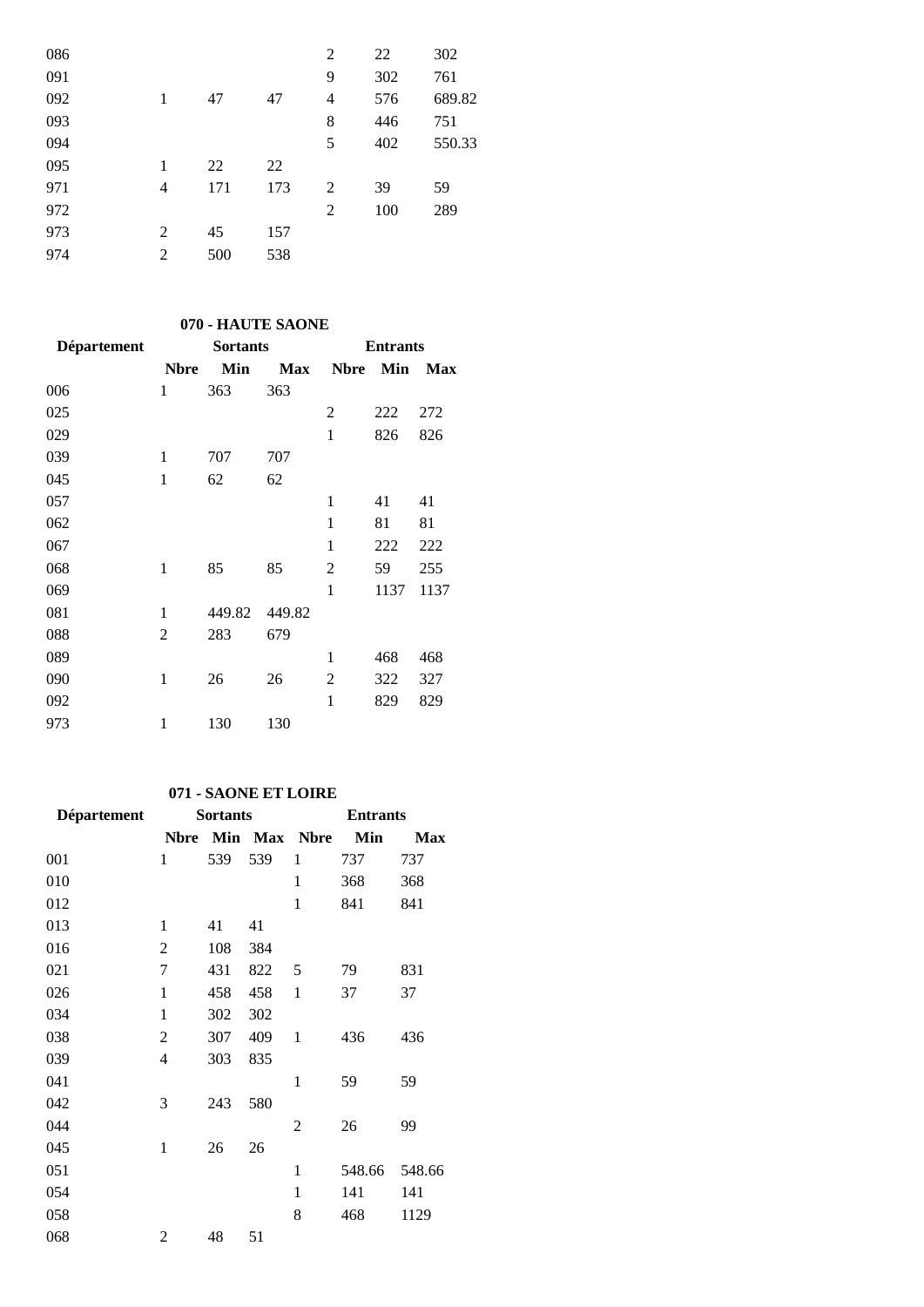| | | | | | | |
|---|---|---|---|---|---|---|
| 086 | | | | 2 | 22 | 302 |
| 091 | | | | 9 | 302 | 761 |
| 092 | 1 | 47 | 47 | 4 | 576 | 689.82 |
| 093 | | | | 8 | 446 | 751 |
| 094 | | | | 5 | 402 | 550.33 |
| 095 | 1 | 22 | 22 | | | |
| 971 | 4 | 171 | 173 | 2 | 39 | 59 |
| 972 | | | | 2 | 100 | 289 |
| 973 | 2 | 45 | 157 | | | |
| 974 | 2 | 500 | 538 | | | |

**070 - HAUTE SAONE**

| Département | Sortants | | | Entrants | | |
|---|---|---|---|---|---|---|
| | **Nbre** | **Min** | **Max** | **Nbre** | **Min** | **Max** |
| 006 | 1 | 363 | 363 | | | |
| 025 | | | | 2 | 222 | 272 |
| 029 | | | | 1 | 826 | 826 |
| 039 | 1 | 707 | 707 | | | |
| 045 | 1 | 62 | 62 | | | |
| 057 | | | | 1 | 41 | 41 |
| 062 | | | | 1 | 81 | 81 |
| 067 | | | | 1 | 222 | 222 |
| 068 | 1 | 85 | 85 | 2 | 59 | 255 |
| 069 | | | | 1 | 1137 | 1137 |
| 081 | 1 | 449.82 | 449.82 | | | |
| 088 | 2 | 283 | 679 | | | |
| 089 | | | | 1 | 468 | 468 |
| 090 | 1 | 26 | 26 | 2 | 322 | 327 |
| 092 | | | | 1 | 829 | 829 |
| 973 | 1 | 130 | 130 | | | |

**071 - SAONE ET LOIRE**

| Département | Sortants | | | Entrants | | |
|---|---|---|---|---|---|---|
| | **Nbre** | **Min** | **Max** | **Nbre** | **Min** | **Max** |
| 001 | 1 | 539 | 539 | 1 | 737 | 737 |
| 010 | | | | 1 | 368 | 368 |
| 012 | | | | 1 | 841 | 841 |
| 013 | 1 | 41 | 41 | | | |
| 016 | 2 | 108 | 384 | | | |
| 021 | 7 | 431 | 822 | 5 | 79 | 831 |
| 026 | 1 | 458 | 458 | 1 | 37 | 37 |
| 034 | 1 | 302 | 302 | | | |
| 038 | 2 | 307 | 409 | 1 | 436 | 436 |
| 039 | 4 | 303 | 835 | | | |
| 041 | | | | 1 | 59 | 59 |
| 042 | 3 | 243 | 580 | | | |
| 044 | | | | 2 | 26 | 99 |
| 045 | 1 | 26 | 26 | | | |
| 051 | | | | 1 | 548.66 | 548.66 |
| 054 | | | | 1 | 141 | 141 |
| 058 | | | | 8 | 468 | 1129 |
| 068 | 2 | 48 | 51 | | | |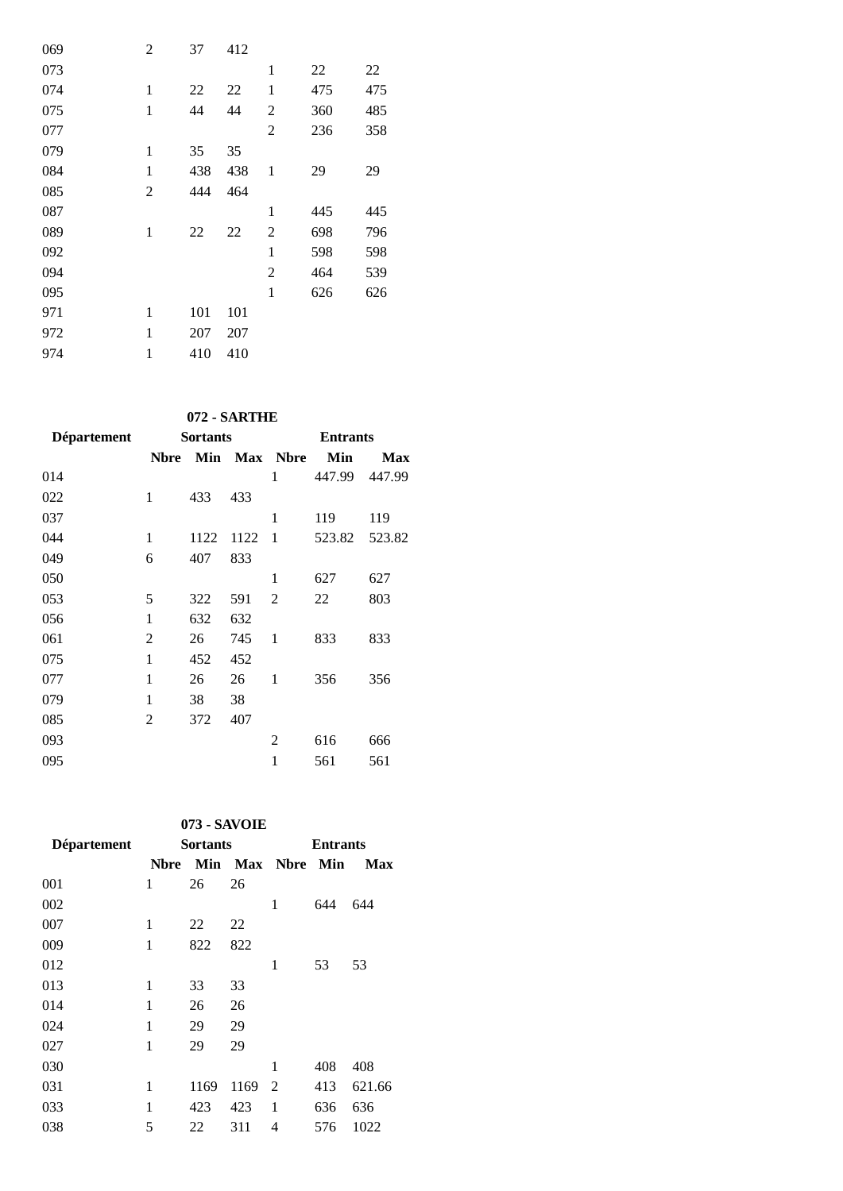| | | | | | | |
|---|---|---|---|---|---|---|
| 069 | 2 | 37 | 412 | | | |
| 073 | | | | 1 | 22 | 22 |
| 074 | 1 | 22 | 22 | 1 | 475 | 475 |
| 075 | 1 | 44 | 44 | 2 | 360 | 485 |
| 077 | | | | 2 | 236 | 358 |
| 079 | 1 | 35 | 35 | | | |
| 084 | 1 | 438 | 438 | 1 | 29 | 29 |
| 085 | 2 | 444 | 464 | | | |
| 087 | | | | 1 | 445 | 445 |
| 089 | 1 | 22 | 22 | 2 | 698 | 796 |
| 092 | | | | 1 | 598 | 598 |
| 094 | | | | 2 | 464 | 539 |
| 095 | | | | 1 | 626 | 626 |
| 971 | 1 | 101 | 101 | | | |
| 972 | 1 | 207 | 207 | | | |
| 974 | 1 | 410 | 410 | | | |

**072 - SARTHE**

| Département | Sortants | | | Entrants | | |
|---|---|---|---|---|---|---|
| | **Nbre** | **Min** | **Max** | **Nbre** | **Min** | **Max** |
| 014 | | | | 1 | 447.99 | 447.99 |
| 022 | 1 | 433 | 433 | | | |
| 037 | | | | 1 | 119 | 119 |
| 044 | 1 | 1122 | 1122 | 1 | 523.82 | 523.82 |
| 049 | 6 | 407 | 833 | | | |
| 050 | | | | 1 | 627 | 627 |
| 053 | 5 | 322 | 591 | 2 | 22 | 803 |
| 056 | 1 | 632 | 632 | | | |
| 061 | 2 | 26 | 745 | 1 | 833 | 833 |
| 075 | 1 | 452 | 452 | | | |
| 077 | 1 | 26 | 26 | 1 | 356 | 356 |
| 079 | 1 | 38 | 38 | | | |
| 085 | 2 | 372 | 407 | | | |
| 093 | | | | 2 | 616 | 666 |
| 095 | | | | 1 | 561 | 561 |

**073 - SAVOIE**

| Département | Sortants | | | Entrants | | |
|---|---|---|---|---|---|---|
| | **Nbre** | **Min** | **Max** | **Nbre** | **Min** | **Max** |
| 001 | 1 | 26 | 26 | | | |
| 002 | | | | 1 | 644 | 644 |
| 007 | 1 | 22 | 22 | | | |
| 009 | 1 | 822 | 822 | | | |
| 012 | | | | 1 | 53 | 53 |
| 013 | 1 | 33 | 33 | | | |
| 014 | 1 | 26 | 26 | | | |
| 024 | 1 | 29 | 29 | | | |
| 027 | 1 | 29 | 29 | | | |
| 030 | | | | 1 | 408 | 408 |
| 031 | 1 | 1169 | 1169 | 2 | 413 | 621.66 |
| 033 | 1 | 423 | 423 | 1 | 636 | 636 |
| 038 | 5 | 22 | 311 | 4 | 576 | 1022 |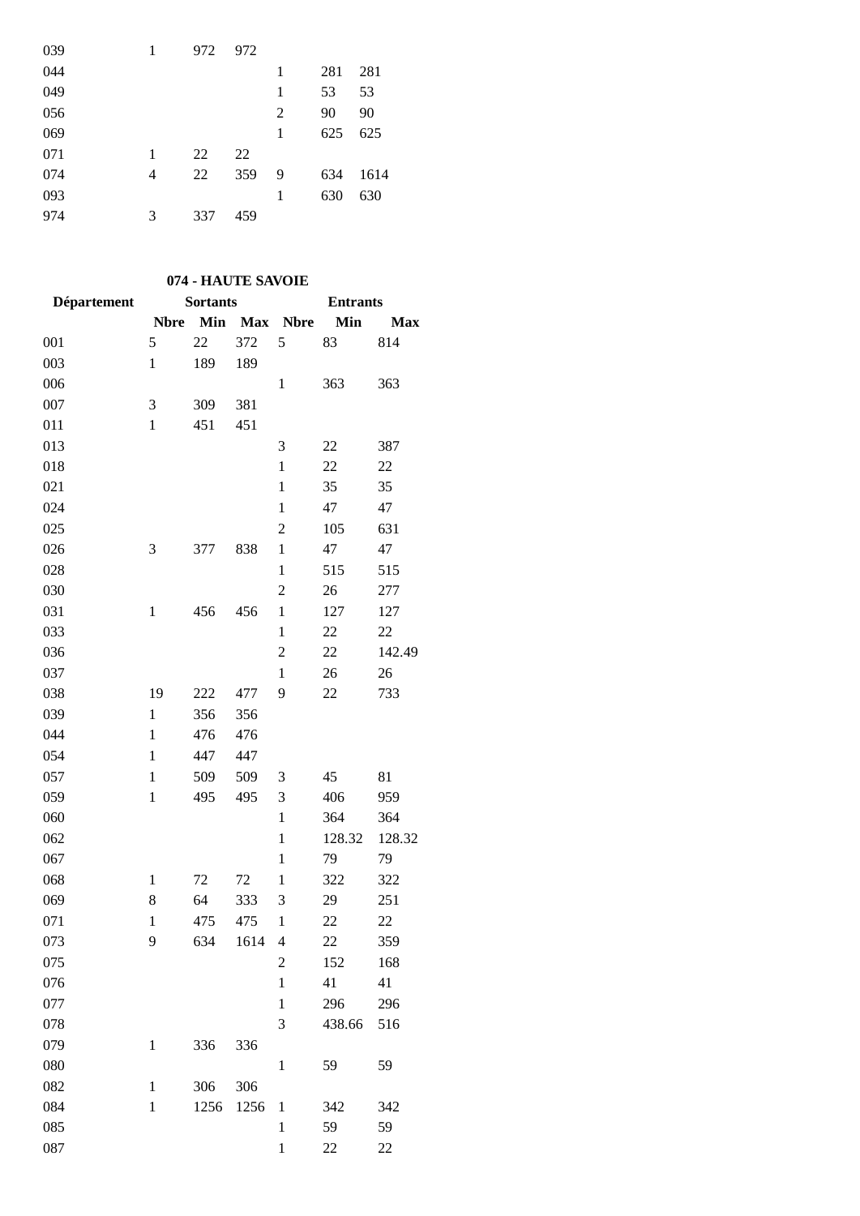| | | | | | | |
|---|---|---|---|---|---|---|
| 039 | 1 | 972 | 972 | | | |
| 044 | | | | 1 | 281 | 281 |
| 049 | | | | 1 | 53 | 53 |
| 056 | | | | 2 | 90 | 90 |
| 069 | | | | 1 | 625 | 625 |
| 071 | 1 | 22 | 22 | | | |
| 074 | 4 | 22 | 359 | 9 | 634 | 1614 |
| 093 | | | | 1 | 630 | 630 |
| 974 | 3 | 337 | 459 | | | |

**074 - HAUTE SAVOIE**

| Département | Sortants | | | Entrants | | |
|---|---|---|---|---|---|---|
| | Nbre | Min | Max | Nbre | Min | Max |
| 001 | 5 | 22 | 372 | 5 | 83 | 814 |
| 003 | 1 | 189 | 189 | | | |
| 006 | | | | 1 | 363 | 363 |
| 007 | 3 | 309 | 381 | | | |
| 011 | 1 | 451 | 451 | | | |
| 013 | | | | 3 | 22 | 387 |
| 018 | | | | 1 | 22 | 22 |
| 021 | | | | 1 | 35 | 35 |
| 024 | | | | 1 | 47 | 47 |
| 025 | | | | 2 | 105 | 631 |
| 026 | 3 | 377 | 838 | 1 | 47 | 47 |
| 028 | | | | 1 | 515 | 515 |
| 030 | | | | 2 | 26 | 277 |
| 031 | 1 | 456 | 456 | 1 | 127 | 127 |
| 033 | | | | 1 | 22 | 22 |
| 036 | | | | 2 | 22 | 142.49 |
| 037 | | | | 1 | 26 | 26 |
| 038 | 19 | 222 | 477 | 9 | 22 | 733 |
| 039 | 1 | 356 | 356 | | | |
| 044 | 1 | 476 | 476 | | | |
| 054 | 1 | 447 | 447 | | | |
| 057 | 1 | 509 | 509 | 3 | 45 | 81 |
| 059 | 1 | 495 | 495 | 3 | 406 | 959 |
| 060 | | | | 1 | 364 | 364 |
| 062 | | | | 1 | 128.32 | 128.32 |
| 067 | | | | 1 | 79 | 79 |
| 068 | 1 | 72 | 72 | 1 | 322 | 322 |
| 069 | 8 | 64 | 333 | 3 | 29 | 251 |
| 071 | 1 | 475 | 475 | 1 | 22 | 22 |
| 073 | 9 | 634 | 1614 | 4 | 22 | 359 |
| 075 | | | | 2 | 152 | 168 |
| 076 | | | | 1 | 41 | 41 |
| 077 | | | | 1 | 296 | 296 |
| 078 | | | | 3 | 438.66 | 516 |
| 079 | 1 | 336 | 336 | | | |
| 080 | | | | 1 | 59 | 59 |
| 082 | 1 | 306 | 306 | | | |
| 084 | 1 | 1256 | 1256 | 1 | 342 | 342 |
| 085 | | | | 1 | 59 | 59 |
| 087 | | | | 1 | 22 | 22 |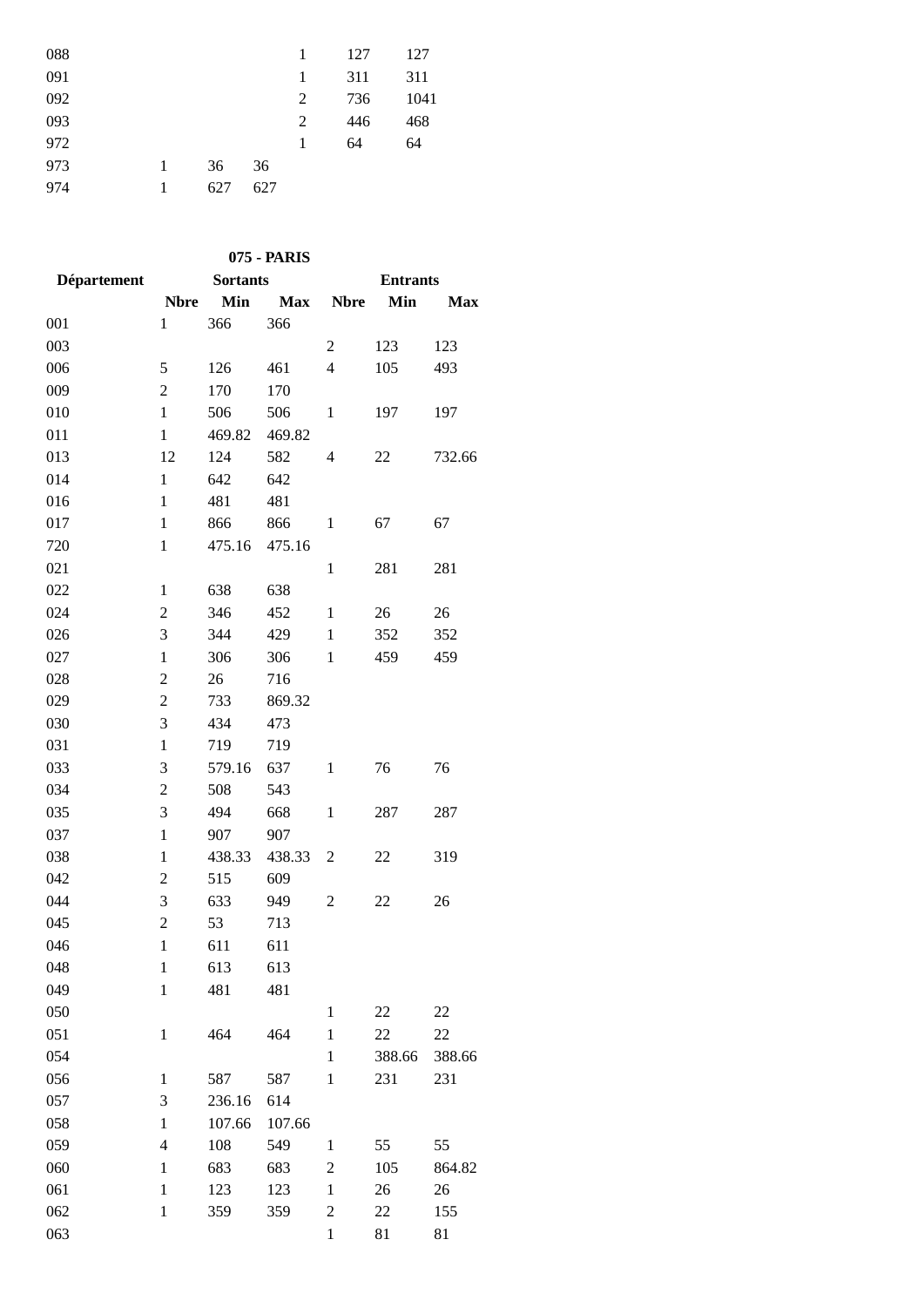| Département | Sortants | | | Entrants | | |
|---|---|---|---|---|---|---|
| | Nbre | Min | Max | Nbre | Min | Max |
| 088 | | | | 1 | 127 | 127 |
| 091 | | | | 1 | 311 | 311 |
| 092 | | | | 2 | 736 | 1041 |
| 093 | | | | 2 | 446 | 468 |
| 972 | | | | 1 | 64 | 64 |
| 973 | 1 | 36 | 36 | | | |
| 974 | 1 | 627 | 627 | | | |

**075 - PARIS**

| Département | Sortants | | | Entrants | | |
|---|---|---|---|---|---|---|
| | Nbre | Min | Max | Nbre | Min | Max |
| 001 | 1 | 366 | 366 | | | |
| 003 | | | | 2 | 123 | 123 |
| 006 | 5 | 126 | 461 | 4 | 105 | 493 |
| 009 | 2 | 170 | 170 | | | |
| 010 | 1 | 506 | 506 | 1 | 197 | 197 |
| 011 | 1 | 469.82 | 469.82 | | | |
| 013 | 12 | 124 | 582 | 4 | 22 | 732.66 |
| 014 | 1 | 642 | 642 | | | |
| 016 | 1 | 481 | 481 | | | |
| 017 | 1 | 866 | 866 | 1 | 67 | 67 |
| 720 | 1 | 475.16 | 475.16 | | | |
| 021 | | | | 1 | 281 | 281 |
| 022 | 1 | 638 | 638 | | | |
| 024 | 2 | 346 | 452 | 1 | 26 | 26 |
| 026 | 3 | 344 | 429 | 1 | 352 | 352 |
| 027 | 1 | 306 | 306 | 1 | 459 | 459 |
| 028 | 2 | 26 | 716 | | | |
| 029 | 2 | 733 | 869.32 | | | |
| 030 | 3 | 434 | 473 | | | |
| 031 | 1 | 719 | 719 | | | |
| 033 | 3 | 579.16 | 637 | 1 | 76 | 76 |
| 034 | 2 | 508 | 543 | | | |
| 035 | 3 | 494 | 668 | 1 | 287 | 287 |
| 037 | 1 | 907 | 907 | | | |
| 038 | 1 | 438.33 | 438.33 | 2 | 22 | 319 |
| 042 | 2 | 515 | 609 | | | |
| 044 | 3 | 633 | 949 | 2 | 22 | 26 |
| 045 | 2 | 53 | 713 | | | |
| 046 | 1 | 611 | 611 | | | |
| 048 | 1 | 613 | 613 | | | |
| 049 | 1 | 481 | 481 | | | |
| 050 | | | | 1 | 22 | 22 |
| 051 | 1 | 464 | 464 | 1 | 22 | 22 |
| 054 | | | | 1 | 388.66 | 388.66 |
| 056 | 1 | 587 | 587 | 1 | 231 | 231 |
| 057 | 3 | 236.16 | 614 | | | |
| 058 | 1 | 107.66 | 107.66 | | | |
| 059 | 4 | 108 | 549 | 1 | 55 | 55 |
| 060 | 1 | 683 | 683 | 2 | 105 | 864.82 |
| 061 | 1 | 123 | 123 | 1 | 26 | 26 |
| 062 | 1 | 359 | 359 | 2 | 22 | 155 |
| 063 | | | | 1 | 81 | 81 |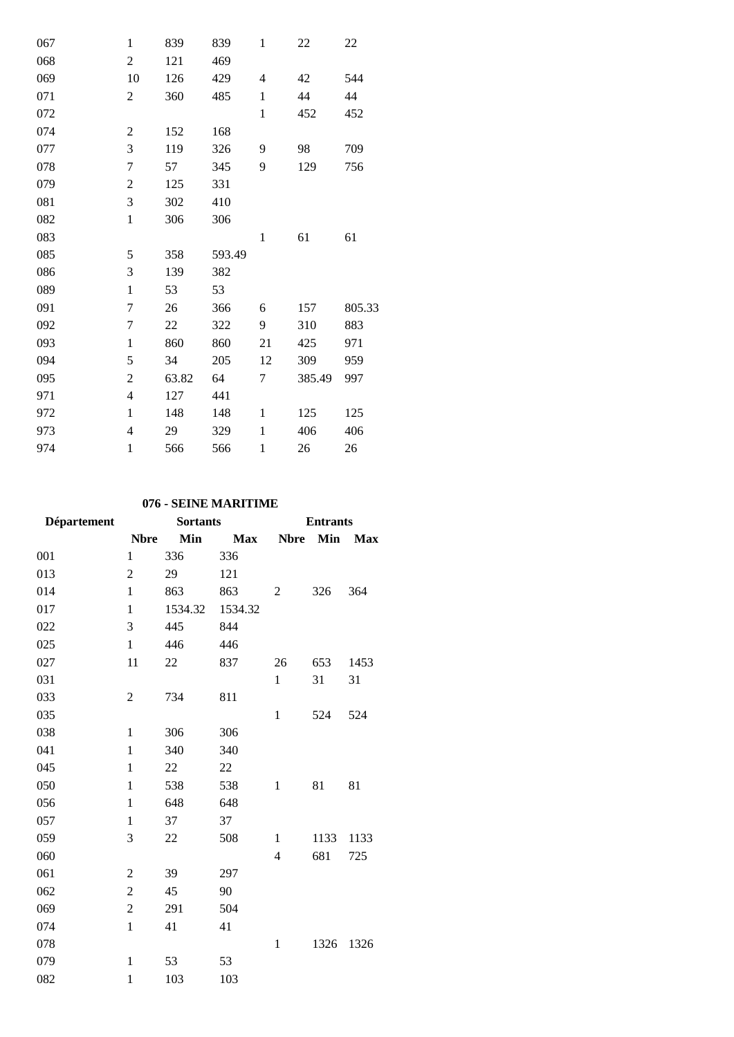| | | | | | | |
|---|---|---|---|---|---|---|
| 067 | 1 | 839 | 839 | 1 | 22 | 22 |
| 068 | 2 | 121 | 469 | | | |
| 069 | 10 | 126 | 429 | 4 | 42 | 544 |
| 071 | 2 | 360 | 485 | 1 | 44 | 44 |
| 072 | | | | 1 | 452 | 452 |
| 074 | 2 | 152 | 168 | | | |
| 077 | 3 | 119 | 326 | 9 | 98 | 709 |
| 078 | 7 | 57 | 345 | 9 | 129 | 756 |
| 079 | 2 | 125 | 331 | | | |
| 081 | 3 | 302 | 410 | | | |
| 082 | 1 | 306 | 306 | | | |
| 083 | | | | 1 | 61 | 61 |
| 085 | 5 | 358 | 593.49 | | | |
| 086 | 3 | 139 | 382 | | | |
| 089 | 1 | 53 | 53 | | | |
| 091 | 7 | 26 | 366 | 6 | 157 | 805.33 |
| 092 | 7 | 22 | 322 | 9 | 310 | 883 |
| 093 | 1 | 860 | 860 | 21 | 425 | 971 |
| 094 | 5 | 34 | 205 | 12 | 309 | 959 |
| 095 | 2 | 63.82 | 64 | 7 | 385.49 | 997 |
| 971 | 4 | 127 | 441 | | | |
| 972 | 1 | 148 | 148 | 1 | 125 | 125 |
| 973 | 4 | 29 | 329 | 1 | 406 | 406 |
| 974 | 1 | 566 | 566 | 1 | 26 | 26 |

**076 - SEINE MARITIME**

| Département | Sortants | | | Entrants | | |
|---|---|---|---|---|---|---|
| | Nbre | Min | Max | Nbre | Min | Max |
| 001 | 1 | 336 | 336 | | | |
| 013 | 2 | 29 | 121 | | | |
| 014 | 1 | 863 | 863 | 2 | 326 | 364 |
| 017 | 1 | 1534.32 | 1534.32 | | | |
| 022 | 3 | 445 | 844 | | | |
| 025 | 1 | 446 | 446 | | | |
| 027 | 11 | 22 | 837 | 26 | 653 | 1453 |
| 031 | | | | 1 | 31 | 31 |
| 033 | 2 | 734 | 811 | | | |
| 035 | | | | 1 | 524 | 524 |
| 038 | 1 | 306 | 306 | | | |
| 041 | 1 | 340 | 340 | | | |
| 045 | 1 | 22 | 22 | | | |
| 050 | 1 | 538 | 538 | 1 | 81 | 81 |
| 056 | 1 | 648 | 648 | | | |
| 057 | 1 | 37 | 37 | | | |
| 059 | 3 | 22 | 508 | 1 | 1133 | 1133 |
| 060 | | | | 4 | 681 | 725 |
| 061 | 2 | 39 | 297 | | | |
| 062 | 2 | 45 | 90 | | | |
| 069 | 2 | 291 | 504 | | | |
| 074 | 1 | 41 | 41 | | | |
| 078 | | | | 1 | 1326 | 1326 |
| 079 | 1 | 53 | 53 | | | |
| 082 | 1 | 103 | 103 | | | |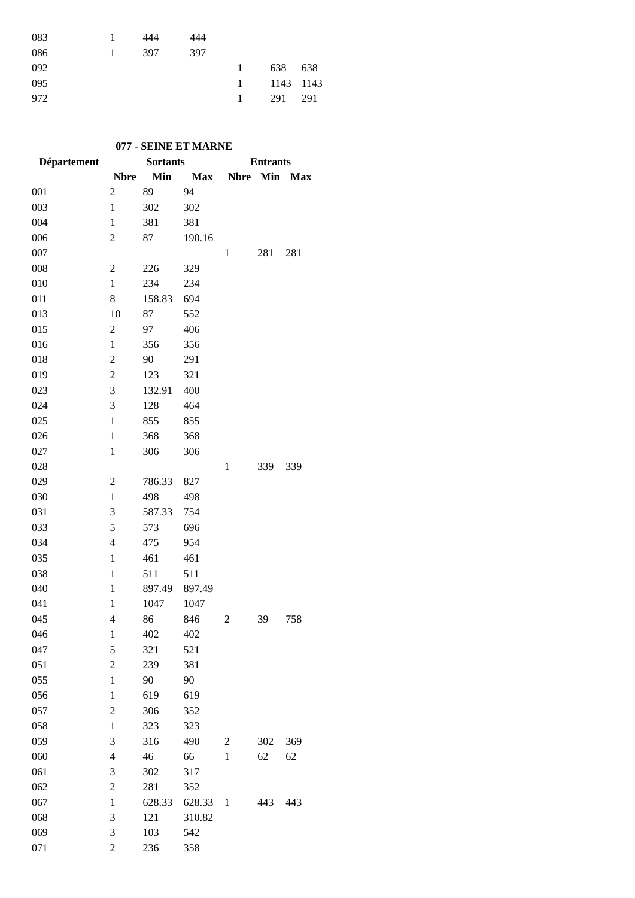| | | | | | | |
|---|---|---|---|---|---|---|
| 083 | 1 | 444 | 444 | | | |
| 086 | 1 | 397 | 397 | | | |
| 092 | | | | 1 | 638 | 638 |
| 095 | | | | 1 | 1143 | 1143 |
| 972 | | | | 1 | 291 | 291 |

**077 - SEINE ET MARNE**

| Département | Sortants | | | Entrants | | |
|---|---|---|---|---|---|---|
| | Nbre | Min | Max | Nbre | Min | Max |
| 001 | 2 | 89 | 94 | | | |
| 003 | 1 | 302 | 302 | | | |
| 004 | 1 | 381 | 381 | | | |
| 006 | 2 | 87 | 190.16 | | | |
| 007 | | | | 1 | 281 | 281 |
| 008 | 2 | 226 | 329 | | | |
| 010 | 1 | 234 | 234 | | | |
| 011 | 8 | 158.83 | 694 | | | |
| 013 | 10 | 87 | 552 | | | |
| 015 | 2 | 97 | 406 | | | |
| 016 | 1 | 356 | 356 | | | |
| 018 | 2 | 90 | 291 | | | |
| 019 | 2 | 123 | 321 | | | |
| 023 | 3 | 132.91 | 400 | | | |
| 024 | 3 | 128 | 464 | | | |
| 025 | 1 | 855 | 855 | | | |
| 026 | 1 | 368 | 368 | | | |
| 027 | 1 | 306 | 306 | | | |
| 028 | | | | 1 | 339 | 339 |
| 029 | 2 | 786.33 | 827 | | | |
| 030 | 1 | 498 | 498 | | | |
| 031 | 3 | 587.33 | 754 | | | |
| 033 | 5 | 573 | 696 | | | |
| 034 | 4 | 475 | 954 | | | |
| 035 | 1 | 461 | 461 | | | |
| 038 | 1 | 511 | 511 | | | |
| 040 | 1 | 897.49 | 897.49 | | | |
| 041 | 1 | 1047 | 1047 | | | |
| 045 | 4 | 86 | 846 | 2 | 39 | 758 |
| 046 | 1 | 402 | 402 | | | |
| 047 | 5 | 321 | 521 | | | |
| 051 | 2 | 239 | 381 | | | |
| 055 | 1 | 90 | 90 | | | |
| 056 | 1 | 619 | 619 | | | |
| 057 | 2 | 306 | 352 | | | |
| 058 | 1 | 323 | 323 | | | |
| 059 | 3 | 316 | 490 | 2 | 302 | 369 |
| 060 | 4 | 46 | 66 | 1 | 62 | 62 |
| 061 | 3 | 302 | 317 | | | |
| 062 | 2 | 281 | 352 | | | |
| 067 | 1 | 628.33 | 628.33 | 1 | 443 | 443 |
| 068 | 3 | 121 | 310.82 | | | |
| 069 | 3 | 103 | 542 | | | |
| 071 | 2 | 236 | 358 | | | |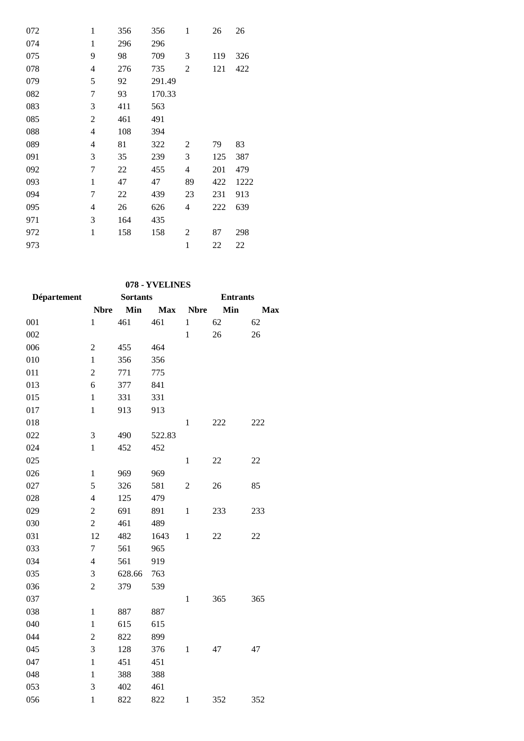| | | | | | | |
|---|---|---|---|---|---|---|
| 072 | 1 | 356 | 356 | 1 | 26 | 26 |
| 074 | 1 | 296 | 296 | | | |
| 075 | 9 | 98 | 709 | 3 | 119 | 326 |
| 078 | 4 | 276 | 735 | 2 | 121 | 422 |
| 079 | 5 | 92 | 291.49 | | | |
| 082 | 7 | 93 | 170.33 | | | |
| 083 | 3 | 411 | 563 | | | |
| 085 | 2 | 461 | 491 | | | |
| 088 | 4 | 108 | 394 | | | |
| 089 | 4 | 81 | 322 | 2 | 79 | 83 |
| 091 | 3 | 35 | 239 | 3 | 125 | 387 |
| 092 | 7 | 22 | 455 | 4 | 201 | 479 |
| 093 | 1 | 47 | 47 | 89 | 422 | 1222 |
| 094 | 7 | 22 | 439 | 23 | 231 | 913 |
| 095 | 4 | 26 | 626 | 4 | 222 | 639 |
| 971 | 3 | 164 | 435 | | | |
| 972 | 1 | 158 | 158 | 2 | 87 | 298 |
| 973 | | | | 1 | 22 | 22 |

**078 - YVELINES**

| Département | Sortants | | | Entrants | | |
|---|---|---|---|---|---|---|
| | Nbre | Min | Max | Nbre | Min | Max |
| 001 | 1 | 461 | 461 | 1 | 62 | 62 |
| 002 | | | | 1 | 26 | 26 |
| 006 | 2 | 455 | 464 | | | |
| 010 | 1 | 356 | 356 | | | |
| 011 | 2 | 771 | 775 | | | |
| 013 | 6 | 377 | 841 | | | |
| 015 | 1 | 331 | 331 | | | |
| 017 | 1 | 913 | 913 | | | |
| 018 | | | | 1 | 222 | 222 |
| 022 | 3 | 490 | 522.83 | | | |
| 024 | 1 | 452 | 452 | | | |
| 025 | | | | 1 | 22 | 22 |
| 026 | 1 | 969 | 969 | | | |
| 027 | 5 | 326 | 581 | 2 | 26 | 85 |
| 028 | 4 | 125 | 479 | | | |
| 029 | 2 | 691 | 891 | 1 | 233 | 233 |
| 030 | 2 | 461 | 489 | | | |
| 031 | 12 | 482 | 1643 | 1 | 22 | 22 |
| 033 | 7 | 561 | 965 | | | |
| 034 | 4 | 561 | 919 | | | |
| 035 | 3 | 628.66 | 763 | | | |
| 036 | 2 | 379 | 539 | | | |
| 037 | | | | 1 | 365 | 365 |
| 038 | 1 | 887 | 887 | | | |
| 040 | 1 | 615 | 615 | | | |
| 044 | 2 | 822 | 899 | | | |
| 045 | 3 | 128 | 376 | 1 | 47 | 47 |
| 047 | 1 | 451 | 451 | | | |
| 048 | 1 | 388 | 388 | | | |
| 053 | 3 | 402 | 461 | | | |
| 056 | 1 | 822 | 822 | 1 | 352 | 352 |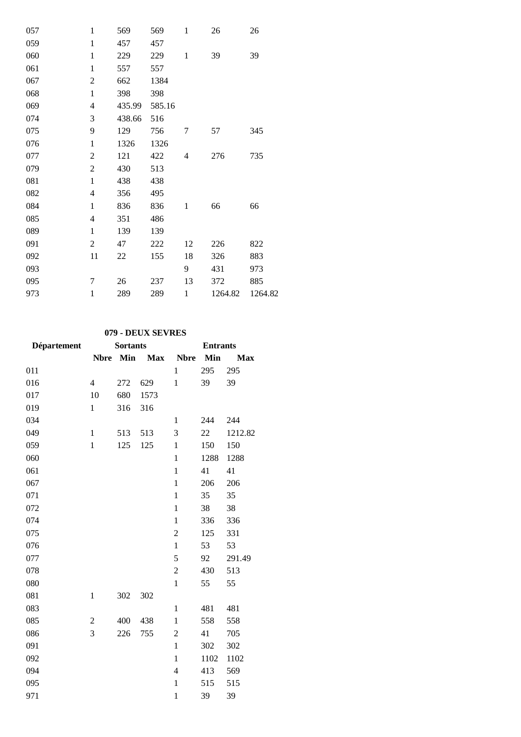| | | | | | | |
|---|---|---|---|---|---|---|
| 057 | 1 | 569 | 569 | 1 | 26 | 26 |
| 059 | 1 | 457 | 457 | | | |
| 060 | 1 | 229 | 229 | 1 | 39 | 39 |
| 061 | 1 | 557 | 557 | | | |
| 067 | 2 | 662 | 1384 | | | |
| 068 | 1 | 398 | 398 | | | |
| 069 | 4 | 435.99 | 585.16 | | | |
| 074 | 3 | 438.66 | 516 | | | |
| 075 | 9 | 129 | 756 | 7 | 57 | 345 |
| 076 | 1 | 1326 | 1326 | | | |
| 077 | 2 | 121 | 422 | 4 | 276 | 735 |
| 079 | 2 | 430 | 513 | | | |
| 081 | 1 | 438 | 438 | | | |
| 082 | 4 | 356 | 495 | | | |
| 084 | 1 | 836 | 836 | 1 | 66 | 66 |
| 085 | 4 | 351 | 486 | | | |
| 089 | 1 | 139 | 139 | | | |
| 091 | 2 | 47 | 222 | 12 | 226 | 822 |
| 092 | 11 | 22 | 155 | 18 | 326 | 883 |
| 093 | | | | 9 | 431 | 973 |
| 095 | 7 | 26 | 237 | 13 | 372 | 885 |
| 973 | 1 | 289 | 289 | 1 | 1264.82 | 1264.82 |

**079 - DEUX SEVRES**

| Département | Sortants | | | Entrants | | |
|---|---|---|---|---|---|---|
| | Nbre | Min | Max | Nbre | Min | Max |
| 011 | | | | 1 | 295 | 295 |
| 016 | 4 | 272 | 629 | 1 | 39 | 39 |
| 017 | 10 | 680 | 1573 | | | |
| 019 | 1 | 316 | 316 | | | |
| 034 | | | | 1 | 244 | 244 |
| 049 | 1 | 513 | 513 | 3 | 22 | 1212.82 |
| 059 | 1 | 125 | 125 | 1 | 150 | 150 |
| 060 | | | | 1 | 1288 | 1288 |
| 061 | | | | 1 | 41 | 41 |
| 067 | | | | 1 | 206 | 206 |
| 071 | | | | 1 | 35 | 35 |
| 072 | | | | 1 | 38 | 38 |
| 074 | | | | 1 | 336 | 336 |
| 075 | | | | 2 | 125 | 331 |
| 076 | | | | 1 | 53 | 53 |
| 077 | | | | 5 | 92 | 291.49 |
| 078 | | | | 2 | 430 | 513 |
| 080 | | | | 1 | 55 | 55 |
| 081 | 1 | 302 | 302 | | | |
| 083 | | | | 1 | 481 | 481 |
| 085 | 2 | 400 | 438 | 1 | 558 | 558 |
| 086 | 3 | 226 | 755 | 2 | 41 | 705 |
| 091 | | | | 1 | 302 | 302 |
| 092 | | | | 1 | 1102 | 1102 |
| 094 | | | | 4 | 413 | 569 |
| 095 | | | | 1 | 515 | 515 |
| 971 | | | | 1 | 39 | 39 |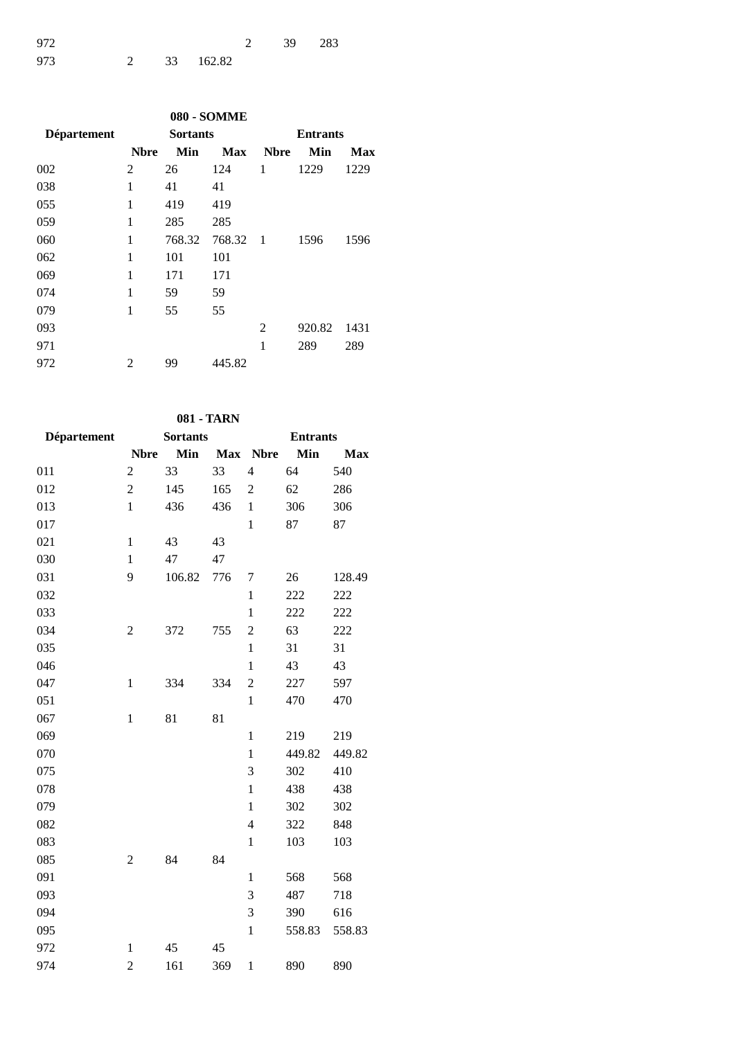| | | | | | | |
|---|---|---|---|---|---|---|
| 972 | | | | 2 | 39 | 283 |
| 973 | 2 | 33 | 162.82 | | | |

**080 - SOMME**

| Département | Sortants | | | Entrants | | |
|---|---|---|---|---|---|---|
| | Nbre | Min | Max | Nbre | Min | Max |
| 002 | 2 | 26 | 124 | 1 | 1229 | 1229 |
| 038 | 1 | 41 | 41 | | | |
| 055 | 1 | 419 | 419 | | | |
| 059 | 1 | 285 | 285 | | | |
| 060 | 1 | 768.32 | 768.32 | 1 | 1596 | 1596 |
| 062 | 1 | 101 | 101 | | | |
| 069 | 1 | 171 | 171 | | | |
| 074 | 1 | 59 | 59 | | | |
| 079 | 1 | 55 | 55 | | | |
| 093 | | | | 2 | 920.82 | 1431 |
| 971 | | | | 1 | 289 | 289 |
| 972 | 2 | 99 | 445.82 | | | |

**081 - TARN**

| Département | Sortants | | | Entrants | | |
|---|---|---|---|---|---|---|
| | Nbre | Min | Max | Nbre | Min | Max |
| 011 | 2 | 33 | 33 | 4 | 64 | 540 |
| 012 | 2 | 145 | 165 | 2 | 62 | 286 |
| 013 | 1 | 436 | 436 | 1 | 306 | 306 |
| 017 | | | | 1 | 87 | 87 |
| 021 | 1 | 43 | 43 | | | |
| 030 | 1 | 47 | 47 | | | |
| 031 | 9 | 106.82 | 776 | 7 | 26 | 128.49 |
| 032 | | | | 1 | 222 | 222 |
| 033 | | | | 1 | 222 | 222 |
| 034 | 2 | 372 | 755 | 2 | 63 | 222 |
| 035 | | | | 1 | 31 | 31 |
| 046 | | | | 1 | 43 | 43 |
| 047 | 1 | 334 | 334 | 2 | 227 | 597 |
| 051 | | | | 1 | 470 | 470 |
| 067 | 1 | 81 | 81 | | | |
| 069 | | | | 1 | 219 | 219 |
| 070 | | | | 1 | 449.82 | 449.82 |
| 075 | | | | 3 | 302 | 410 |
| 078 | | | | 1 | 438 | 438 |
| 079 | | | | 1 | 302 | 302 |
| 082 | | | | 4 | 322 | 848 |
| 083 | | | | 1 | 103 | 103 |
| 085 | 2 | 84 | 84 | | | |
| 091 | | | | 1 | 568 | 568 |
| 093 | | | | 3 | 487 | 718 |
| 094 | | | | 3 | 390 | 616 |
| 095 | | | | 1 | 558.83 | 558.83 |
| 972 | 1 | 45 | 45 | | | |
| 974 | 2 | 161 | 369 | 1 | 890 | 890 |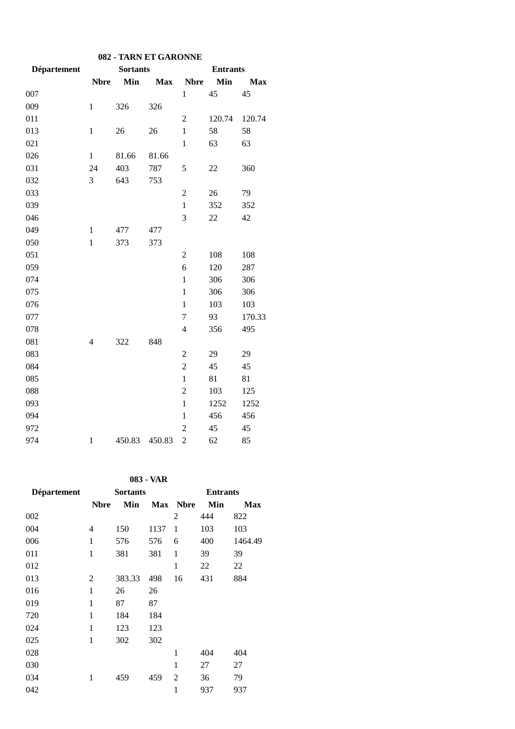## 082 - TARN ET GARONNE

| Département | Sortants | | | Entrants | | |
|---|---|---|---|---|---|---|
| | Nbre | Min | Max | Nbre | Min | Max |
| 007 | | | | 1 | 45 | 45 |
| 009 | 1 | 326 | 326 | | | |
| 011 | | | | 2 | 120.74 | 120.74 |
| 013 | 1 | 26 | 26 | 1 | 58 | 58 |
| 021 | | | | 1 | 63 | 63 |
| 026 | 1 | 81.66 | 81.66 | | | |
| 031 | 24 | 403 | 787 | 5 | 22 | 360 |
| 032 | 3 | 643 | 753 | | | |
| 033 | | | | 2 | 26 | 79 |
| 039 | | | | 1 | 352 | 352 |
| 046 | | | | 3 | 22 | 42 |
| 049 | 1 | 477 | 477 | | | |
| 050 | 1 | 373 | 373 | | | |
| 051 | | | | 2 | 108 | 108 |
| 059 | | | | 6 | 120 | 287 |
| 074 | | | | 1 | 306 | 306 |
| 075 | | | | 1 | 306 | 306 |
| 076 | | | | 1 | 103 | 103 |
| 077 | | | | 7 | 93 | 170.33 |
| 078 | | | | 4 | 356 | 495 |
| 081 | 4 | 322 | 848 | | | |
| 083 | | | | 2 | 29 | 29 |
| 084 | | | | 2 | 45 | 45 |
| 085 | | | | 1 | 81 | 81 |
| 088 | | | | 2 | 103 | 125 |
| 093 | | | | 1 | 1252 | 1252 |
| 094 | | | | 1 | 456 | 456 |
| 972 | | | | 2 | 45 | 45 |
| 974 | 1 | 450.83 | 450.83 | 2 | 62 | 85 |

## 083 - VAR

| Département | Sortants | | | Entrants | | |
|---|---|---|---|---|---|---|
| | Nbre | Min | Max | Nbre | Min | Max |
| 002 | | | | 2 | 444 | 822 |
| 004 | 4 | 150 | 1137 | 1 | 103 | 103 |
| 006 | 1 | 576 | 576 | 6 | 400 | 1464.49 |
| 011 | 1 | 381 | 381 | 1 | 39 | 39 |
| 012 | | | | 1 | 22 | 22 |
| 013 | 2 | 383.33 | 498 | 16 | 431 | 884 |
| 016 | 1 | 26 | 26 | | | |
| 019 | 1 | 87 | 87 | | | |
| 720 | 1 | 184 | 184 | | | |
| 024 | 1 | 123 | 123 | | | |
| 025 | 1 | 302 | 302 | | | |
| 028 | | | | 1 | 404 | 404 |
| 030 | | | | 1 | 27 | 27 |
| 034 | 1 | 459 | 459 | 2 | 36 | 79 |
| 042 | | | | 1 | 937 | 937 |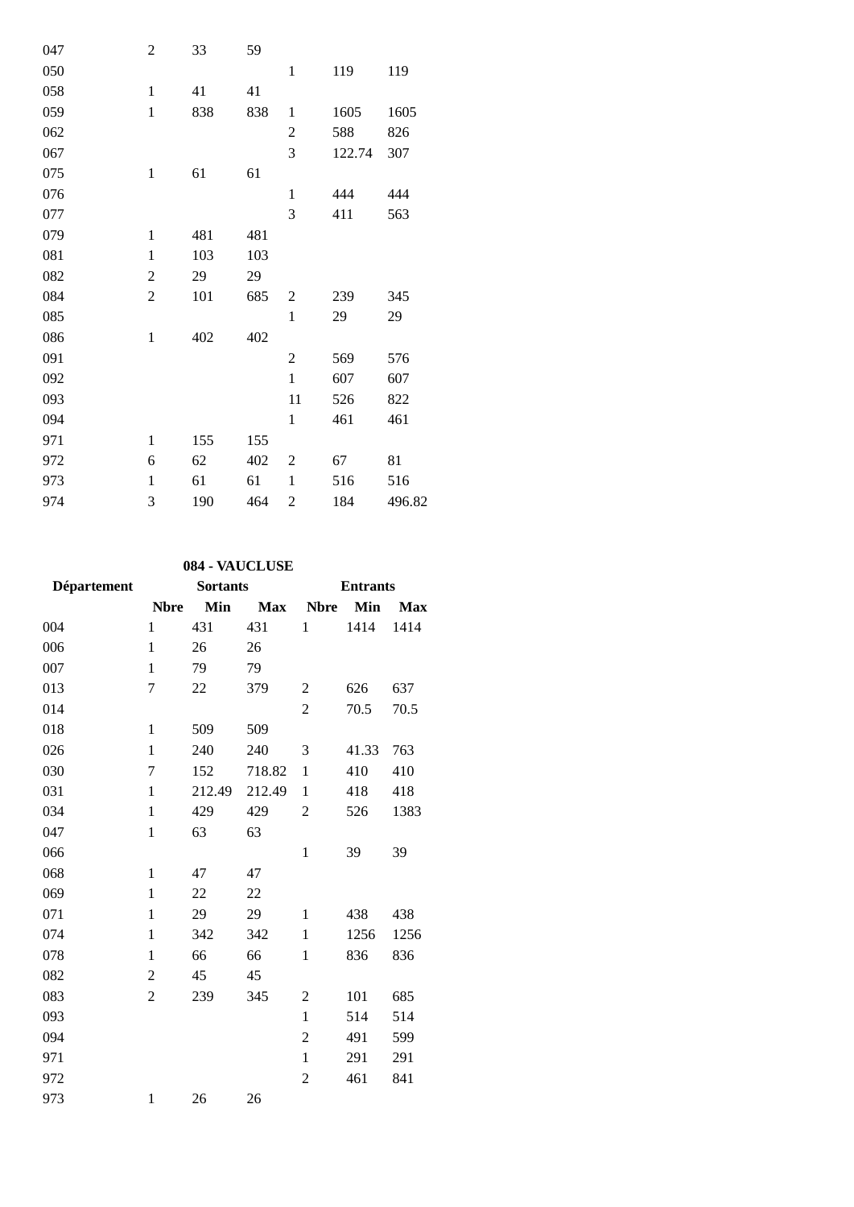| | | | | | | |
|---|---|---|---|---|---|---|
| 047 | 2 | 33 | 59 | | | |
| 050 | | | | 1 | 119 | 119 |
| 058 | 1 | 41 | 41 | | | |
| 059 | 1 | 838 | 838 | 1 | 1605 | 1605 |
| 062 | | | | 2 | 588 | 826 |
| 067 | | | | 3 | 122.74 | 307 |
| 075 | 1 | 61 | 61 | | | |
| 076 | | | | 1 | 444 | 444 |
| 077 | | | | 3 | 411 | 563 |
| 079 | 1 | 481 | 481 | | | |
| 081 | 1 | 103 | 103 | | | |
| 082 | 2 | 29 | 29 | | | |
| 084 | 2 | 101 | 685 | 2 | 239 | 345 |
| 085 | | | | 1 | 29 | 29 |
| 086 | 1 | 402 | 402 | | | |
| 091 | | | | 2 | 569 | 576 |
| 092 | | | | 1 | 607 | 607 |
| 093 | | | | 11 | 526 | 822 |
| 094 | | | | 1 | 461 | 461 |
| 971 | 1 | 155 | 155 | | | |
| 972 | 6 | 62 | 402 | 2 | 67 | 81 |
| 973 | 1 | 61 | 61 | 1 | 516 | 516 |
| 974 | 3 | 190 | 464 | 2 | 184 | 496.82 |

**084 - VAUCLUSE**

| Département | Sortants | | | Entrants | | |
|---|---|---|---|---|---|---|
| | Nbre | Min | Max | Nbre | Min | Max |
| 004 | 1 | 431 | 431 | 1 | 1414 | 1414 |
| 006 | 1 | 26 | 26 | | | |
| 007 | 1 | 79 | 79 | | | |
| 013 | 7 | 22 | 379 | 2 | 626 | 637 |
| 014 | | | | 2 | 70.5 | 70.5 |
| 018 | 1 | 509 | 509 | | | |
| 026 | 1 | 240 | 240 | 3 | 41.33 | 763 |
| 030 | 7 | 152 | 718.82 | 1 | 410 | 410 |
| 031 | 1 | 212.49 | 212.49 | 1 | 418 | 418 |
| 034 | 1 | 429 | 429 | 2 | 526 | 1383 |
| 047 | 1 | 63 | 63 | | | |
| 066 | | | | 1 | 39 | 39 |
| 068 | 1 | 47 | 47 | | | |
| 069 | 1 | 22 | 22 | | | |
| 071 | 1 | 29 | 29 | 1 | 438 | 438 |
| 074 | 1 | 342 | 342 | 1 | 1256 | 1256 |
| 078 | 1 | 66 | 66 | 1 | 836 | 836 |
| 082 | 2 | 45 | 45 | | | |
| 083 | 2 | 239 | 345 | 2 | 101 | 685 |
| 093 | | | | 1 | 514 | 514 |
| 094 | | | | 2 | 491 | 599 |
| 971 | | | | 1 | 291 | 291 |
| 972 | | | | 2 | 461 | 841 |
| 973 | 1 | 26 | 26 | | | |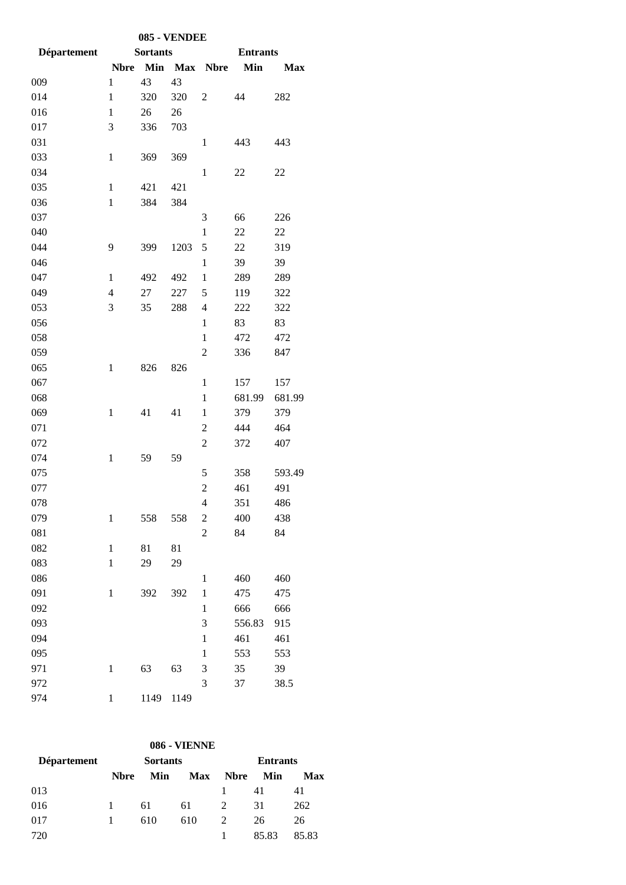**085 - VENDEE**

| Département | Sortants | | | Entrants | | |
|---|---|---|---|---|---|---|
| | Nbre | Min | Max | Nbre | Min | Max |
| 009 | 1 | 43 | 43 | | | |
| 014 | 1 | 320 | 320 | 2 | 44 | 282 |
| 016 | 1 | 26 | 26 | | | |
| 017 | 3 | 336 | 703 | | | |
| 031 | | | | 1 | 443 | 443 |
| 033 | 1 | 369 | 369 | | | |
| 034 | | | | 1 | 22 | 22 |
| 035 | 1 | 421 | 421 | | | |
| 036 | 1 | 384 | 384 | | | |
| 037 | | | | 3 | 66 | 226 |
| 040 | | | | 1 | 22 | 22 |
| 044 | 9 | 399 | 1203 | 5 | 22 | 319 |
| 046 | | | | 1 | 39 | 39 |
| 047 | 1 | 492 | 492 | 1 | 289 | 289 |
| 049 | 4 | 27 | 227 | 5 | 119 | 322 |
| 053 | 3 | 35 | 288 | 4 | 222 | 322 |
| 056 | | | | 1 | 83 | 83 |
| 058 | | | | 1 | 472 | 472 |
| 059 | | | | 2 | 336 | 847 |
| 065 | 1 | 826 | 826 | | | |
| 067 | | | | 1 | 157 | 157 |
| 068 | | | | 1 | 681.99 | 681.99 |
| 069 | 1 | 41 | 41 | 1 | 379 | 379 |
| 071 | | | | 2 | 444 | 464 |
| 072 | | | | 2 | 372 | 407 |
| 074 | 1 | 59 | 59 | | | |
| 075 | | | | 5 | 358 | 593.49 |
| 077 | | | | 2 | 461 | 491 |
| 078 | | | | 4 | 351 | 486 |
| 079 | 1 | 558 | 558 | 2 | 400 | 438 |
| 081 | | | | 2 | 84 | 84 |
| 082 | 1 | 81 | 81 | | | |
| 083 | 1 | 29 | 29 | | | |
| 086 | | | | 1 | 460 | 460 |
| 091 | 1 | 392 | 392 | 1 | 475 | 475 |
| 092 | | | | 1 | 666 | 666 |
| 093 | | | | 3 | 556.83 | 915 |
| 094 | | | | 1 | 461 | 461 |
| 095 | | | | 1 | 553 | 553 |
| 971 | 1 | 63 | 63 | 3 | 35 | 39 |
| 972 | | | | 3 | 37 | 38.5 |
| 974 | 1 | 1149 | 1149 | | | |

**086 - VIENNE**

| Département | Sortants | | | Entrants | | |
|---|---|---|---|---|---|---|
| | Nbre | Min | Max | Nbre | Min | Max |
| 013 | | | | 1 | 41 | 41 |
| 016 | 1 | 61 | 61 | 2 | 31 | 262 |
| 017 | 1 | 610 | 610 | 2 | 26 | 26 |
| 720 | | | | 1 | 85.83 | 85.83 |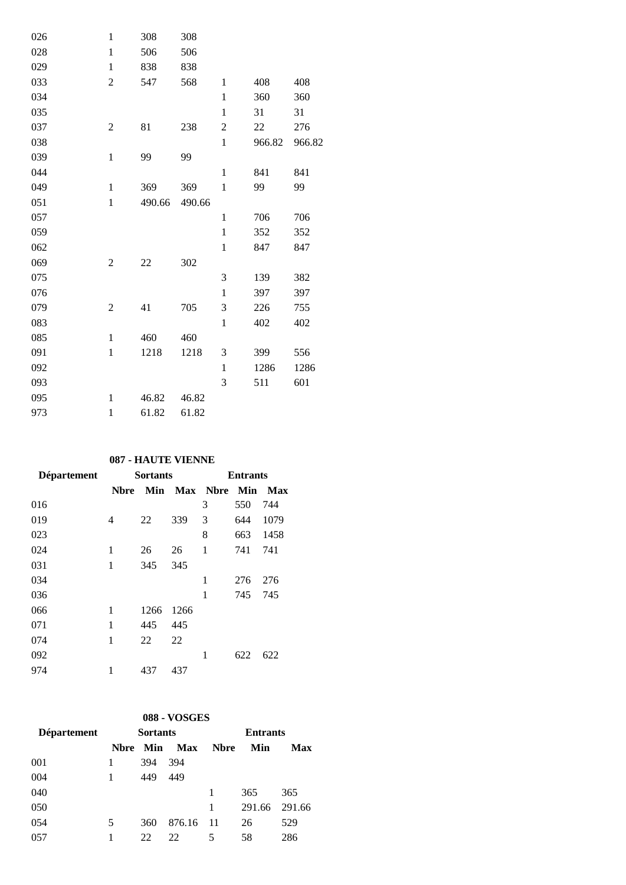| | | | | | | |
|---|---|---|---|---|---|---|
| 026 | 1 | 308 | 308 | | | |
| 028 | 1 | 506 | 506 | | | |
| 029 | 1 | 838 | 838 | | | |
| 033 | 2 | 547 | 568 | 1 | 408 | 408 |
| 034 | | | | 1 | 360 | 360 |
| 035 | | | | 1 | 31 | 31 |
| 037 | 2 | 81 | 238 | 2 | 22 | 276 |
| 038 | | | | 1 | 966.82 | 966.82 |
| 039 | 1 | 99 | 99 | | | |
| 044 | | | | 1 | 841 | 841 |
| 049 | 1 | 369 | 369 | 1 | 99 | 99 |
| 051 | 1 | 490.66 | 490.66 | | | |
| 057 | | | | 1 | 706 | 706 |
| 059 | | | | 1 | 352 | 352 |
| 062 | | | | 1 | 847 | 847 |
| 069 | 2 | 22 | 302 | | | |
| 075 | | | | 3 | 139 | 382 |
| 076 | | | | 1 | 397 | 397 |
| 079 | 2 | 41 | 705 | 3 | 226 | 755 |
| 083 | | | | 1 | 402 | 402 |
| 085 | 1 | 460 | 460 | | | |
| 091 | 1 | 1218 | 1218 | 3 | 399 | 556 |
| 092 | | | | 1 | 1286 | 1286 |
| 093 | | | | 3 | 511 | 601 |
| 095 | 1 | 46.82 | 46.82 | | | |
| 973 | 1 | 61.82 | 61.82 | | | |

**087 - HAUTE VIENNE**

| Département | Sortants | | | Entrants | | |
|---|---|---|---|---|---|---|
| | **Nbre** | **Min** | **Max** | **Nbre** | **Min** | **Max** |
| 016 | | | | 3 | 550 | 744 |
| 019 | 4 | 22 | 339 | 3 | 644 | 1079 |
| 023 | | | | 8 | 663 | 1458 |
| 024 | 1 | 26 | 26 | 1 | 741 | 741 |
| 031 | 1 | 345 | 345 | | | |
| 034 | | | | 1 | 276 | 276 |
| 036 | | | | 1 | 745 | 745 |
| 066 | 1 | 1266 | 1266 | | | |
| 071 | 1 | 445 | 445 | | | |
| 074 | 1 | 22 | 22 | | | |
| 092 | | | | 1 | 622 | 622 |
| 974 | 1 | 437 | 437 | | | |

**088 - VOSGES**

| Département | Sortants | | | Entrants | | |
|---|---|---|---|---|---|---|
| | **Nbre** | **Min** | **Max** | **Nbre** | **Min** | **Max** |
| 001 | 1 | 394 | 394 | | | |
| 004 | 1 | 449 | 449 | | | |
| 040 | | | | 1 | 365 | 365 |
| 050 | | | | 1 | 291.66 | 291.66 |
| 054 | 5 | 360 | 876.16 | 11 | 26 | 529 |
| 057 | 1 | 22 | 22 | 5 | 58 | 286 |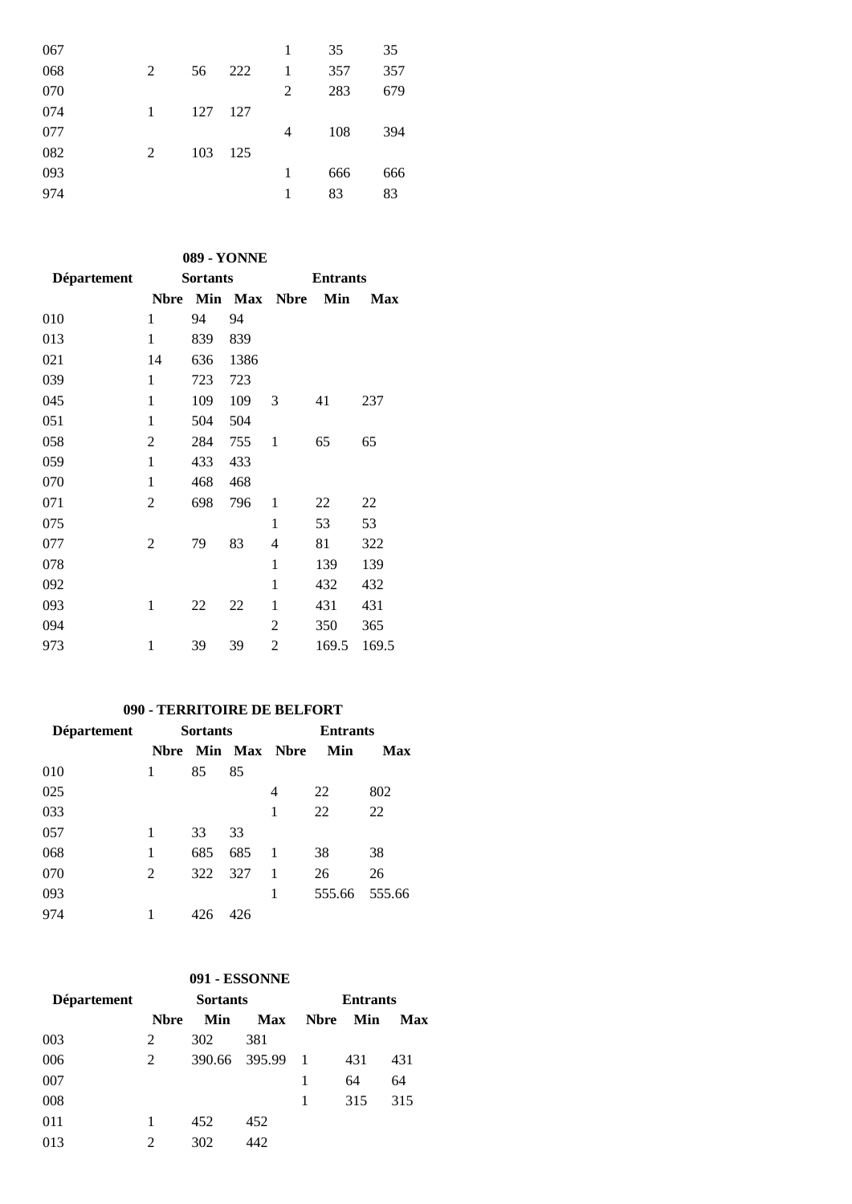| | | | | | | |
|---|---|---|---|---|---|---|
| 067 | | | | 1 | 35 | 35 |
| 068 | 2 | 56 | 222 | 1 | 357 | 357 |
| 070 | | | | 2 | 283 | 679 |
| 074 | 1 | 127 | 127 | | | |
| 077 | | | | 4 | 108 | 394 |
| 082 | 2 | 103 | 125 | | | |
| 093 | | | | 1 | 666 | 666 |
| 974 | | | | 1 | 83 | 83 |

**089 - YONNE**

| Département | Sortants | | | Entrants | | |
|---|---|---|---|---|---|---|
| | Nbre | Min | Max | Nbre | Min | Max |
| 010 | 1 | 94 | 94 | | | |
| 013 | 1 | 839 | 839 | | | |
| 021 | 14 | 636 | 1386 | | | |
| 039 | 1 | 723 | 723 | | | |
| 045 | 1 | 109 | 109 | 3 | 41 | 237 |
| 051 | 1 | 504 | 504 | | | |
| 058 | 2 | 284 | 755 | 1 | 65 | 65 |
| 059 | 1 | 433 | 433 | | | |
| 070 | 1 | 468 | 468 | | | |
| 071 | 2 | 698 | 796 | 1 | 22 | 22 |
| 075 | | | | 1 | 53 | 53 |
| 077 | 2 | 79 | 83 | 4 | 81 | 322 |
| 078 | | | | 1 | 139 | 139 |
| 092 | | | | 1 | 432 | 432 |
| 093 | 1 | 22 | 22 | 1 | 431 | 431 |
| 094 | | | | 2 | 350 | 365 |
| 973 | 1 | 39 | 39 | 2 | 169.5 | 169.5 |

**090 - TERRITOIRE DE BELFORT**

| Département | Sortants | | | Entrants | | |
|---|---|---|---|---|---|---|
| | Nbre | Min | Max | Nbre | Min | Max |
| 010 | 1 | 85 | 85 | | | |
| 025 | | | | 4 | 22 | 802 |
| 033 | | | | 1 | 22 | 22 |
| 057 | 1 | 33 | 33 | | | |
| 068 | 1 | 685 | 685 | 1 | 38 | 38 |
| 070 | 2 | 322 | 327 | 1 | 26 | 26 |
| 093 | | | | 1 | 555.66 | 555.66 |
| 974 | 1 | 426 | 426 | | | |

**091 - ESSONNE**

| Département | Sortants | | | Entrants | | |
|---|---|---|---|---|---|---|
| | Nbre | Min | Max | Nbre | Min | Max |
| 003 | 2 | 302 | 381 | | | |
| 006 | 2 | 390.66 | 395.99 | 1 | 431 | 431 |
| 007 | | | | 1 | 64 | 64 |
| 008 | | | | 1 | 315 | 315 |
| 011 | 1 | 452 | 452 | | | |
| 013 | 2 | 302 | 442 | | | |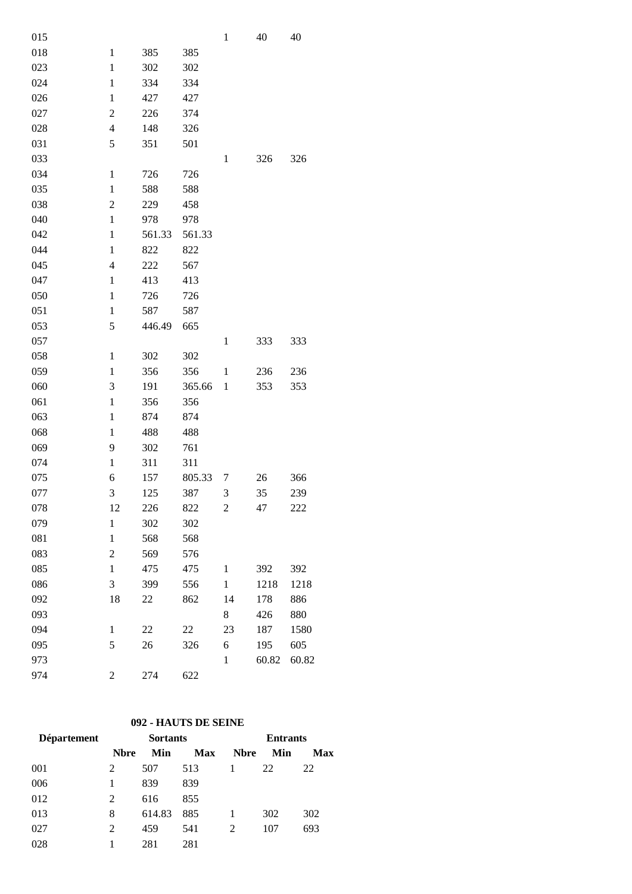| | | | | | | |
|---|---|---|---|---|---|---|
| 015 | | | | 1 | 40 | 40 |
| 018 | 1 | 385 | 385 | | | |
| 023 | 1 | 302 | 302 | | | |
| 024 | 1 | 334 | 334 | | | |
| 026 | 1 | 427 | 427 | | | |
| 027 | 2 | 226 | 374 | | | |
| 028 | 4 | 148 | 326 | | | |
| 031 | 5 | 351 | 501 | | | |
| 033 | | | | 1 | 326 | 326 |
| 034 | 1 | 726 | 726 | | | |
| 035 | 1 | 588 | 588 | | | |
| 038 | 2 | 229 | 458 | | | |
| 040 | 1 | 978 | 978 | | | |
| 042 | 1 | 561.33 | 561.33 | | | |
| 044 | 1 | 822 | 822 | | | |
| 045 | 4 | 222 | 567 | | | |
| 047 | 1 | 413 | 413 | | | |
| 050 | 1 | 726 | 726 | | | |
| 051 | 1 | 587 | 587 | | | |
| 053 | 5 | 446.49 | 665 | | | |
| 057 | | | | 1 | 333 | 333 |
| 058 | 1 | 302 | 302 | | | |
| 059 | 1 | 356 | 356 | 1 | 236 | 236 |
| 060 | 3 | 191 | 365.66 | 1 | 353 | 353 |
| 061 | 1 | 356 | 356 | | | |
| 063 | 1 | 874 | 874 | | | |
| 068 | 1 | 488 | 488 | | | |
| 069 | 9 | 302 | 761 | | | |
| 074 | 1 | 311 | 311 | | | |
| 075 | 6 | 157 | 805.33 | 7 | 26 | 366 |
| 077 | 3 | 125 | 387 | 3 | 35 | 239 |
| 078 | 12 | 226 | 822 | 2 | 47 | 222 |
| 079 | 1 | 302 | 302 | | | |
| 081 | 1 | 568 | 568 | | | |
| 083 | 2 | 569 | 576 | | | |
| 085 | 1 | 475 | 475 | 1 | 392 | 392 |
| 086 | 3 | 399 | 556 | 1 | 1218 | 1218 |
| 092 | 18 | 22 | 862 | 14 | 178 | 886 |
| 093 | | | | 8 | 426 | 880 |
| 094 | 1 | 22 | 22 | 23 | 187 | 1580 |
| 095 | 5 | 26 | 326 | 6 | 195 | 605 |
| 973 | | | | 1 | 60.82 | 60.82 |
| 974 | 2 | 274 | 622 | | | |

**092 - HAUTS DE SEINE**

| Département | Sortants | | | Entrants | | |
|---|---|---|---|---|---|---|
| | **Nbre** | **Min** | **Max** | **Nbre** | **Min** | **Max** |
| 001 | 2 | 507 | 513 | 1 | 22 | 22 |
| 006 | 1 | 839 | 839 | | | |
| 012 | 2 | 616 | 855 | | | |
| 013 | 8 | 614.83 | 885 | 1 | 302 | 302 |
| 027 | 2 | 459 | 541 | 2 | 107 | 693 |
| 028 | 1 | 281 | 281 | | | |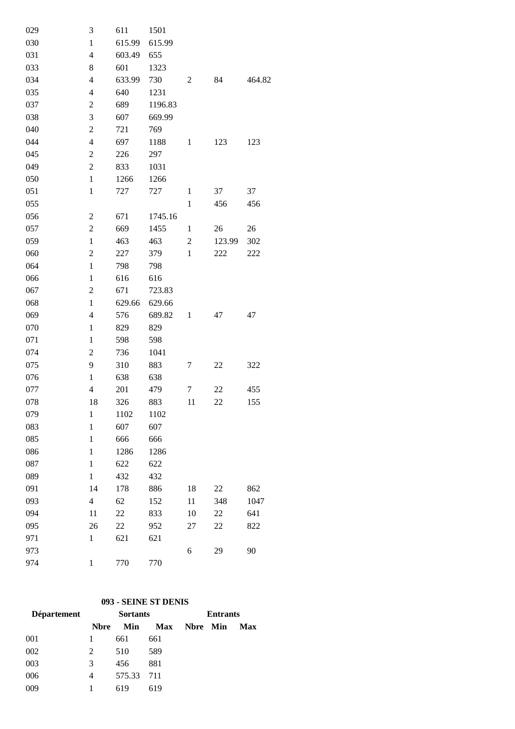| | | | | | | |
|---|---|---|---|---|---|---|
| 029 | 3 | 611 | 1501 | | | |
| 030 | 1 | 615.99 | 615.99 | | | |
| 031 | 4 | 603.49 | 655 | | | |
| 033 | 8 | 601 | 1323 | | | |
| 034 | 4 | 633.99 | 730 | 2 | 84 | 464.82 |
| 035 | 4 | 640 | 1231 | | | |
| 037 | 2 | 689 | 1196.83 | | | |
| 038 | 3 | 607 | 669.99 | | | |
| 040 | 2 | 721 | 769 | | | |
| 044 | 4 | 697 | 1188 | 1 | 123 | 123 |
| 045 | 2 | 226 | 297 | | | |
| 049 | 2 | 833 | 1031 | | | |
| 050 | 1 | 1266 | 1266 | | | |
| 051 | 1 | 727 | 727 | 1 | 37 | 37 |
| 055 | | | | 1 | 456 | 456 |
| 056 | 2 | 671 | 1745.16 | | | |
| 057 | 2 | 669 | 1455 | 1 | 26 | 26 |
| 059 | 1 | 463 | 463 | 2 | 123.99 | 302 |
| 060 | 2 | 227 | 379 | 1 | 222 | 222 |
| 064 | 1 | 798 | 798 | | | |
| 066 | 1 | 616 | 616 | | | |
| 067 | 2 | 671 | 723.83 | | | |
| 068 | 1 | 629.66 | 629.66 | | | |
| 069 | 4 | 576 | 689.82 | 1 | 47 | 47 |
| 070 | 1 | 829 | 829 | | | |
| 071 | 1 | 598 | 598 | | | |
| 074 | 2 | 736 | 1041 | | | |
| 075 | 9 | 310 | 883 | 7 | 22 | 322 |
| 076 | 1 | 638 | 638 | | | |
| 077 | 4 | 201 | 479 | 7 | 22 | 455 |
| 078 | 18 | 326 | 883 | 11 | 22 | 155 |
| 079 | 1 | 1102 | 1102 | | | |
| 083 | 1 | 607 | 607 | | | |
| 085 | 1 | 666 | 666 | | | |
| 086 | 1 | 1286 | 1286 | | | |
| 087 | 1 | 622 | 622 | | | |
| 089 | 1 | 432 | 432 | | | |
| 091 | 14 | 178 | 886 | 18 | 22 | 862 |
| 093 | 4 | 62 | 152 | 11 | 348 | 1047 |
| 094 | 11 | 22 | 833 | 10 | 22 | 641 |
| 095 | 26 | 22 | 952 | 27 | 22 | 822 |
| 971 | 1 | 621 | 621 | | | |
| 973 | | | | 6 | 29 | 90 |
| 974 | 1 | 770 | 770 | | | |

**093 - SEINE ST DENIS**

| Département | Sortants | | | Entrants | | |
|---|---|---|---|---|---|---|
| | **Nbre** | **Min** | **Max** | **Nbre** | **Min** | **Max** |
| 001 | 1 | 661 | 661 | | | |
| 002 | 2 | 510 | 589 | | | |
| 003 | 3 | 456 | 881 | | | |
| 006 | 4 | 575.33 | 711 | | | |
| 009 | 1 | 619 | 619 | | | |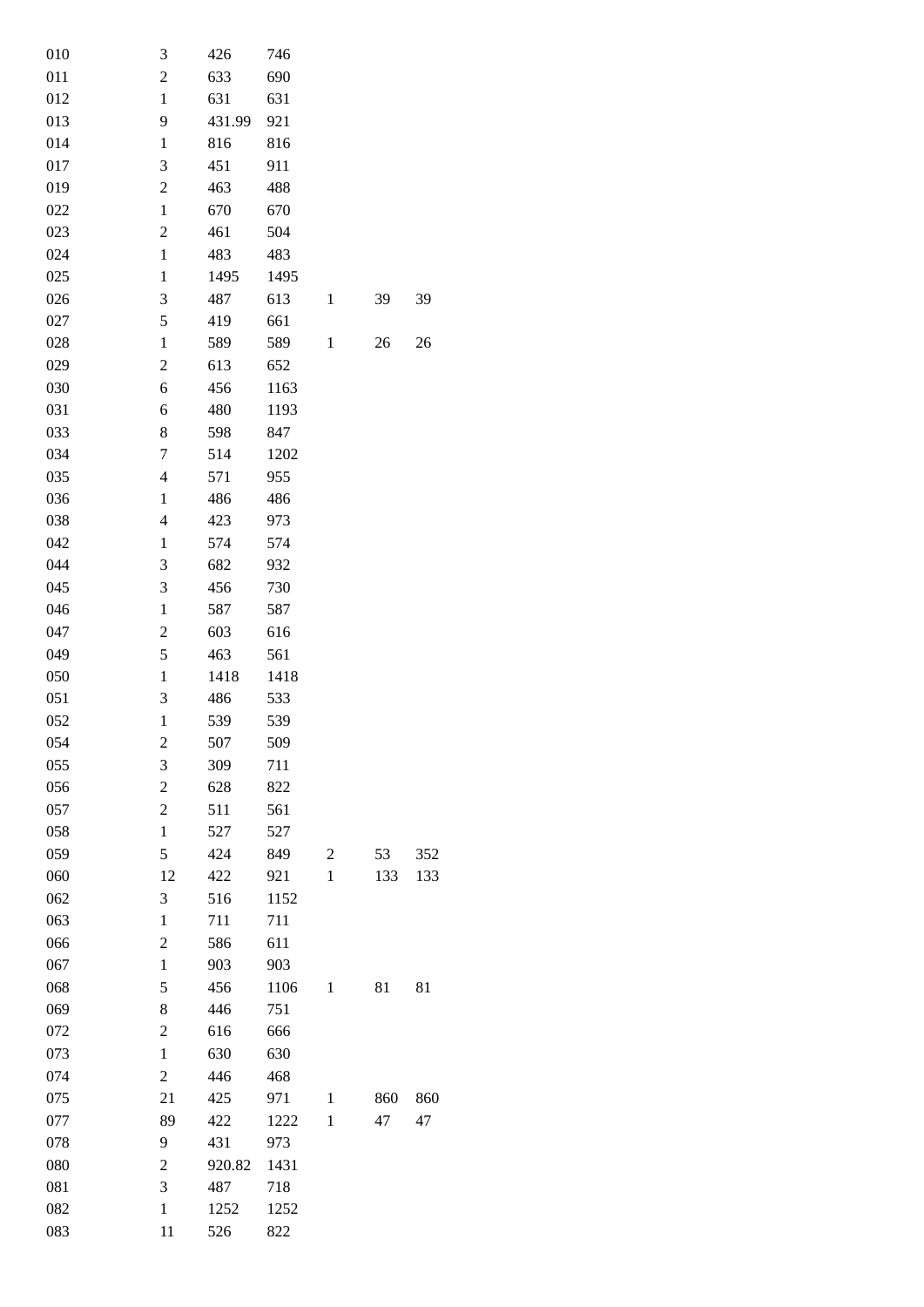| | | | | | | |
|---|---|---|---|---|---|---|
| 010 | 3 | 426 | 746 | | | |
| 011 | 2 | 633 | 690 | | | |
| 012 | 1 | 631 | 631 | | | |
| 013 | 9 | 431.99 | 921 | | | |
| 014 | 1 | 816 | 816 | | | |
| 017 | 3 | 451 | 911 | | | |
| 019 | 2 | 463 | 488 | | | |
| 022 | 1 | 670 | 670 | | | |
| 023 | 2 | 461 | 504 | | | |
| 024 | 1 | 483 | 483 | | | |
| 025 | 1 | 1495 | 1495 | | | |
| 026 | 3 | 487 | 613 | 1 | 39 | 39 |
| 027 | 5 | 419 | 661 | | | |
| 028 | 1 | 589 | 589 | 1 | 26 | 26 |
| 029 | 2 | 613 | 652 | | | |
| 030 | 6 | 456 | 1163 | | | |
| 031 | 6 | 480 | 1193 | | | |
| 033 | 8 | 598 | 847 | | | |
| 034 | 7 | 514 | 1202 | | | |
| 035 | 4 | 571 | 955 | | | |
| 036 | 1 | 486 | 486 | | | |
| 038 | 4 | 423 | 973 | | | |
| 042 | 1 | 574 | 574 | | | |
| 044 | 3 | 682 | 932 | | | |
| 045 | 3 | 456 | 730 | | | |
| 046 | 1 | 587 | 587 | | | |
| 047 | 2 | 603 | 616 | | | |
| 049 | 5 | 463 | 561 | | | |
| 050 | 1 | 1418 | 1418 | | | |
| 051 | 3 | 486 | 533 | | | |
| 052 | 1 | 539 | 539 | | | |
| 054 | 2 | 507 | 509 | | | |
| 055 | 3 | 309 | 711 | | | |
| 056 | 2 | 628 | 822 | | | |
| 057 | 2 | 511 | 561 | | | |
| 058 | 1 | 527 | 527 | | | |
| 059 | 5 | 424 | 849 | 2 | 53 | 352 |
| 060 | 12 | 422 | 921 | 1 | 133 | 133 |
| 062 | 3 | 516 | 1152 | | | |
| 063 | 1 | 711 | 711 | | | |
| 066 | 2 | 586 | 611 | | | |
| 067 | 1 | 903 | 903 | | | |
| 068 | 5 | 456 | 1106 | 1 | 81 | 81 |
| 069 | 8 | 446 | 751 | | | |
| 072 | 2 | 616 | 666 | | | |
| 073 | 1 | 630 | 630 | | | |
| 074 | 2 | 446 | 468 | | | |
| 075 | 21 | 425 | 971 | 1 | 860 | 860 |
| 077 | 89 | 422 | 1222 | 1 | 47 | 47 |
| 078 | 9 | 431 | 973 | | | |
| 080 | 2 | 920.82 | 1431 | | | |
| 081 | 3 | 487 | 718 | | | |
| 082 | 1 | 1252 | 1252 | | | |
| 083 | 11 | 526 | 822 | | | |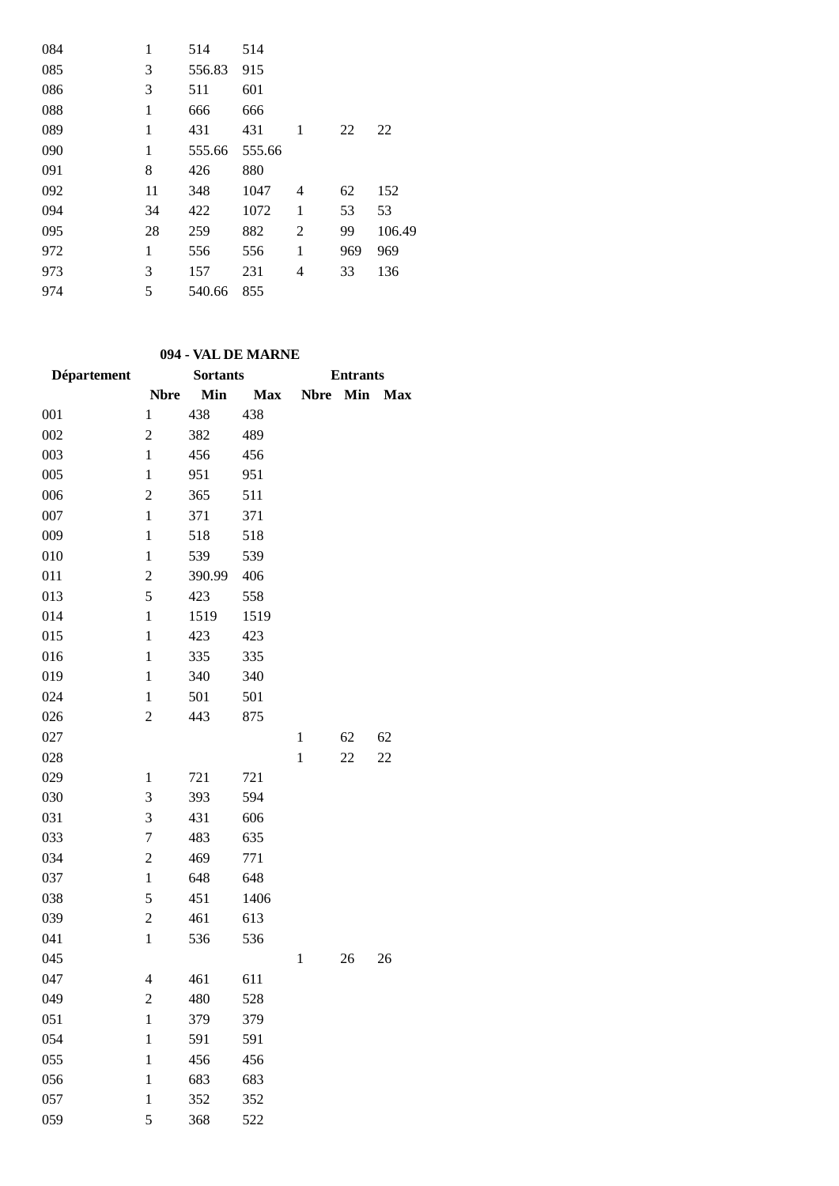| | | | | | | |
|---|---|---|---|---|---|---|
| 084 | 1 | 514 | 514 | | | |
| 085 | 3 | 556.83 | 915 | | | |
| 086 | 3 | 511 | 601 | | | |
| 088 | 1 | 666 | 666 | | | |
| 089 | 1 | 431 | 431 | 1 | 22 | 22 |
| 090 | 1 | 555.66 | 555.66 | | | |
| 091 | 8 | 426 | 880 | | | |
| 092 | 11 | 348 | 1047 | 4 | 62 | 152 |
| 094 | 34 | 422 | 1072 | 1 | 53 | 53 |
| 095 | 28 | 259 | 882 | 2 | 99 | 106.49 |
| 972 | 1 | 556 | 556 | 1 | 969 | 969 |
| 973 | 3 | 157 | 231 | 4 | 33 | 136 |
| 974 | 5 | 540.66 | 855 | | | |

**094 - VAL DE MARNE**

| Département | Sortants | | | Entrants | | |
|---|---|---|---|---|---|---|
| | Nbre | Min | Max | Nbre | Min | Max |
| 001 | 1 | 438 | 438 | | | |
| 002 | 2 | 382 | 489 | | | |
| 003 | 1 | 456 | 456 | | | |
| 005 | 1 | 951 | 951 | | | |
| 006 | 2 | 365 | 511 | | | |
| 007 | 1 | 371 | 371 | | | |
| 009 | 1 | 518 | 518 | | | |
| 010 | 1 | 539 | 539 | | | |
| 011 | 2 | 390.99 | 406 | | | |
| 013 | 5 | 423 | 558 | | | |
| 014 | 1 | 1519 | 1519 | | | |
| 015 | 1 | 423 | 423 | | | |
| 016 | 1 | 335 | 335 | | | |
| 019 | 1 | 340 | 340 | | | |
| 024 | 1 | 501 | 501 | | | |
| 026 | 2 | 443 | 875 | | | |
| 027 | | | | 1 | 62 | 62 |
| 028 | | | | 1 | 22 | 22 |
| 029 | 1 | 721 | 721 | | | |
| 030 | 3 | 393 | 594 | | | |
| 031 | 3 | 431 | 606 | | | |
| 033 | 7 | 483 | 635 | | | |
| 034 | 2 | 469 | 771 | | | |
| 037 | 1 | 648 | 648 | | | |
| 038 | 5 | 451 | 1406 | | | |
| 039 | 2 | 461 | 613 | | | |
| 041 | 1 | 536 | 536 | | | |
| 045 | | | | 1 | 26 | 26 |
| 047 | 4 | 461 | 611 | | | |
| 049 | 2 | 480 | 528 | | | |
| 051 | 1 | 379 | 379 | | | |
| 054 | 1 | 591 | 591 | | | |
| 055 | 1 | 456 | 456 | | | |
| 056 | 1 | 683 | 683 | | | |
| 057 | 1 | 352 | 352 | | | |
| 059 | 5 | 368 | 522 | | | |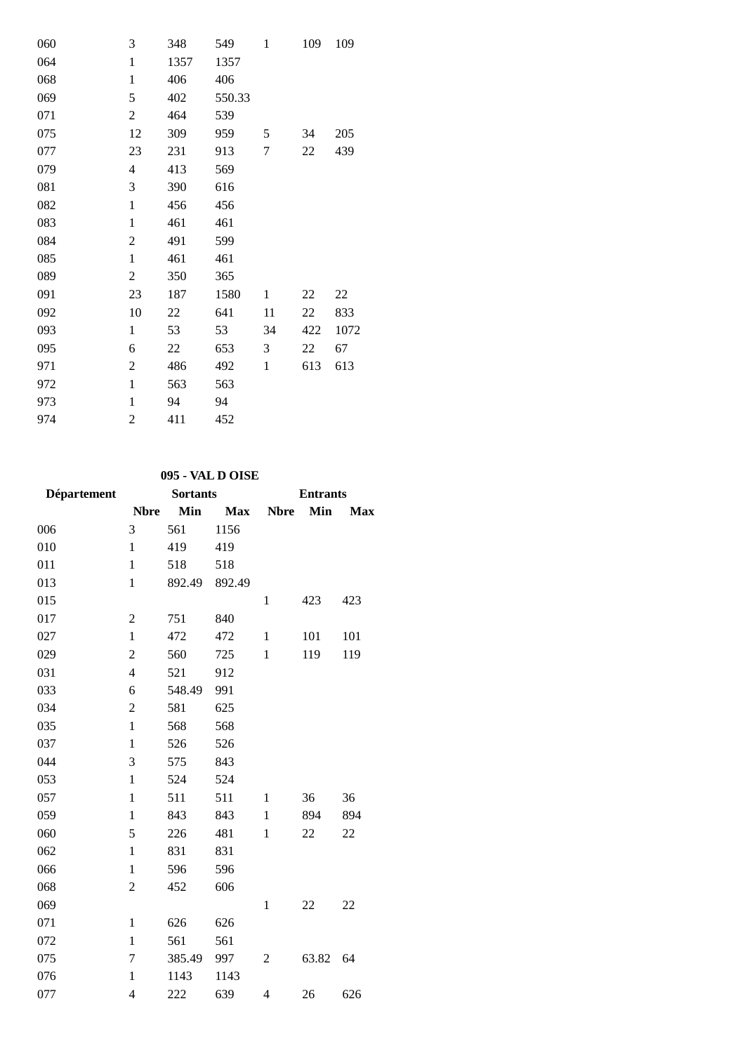| | | | | | | |
|---|---|---|---|---|---|---|
| 060 | 3 | 348 | 549 | 1 | 109 | 109 |
| 064 | 1 | 1357 | 1357 | | | |
| 068 | 1 | 406 | 406 | | | |
| 069 | 5 | 402 | 550.33 | | | |
| 071 | 2 | 464 | 539 | | | |
| 075 | 12 | 309 | 959 | 5 | 34 | 205 |
| 077 | 23 | 231 | 913 | 7 | 22 | 439 |
| 079 | 4 | 413 | 569 | | | |
| 081 | 3 | 390 | 616 | | | |
| 082 | 1 | 456 | 456 | | | |
| 083 | 1 | 461 | 461 | | | |
| 084 | 2 | 491 | 599 | | | |
| 085 | 1 | 461 | 461 | | | |
| 089 | 2 | 350 | 365 | | | |
| 091 | 23 | 187 | 1580 | 1 | 22 | 22 |
| 092 | 10 | 22 | 641 | 11 | 22 | 833 |
| 093 | 1 | 53 | 53 | 34 | 422 | 1072 |
| 095 | 6 | 22 | 653 | 3 | 22 | 67 |
| 971 | 2 | 486 | 492 | 1 | 613 | 613 |
| 972 | 1 | 563 | 563 | | | |
| 973 | 1 | 94 | 94 | | | |
| 974 | 2 | 411 | 452 | | | |

**095 - VAL D OISE**

| Département | Sortants | | | Entrants | | |
|---|---|---|---|---|---|---|
| | **Nbre** | **Min** | **Max** | **Nbre** | **Min** | **Max** |
| 006 | 3 | 561 | 1156 | | | |
| 010 | 1 | 419 | 419 | | | |
| 011 | 1 | 518 | 518 | | | |
| 013 | 1 | 892.49 | 892.49 | | | |
| 015 | | | | 1 | 423 | 423 |
| 017 | 2 | 751 | 840 | | | |
| 027 | 1 | 472 | 472 | 1 | 101 | 101 |
| 029 | 2 | 560 | 725 | 1 | 119 | 119 |
| 031 | 4 | 521 | 912 | | | |
| 033 | 6 | 548.49 | 991 | | | |
| 034 | 2 | 581 | 625 | | | |
| 035 | 1 | 568 | 568 | | | |
| 037 | 1 | 526 | 526 | | | |
| 044 | 3 | 575 | 843 | | | |
| 053 | 1 | 524 | 524 | | | |
| 057 | 1 | 511 | 511 | 1 | 36 | 36 |
| 059 | 1 | 843 | 843 | 1 | 894 | 894 |
| 060 | 5 | 226 | 481 | 1 | 22 | 22 |
| 062 | 1 | 831 | 831 | | | |
| 066 | 1 | 596 | 596 | | | |
| 068 | 2 | 452 | 606 | | | |
| 069 | | | | 1 | 22 | 22 |
| 071 | 1 | 626 | 626 | | | |
| 072 | 1 | 561 | 561 | | | |
| 075 | 7 | 385.49 | 997 | 2 | 63.82 | 64 |
| 076 | 1 | 1143 | 1143 | | | |
| 077 | 4 | 222 | 639 | 4 | 26 | 626 |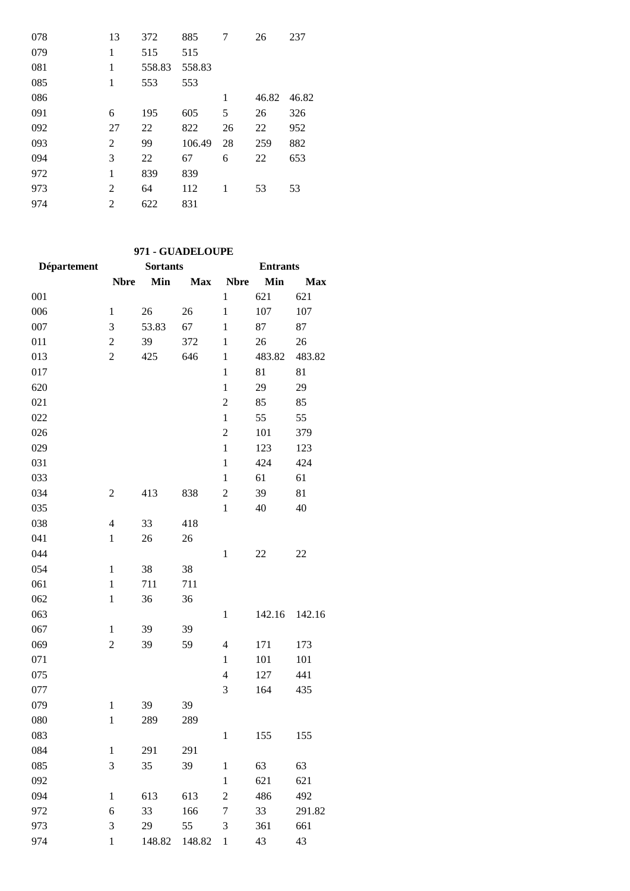| | | | | | | |
|---|---|---|---|---|---|---|
| 078 | 13 | 372 | 885 | 7 | 26 | 237 |
| 079 | 1 | 515 | 515 | | | |
| 081 | 1 | 558.83 | 558.83 | | | |
| 085 | 1 | 553 | 553 | | | |
| 086 | | | | 1 | 46.82 | 46.82 |
| 091 | 6 | 195 | 605 | 5 | 26 | 326 |
| 092 | 27 | 22 | 822 | 26 | 22 | 952 |
| 093 | 2 | 99 | 106.49 | 28 | 259 | 882 |
| 094 | 3 | 22 | 67 | 6 | 22 | 653 |
| 972 | 1 | 839 | 839 | | | |
| 973 | 2 | 64 | 112 | 1 | 53 | 53 |
| 974 | 2 | 622 | 831 | | | |

**971 - GUADELOUPE**

| Département | Sortants | | | Entrants | | |
|---|---|---|---|---|---|---|
| | **Nbre** | **Min** | **Max** | **Nbre** | **Min** | **Max** |
| 001 | | | | 1 | 621 | 621 |
| 006 | 1 | 26 | 26 | 1 | 107 | 107 |
| 007 | 3 | 53.83 | 67 | 1 | 87 | 87 |
| 011 | 2 | 39 | 372 | 1 | 26 | 26 |
| 013 | 2 | 425 | 646 | 1 | 483.82 | 483.82 |
| 017 | | | | 1 | 81 | 81 |
| 620 | | | | 1 | 29 | 29 |
| 021 | | | | 2 | 85 | 85 |
| 022 | | | | 1 | 55 | 55 |
| 026 | | | | 2 | 101 | 379 |
| 029 | | | | 1 | 123 | 123 |
| 031 | | | | 1 | 424 | 424 |
| 033 | | | | 1 | 61 | 61 |
| 034 | 2 | 413 | 838 | 2 | 39 | 81 |
| 035 | | | | 1 | 40 | 40 |
| 038 | 4 | 33 | 418 | | | |
| 041 | 1 | 26 | 26 | | | |
| 044 | | | | 1 | 22 | 22 |
| 054 | 1 | 38 | 38 | | | |
| 061 | 1 | 711 | 711 | | | |
| 062 | 1 | 36 | 36 | | | |
| 063 | | | | 1 | 142.16 | 142.16 |
| 067 | 1 | 39 | 39 | | | |
| 069 | 2 | 39 | 59 | 4 | 171 | 173 |
| 071 | | | | 1 | 101 | 101 |
| 075 | | | | 4 | 127 | 441 |
| 077 | | | | 3 | 164 | 435 |
| 079 | 1 | 39 | 39 | | | |
| 080 | 1 | 289 | 289 | | | |
| 083 | | | | 1 | 155 | 155 |
| 084 | 1 | 291 | 291 | | | |
| 085 | 3 | 35 | 39 | 1 | 63 | 63 |
| 092 | | | | 1 | 621 | 621 |
| 094 | 1 | 613 | 613 | 2 | 486 | 492 |
| 972 | 6 | 33 | 166 | 7 | 33 | 291.82 |
| 973 | 3 | 29 | 55 | 3 | 361 | 661 |
| 974 | 1 | 148.82 | 148.82 | 1 | 43 | 43 |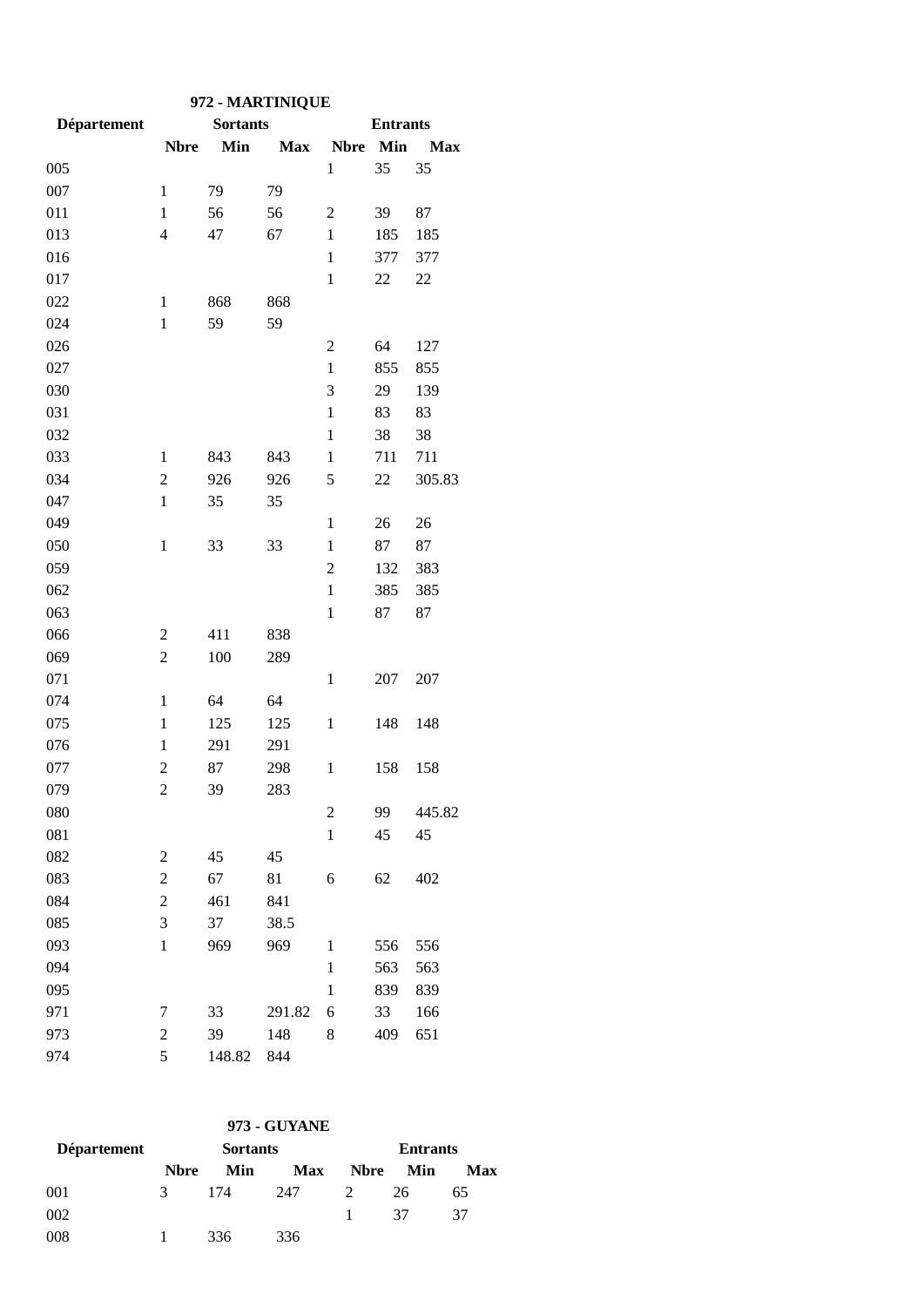### 972 - MARTINIQUE

| Département | Sortants | | | Entrants | | |
|---|---|---|---|---|---|---|
| | Nbre | Min | Max | Nbre | Min | Max |
| 005 | | | | 1 | 35 | 35 |
| 007 | 1 | 79 | 79 | | | |
| 011 | 1 | 56 | 56 | 2 | 39 | 87 |
| 013 | 4 | 47 | 67 | 1 | 185 | 185 |
| 016 | | | | 1 | 377 | 377 |
| 017 | | | | 1 | 22 | 22 |
| 022 | 1 | 868 | 868 | | | |
| 024 | 1 | 59 | 59 | | | |
| 026 | | | | 2 | 64 | 127 |
| 027 | | | | 1 | 855 | 855 |
| 030 | | | | 3 | 29 | 139 |
| 031 | | | | 1 | 83 | 83 |
| 032 | | | | 1 | 38 | 38 |
| 033 | 1 | 843 | 843 | 1 | 711 | 711 |
| 034 | 2 | 926 | 926 | 5 | 22 | 305.83 |
| 047 | 1 | 35 | 35 | | | |
| 049 | | | | 1 | 26 | 26 |
| 050 | 1 | 33 | 33 | 1 | 87 | 87 |
| 059 | | | | 2 | 132 | 383 |
| 062 | | | | 1 | 385 | 385 |
| 063 | | | | 1 | 87 | 87 |
| 066 | 2 | 411 | 838 | | | |
| 069 | 2 | 100 | 289 | | | |
| 071 | | | | 1 | 207 | 207 |
| 074 | 1 | 64 | 64 | | | |
| 075 | 1 | 125 | 125 | 1 | 148 | 148 |
| 076 | 1 | 291 | 291 | | | |
| 077 | 2 | 87 | 298 | 1 | 158 | 158 |
| 079 | 2 | 39 | 283 | | | |
| 080 | | | | 2 | 99 | 445.82 |
| 081 | | | | 1 | 45 | 45 |
| 082 | 2 | 45 | 45 | | | |
| 083 | 2 | 67 | 81 | 6 | 62 | 402 |
| 084 | 2 | 461 | 841 | | | |
| 085 | 3 | 37 | 38.5 | | | |
| 093 | 1 | 969 | 969 | 1 | 556 | 556 |
| 094 | | | | 1 | 563 | 563 |
| 095 | | | | 1 | 839 | 839 |
| 971 | 7 | 33 | 291.82 | 6 | 33 | 166 |
| 973 | 2 | 39 | 148 | 8 | 409 | 651 |
| 974 | 5 | 148.82 | 844 | | | |

### 973 - GUYANE

| Département | Sortants | | | Entrants | | |
|---|---|---|---|---|---|---|
| | Nbre | Min | Max | Nbre | Min | Max |
| 001 | 3 | 174 | 247 | 2 | 26 | 65 |
| 002 | | | | 1 | 37 | 37 |
| 008 | 1 | 336 | 336 | | | |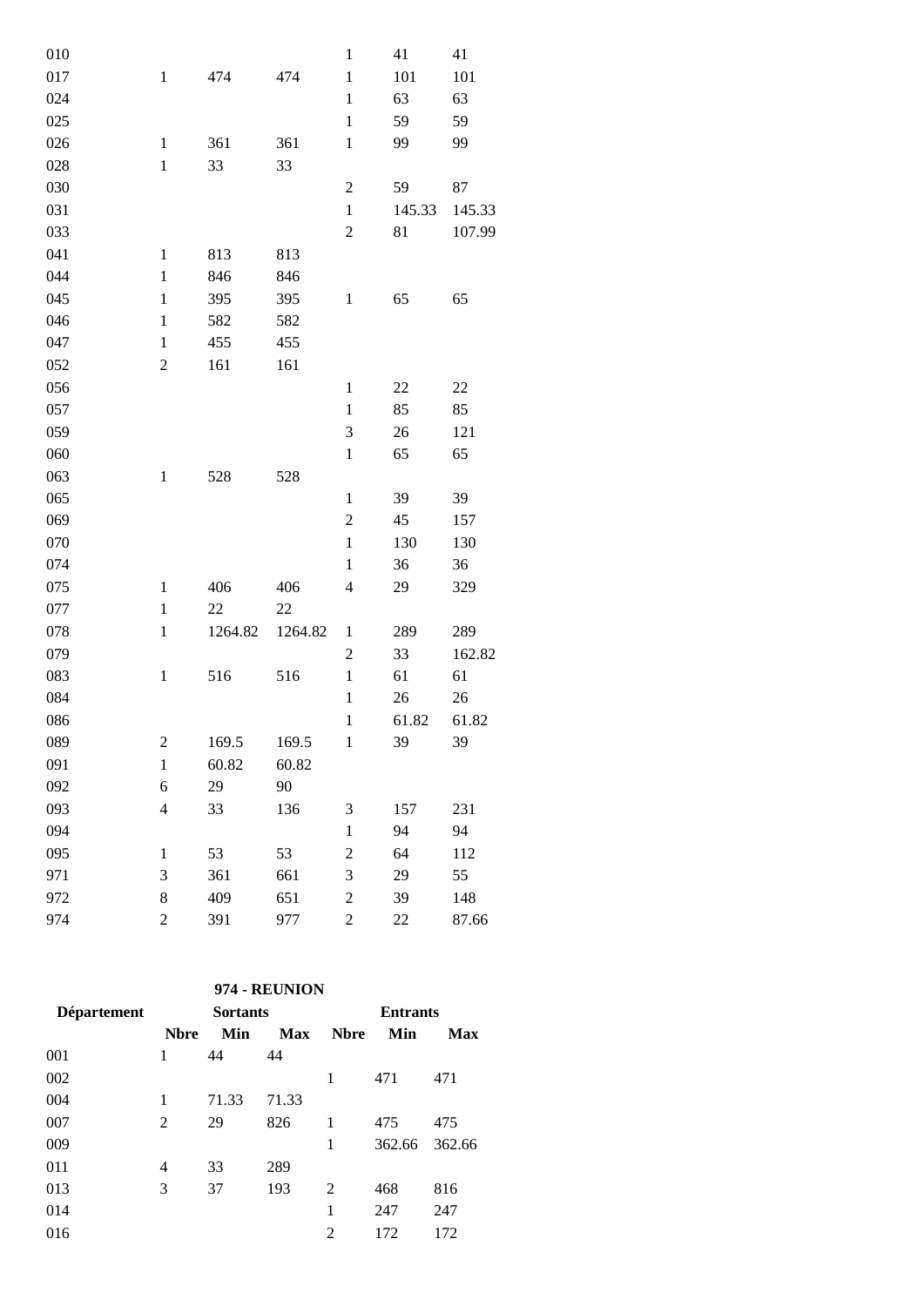| | | | | | | |
|---|---|---|---|---|---|---|
| 010 | | | | 1 | 41 | 41 |
| 017 | 1 | 474 | 474 | 1 | 101 | 101 |
| 024 | | | | 1 | 63 | 63 |
| 025 | | | | 1 | 59 | 59 |
| 026 | 1 | 361 | 361 | 1 | 99 | 99 |
| 028 | 1 | 33 | 33 | | | |
| 030 | | | | 2 | 59 | 87 |
| 031 | | | | 1 | 145.33 | 145.33 |
| 033 | | | | 2 | 81 | 107.99 |
| 041 | 1 | 813 | 813 | | | |
| 044 | 1 | 846 | 846 | | | |
| 045 | 1 | 395 | 395 | 1 | 65 | 65 |
| 046 | 1 | 582 | 582 | | | |
| 047 | 1 | 455 | 455 | | | |
| 052 | 2 | 161 | 161 | | | |
| 056 | | | | 1 | 22 | 22 |
| 057 | | | | 1 | 85 | 85 |
| 059 | | | | 3 | 26 | 121 |
| 060 | | | | 1 | 65 | 65 |
| 063 | 1 | 528 | 528 | | | |
| 065 | | | | 1 | 39 | 39 |
| 069 | | | | 2 | 45 | 157 |
| 070 | | | | 1 | 130 | 130 |
| 074 | | | | 1 | 36 | 36 |
| 075 | 1 | 406 | 406 | 4 | 29 | 329 |
| 077 | 1 | 22 | 22 | | | |
| 078 | 1 | 1264.82 | 1264.82 | 1 | 289 | 289 |
| 079 | | | | 2 | 33 | 162.82 |
| 083 | 1 | 516 | 516 | 1 | 61 | 61 |
| 084 | | | | 1 | 26 | 26 |
| 086 | | | | 1 | 61.82 | 61.82 |
| 089 | 2 | 169.5 | 169.5 | 1 | 39 | 39 |
| 091 | 1 | 60.82 | 60.82 | | | |
| 092 | 6 | 29 | 90 | | | |
| 093 | 4 | 33 | 136 | 3 | 157 | 231 |
| 094 | | | | 1 | 94 | 94 |
| 095 | 1 | 53 | 53 | 2 | 64 | 112 |
| 971 | 3 | 361 | 661 | 3 | 29 | 55 |
| 972 | 8 | 409 | 651 | 2 | 39 | 148 |
| 974 | 2 | 391 | 977 | 2 | 22 | 87.66 |

**974 - REUNION**

| Département | Sortants | | | Entrants | | |
|---|---|---|---|---|---|---|
| | **Nbre** | **Min** | **Max** | **Nbre** | **Min** | **Max** |
| 001 | 1 | 44 | 44 | | | |
| 002 | | | | 1 | 471 | 471 |
| 004 | 1 | 71.33 | 71.33 | | | |
| 007 | 2 | 29 | 826 | 1 | 475 | 475 |
| 009 | | | | 1 | 362.66 | 362.66 |
| 011 | 4 | 33 | 289 | | | |
| 013 | 3 | 37 | 193 | 2 | 468 | 816 |
| 014 | | | | 1 | 247 | 247 |
| 016 | | | | 2 | 172 | 172 |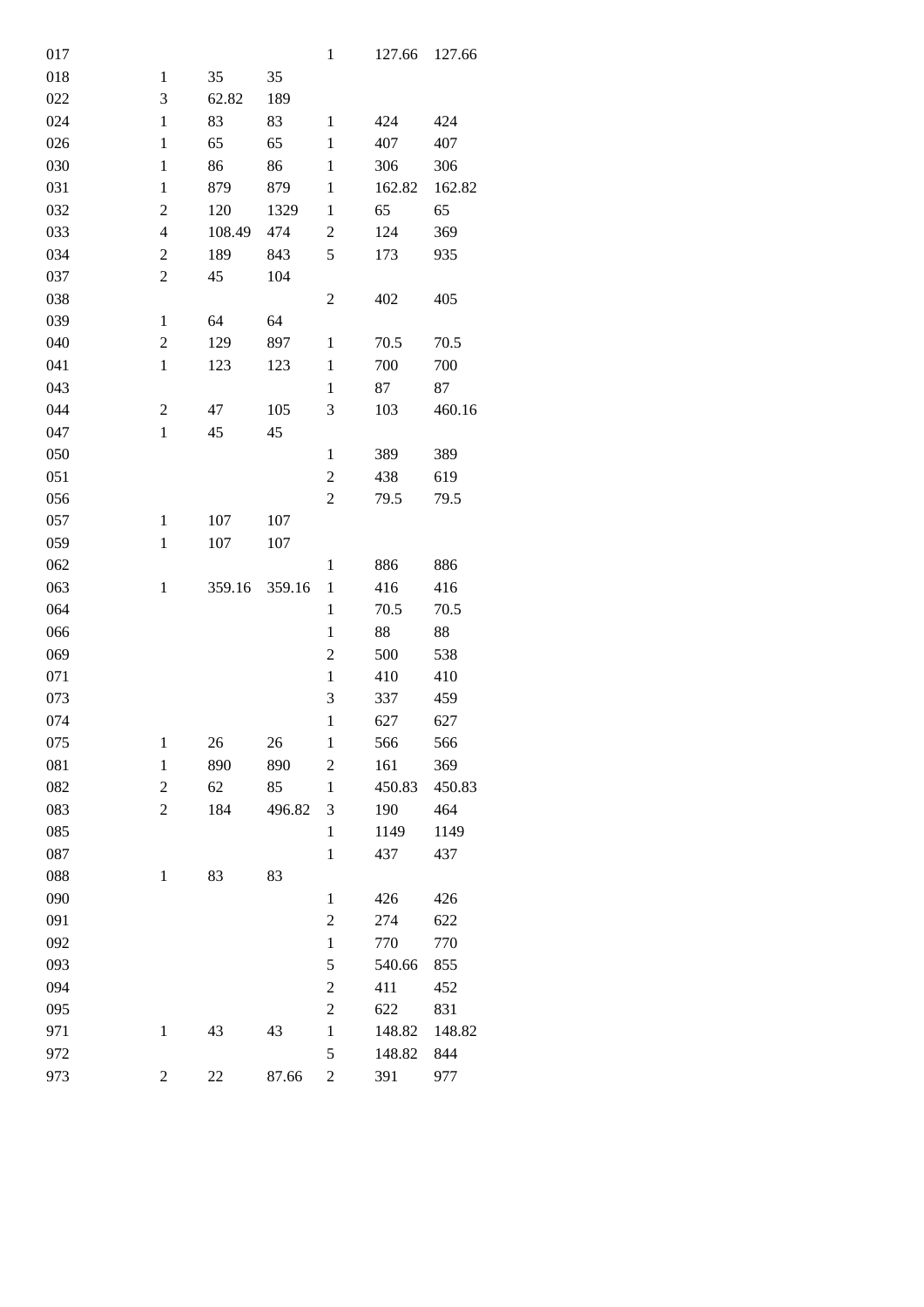| | | | | | | |
|---|---|---|---|---|---|---|
| 017 | | | | 1 | 127.66 | 127.66 |
| 018 | 1 | 35 | 35 | | | |
| 022 | 3 | 62.82 | 189 | | | |
| 024 | 1 | 83 | 83 | 1 | 424 | 424 |
| 026 | 1 | 65 | 65 | 1 | 407 | 407 |
| 030 | 1 | 86 | 86 | 1 | 306 | 306 |
| 031 | 1 | 879 | 879 | 1 | 162.82 | 162.82 |
| 032 | 2 | 120 | 1329 | 1 | 65 | 65 |
| 033 | 4 | 108.49 | 474 | 2 | 124 | 369 |
| 034 | 2 | 189 | 843 | 5 | 173 | 935 |
| 037 | 2 | 45 | 104 | | | |
| 038 | | | | 2 | 402 | 405 |
| 039 | 1 | 64 | 64 | | | |
| 040 | 2 | 129 | 897 | 1 | 70.5 | 70.5 |
| 041 | 1 | 123 | 123 | 1 | 700 | 700 |
| 043 | | | | 1 | 87 | 87 |
| 044 | 2 | 47 | 105 | 3 | 103 | 460.16 |
| 047 | 1 | 45 | 45 | | | |
| 050 | | | | 1 | 389 | 389 |
| 051 | | | | 2 | 438 | 619 |
| 056 | | | | 2 | 79.5 | 79.5 |
| 057 | 1 | 107 | 107 | | | |
| 059 | 1 | 107 | 107 | | | |
| 062 | | | | 1 | 886 | 886 |
| 063 | 1 | 359.16 | 359.16 | 1 | 416 | 416 |
| 064 | | | | 1 | 70.5 | 70.5 |
| 066 | | | | 1 | 88 | 88 |
| 069 | | | | 2 | 500 | 538 |
| 071 | | | | 1 | 410 | 410 |
| 073 | | | | 3 | 337 | 459 |
| 074 | | | | 1 | 627 | 627 |
| 075 | 1 | 26 | 26 | 1 | 566 | 566 |
| 081 | 1 | 890 | 890 | 2 | 161 | 369 |
| 082 | 2 | 62 | 85 | 1 | 450.83 | 450.83 |
| 083 | 2 | 184 | 496.82 | 3 | 190 | 464 |
| 085 | | | | 1 | 1149 | 1149 |
| 087 | | | | 1 | 437 | 437 |
| 088 | 1 | 83 | 83 | | | |
| 090 | | | | 1 | 426 | 426 |
| 091 | | | | 2 | 274 | 622 |
| 092 | | | | 1 | 770 | 770 |
| 093 | | | | 5 | 540.66 | 855 |
| 094 | | | | 2 | 411 | 452 |
| 095 | | | | 2 | 622 | 831 |
| 971 | 1 | 43 | 43 | 1 | 148.82 | 148.82 |
| 972 | | | | 5 | 148.82 | 844 |
| 973 | 2 | 22 | 87.66 | 2 | 391 | 977 |